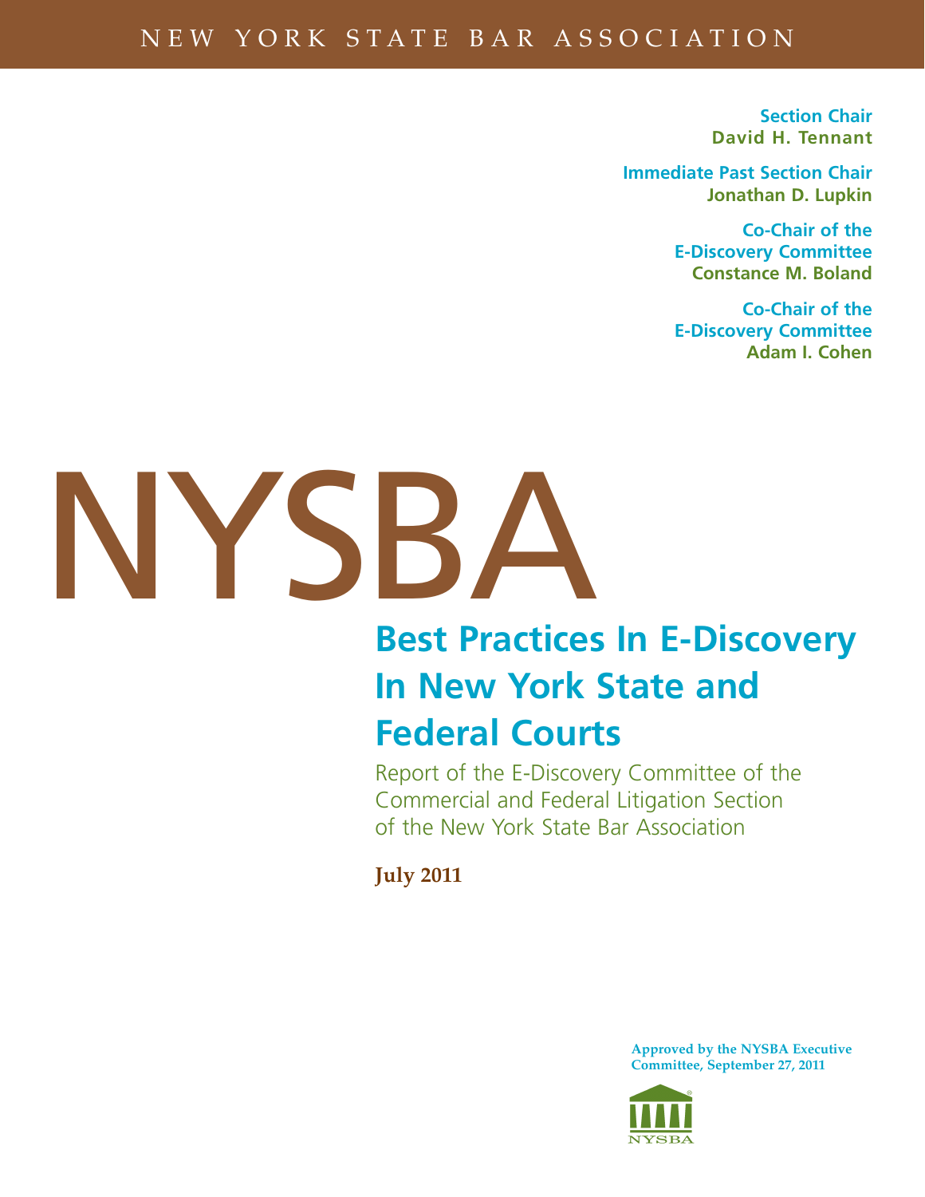NEW YORK STATE BAR ASSOCIATION

**Section Chair**
**David H. Tennant**

**Immediate Past Section Chair**
**Jonathan D. Lupkin**

**Co-Chair of the E-Discovery Committee**
**Constance M. Boland**

**Co-Chair of the E-Discovery Committee**
**Adam I. Cohen**

# NYSBA

## Best Practices In E-Discovery In New York State and Federal Courts

Report of the E-Discovery Committee of the Commercial and Federal Litigation Section of the New York State Bar Association

**July 2011**

**Approved by the NYSBA Executive Committee, September 27, 2011**

NYSBA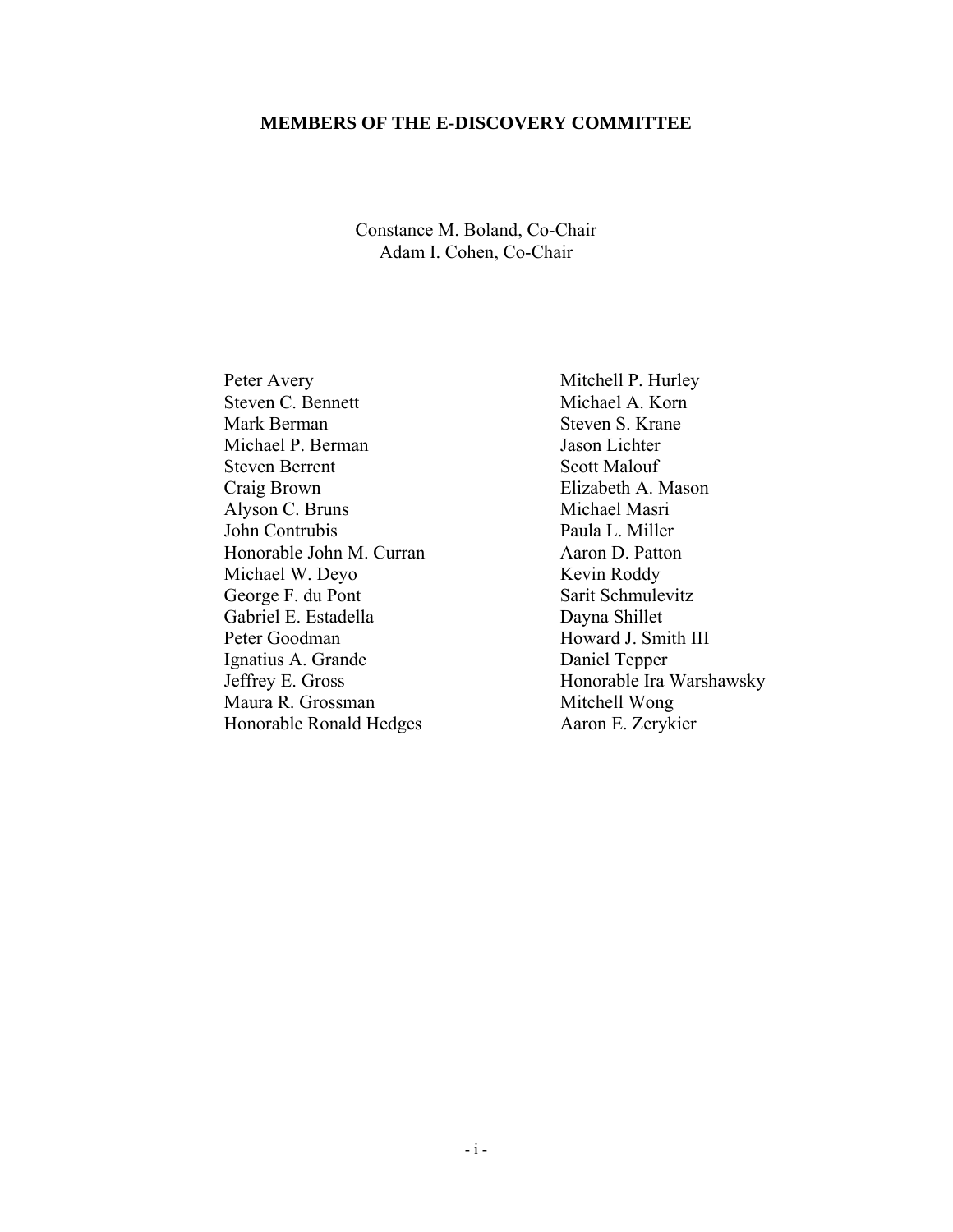# MEMBERS OF THE E-DISCOVERY COMMITTEE

Constance M. Boland, Co-Chair
Adam I. Cohen, Co-Chair

Peter Avery
Steven C. Bennett
Mark Berman
Michael P. Berman
Steven Berrent
Craig Brown
Alyson C. Bruns
John Contrubis
Honorable John M. Curran
Michael W. Deyo
George F. du Pont
Gabriel E. Estadella
Peter Goodman
Ignatius A. Grande
Jeffrey E. Gross
Maura R. Grossman
Honorable Ronald Hedges
Mitchell P. Hurley
Michael A. Korn
Steven S. Krane
Jason Lichter
Scott Malouf
Elizabeth A. Mason
Michael Masri
Paula L. Miller
Aaron D. Patton
Kevin Roddy
Sarit Schmulevitz
Dayna Shillet
Howard J. Smith III
Daniel Tepper
Honorable Ira Warshawsky
Mitchell Wong
Aaron E. Zerykier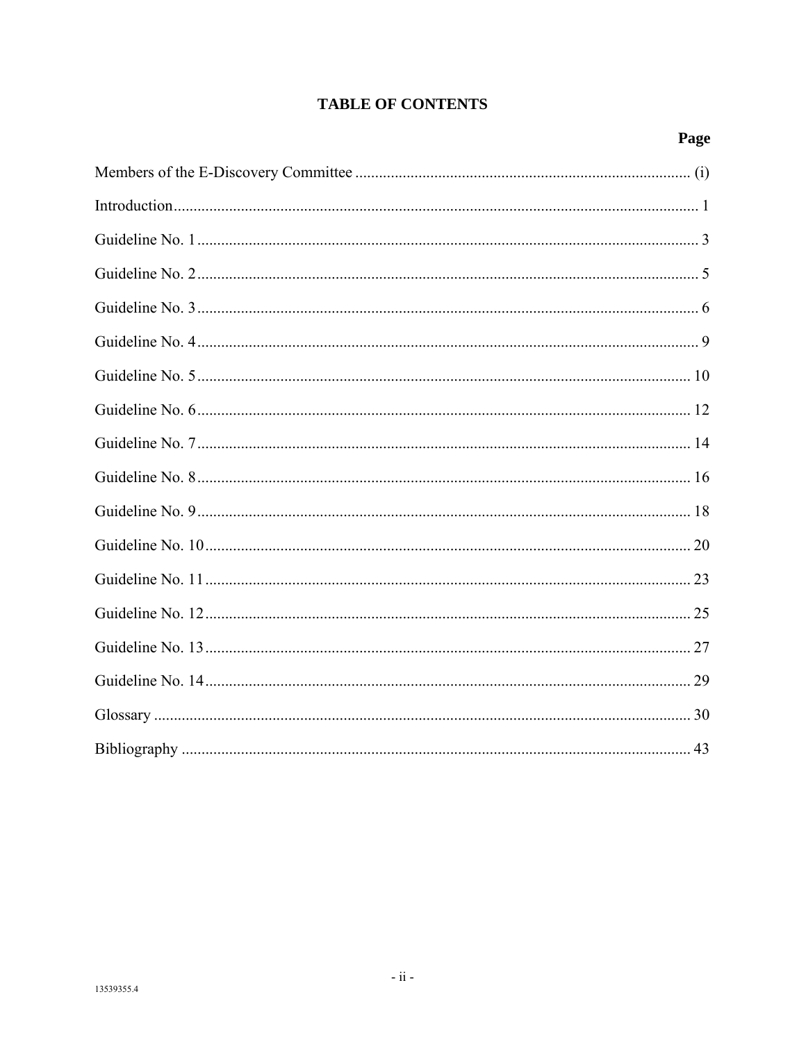# TABLE OF CONTENTS

| | Page |
|---|---|
| Members of the E-Discovery Committee | (i) |
| Introduction | 1 |
| Guideline No. 1 | 3 |
| Guideline No. 2 | 5 |
| Guideline No. 3 | 6 |
| Guideline No. 4 | 9 |
| Guideline No. 5 | 10 |
| Guideline No. 6 | 12 |
| Guideline No. 7 | 14 |
| Guideline No. 8 | 16 |
| Guideline No. 9 | 18 |
| Guideline No. 10 | 20 |
| Guideline No. 11 | 23 |
| Guideline No. 12 | 25 |
| Guideline No. 13 | 27 |
| Guideline No. 14 | 29 |
| Glossary | 30 |
| Bibliography | 43 |

13539355.4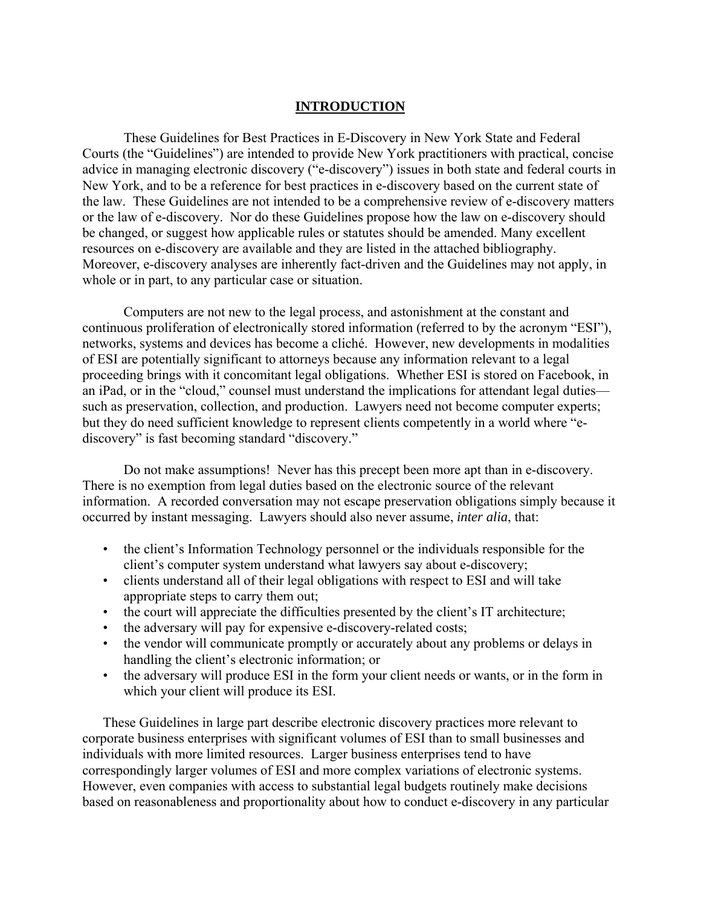# INTRODUCTION

These Guidelines for Best Practices in E-Discovery in New York State and Federal Courts (the "Guidelines") are intended to provide New York practitioners with practical, concise advice in managing electronic discovery ("e-discovery") issues in both state and federal courts in New York, and to be a reference for best practices in e-discovery based on the current state of the law. These Guidelines are not intended to be a comprehensive review of e-discovery matters or the law of e-discovery. Nor do these Guidelines propose how the law on e-discovery should be changed, or suggest how applicable rules or statutes should be amended. Many excellent resources on e-discovery are available and they are listed in the attached bibliography. Moreover, e-discovery analyses are inherently fact-driven and the Guidelines may not apply, in whole or in part, to any particular case or situation.

Computers are not new to the legal process, and astonishment at the constant and continuous proliferation of electronically stored information (referred to by the acronym "ESI"), networks, systems and devices has become a cliché. However, new developments in modalities of ESI are potentially significant to attorneys because any information relevant to a legal proceeding brings with it concomitant legal obligations. Whether ESI is stored on Facebook, in an iPad, or in the "cloud," counsel must understand the implications for attendant legal duties—such as preservation, collection, and production. Lawyers need not become computer experts; but they do need sufficient knowledge to represent clients competently in a world where "e-discovery" is fast becoming standard "discovery."

Do not make assumptions! Never has this precept been more apt than in e-discovery. There is no exemption from legal duties based on the electronic source of the relevant information. A recorded conversation may not escape preservation obligations simply because it occurred by instant messaging. Lawyers should also never assume, *inter alia*, that:

- the client's Information Technology personnel or the individuals responsible for the client's computer system understand what lawyers say about e-discovery;
- clients understand all of their legal obligations with respect to ESI and will take appropriate steps to carry them out;
- the court will appreciate the difficulties presented by the client's IT architecture;
- the adversary will pay for expensive e-discovery-related costs;
- the vendor will communicate promptly or accurately about any problems or delays in handling the client's electronic information; or
- the adversary will produce ESI in the form your client needs or wants, or in the form in which your client will produce its ESI.

These Guidelines in large part describe electronic discovery practices more relevant to corporate business enterprises with significant volumes of ESI than to small businesses and individuals with more limited resources. Larger business enterprises tend to have correspondingly larger volumes of ESI and more complex variations of electronic systems. However, even companies with access to substantial legal budgets routinely make decisions based on reasonableness and proportionality about how to conduct e-discovery in any particular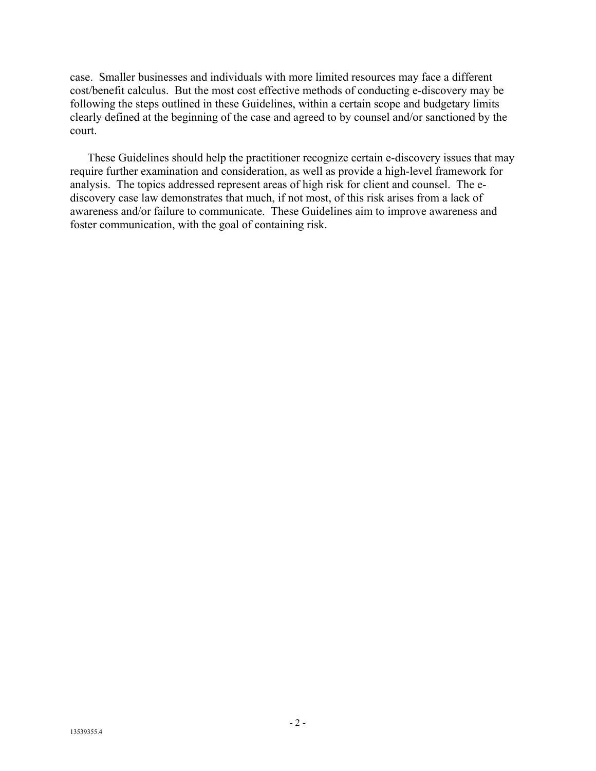case. Smaller businesses and individuals with more limited resources may face a different cost/benefit calculus. But the most cost effective methods of conducting e-discovery may be following the steps outlined in these Guidelines, within a certain scope and budgetary limits clearly defined at the beginning of the case and agreed to by counsel and/or sanctioned by the court.

These Guidelines should help the practitioner recognize certain e-discovery issues that may require further examination and consideration, as well as provide a high-level framework for analysis. The topics addressed represent areas of high risk for client and counsel. The e-discovery case law demonstrates that much, if not most, of this risk arises from a lack of awareness and/or failure to communicate. These Guidelines aim to improve awareness and foster communication, with the goal of containing risk.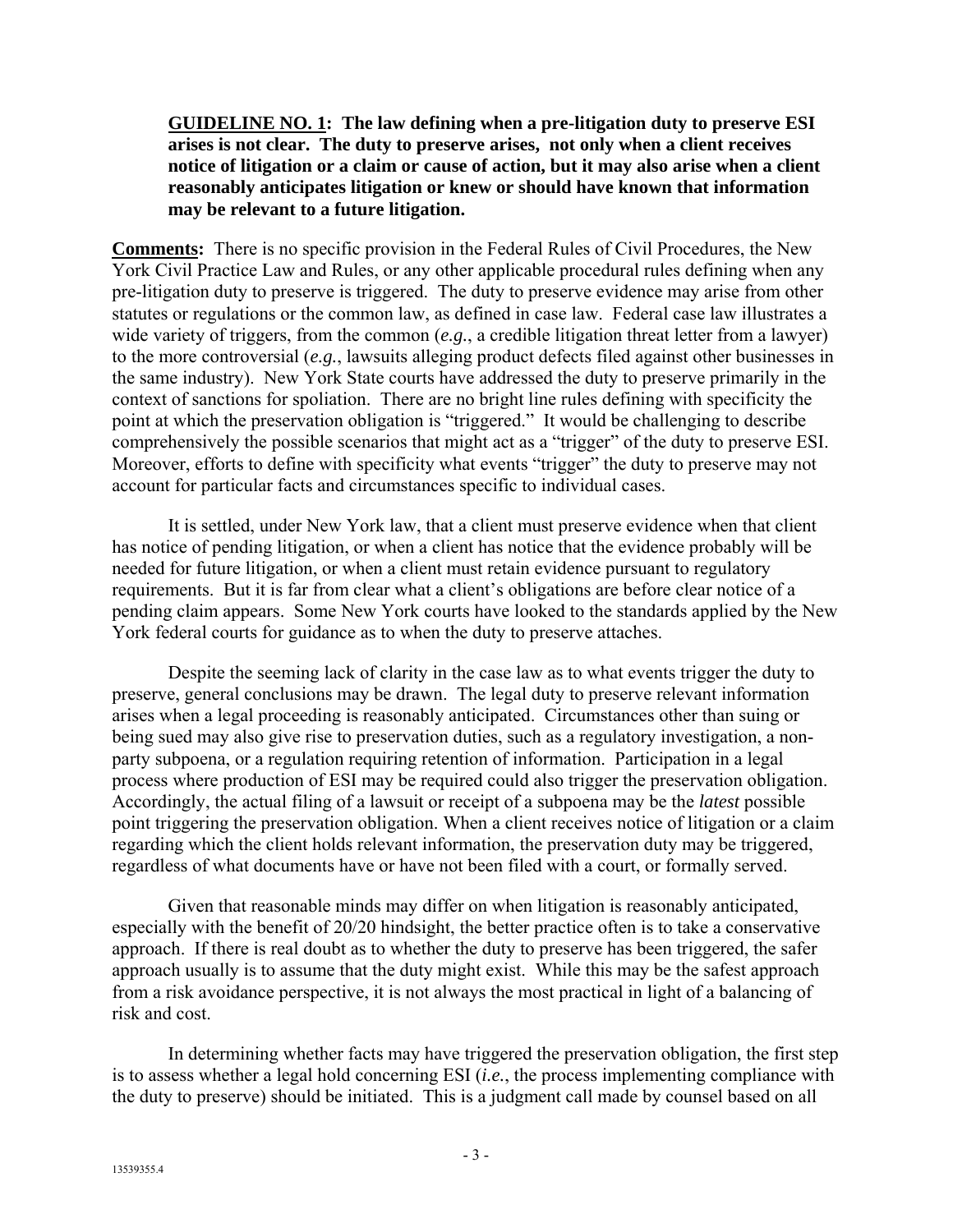**GUIDELINE NO. 1: The law defining when a pre-litigation duty to preserve ESI arises is not clear. The duty to preserve arises, not only when a client receives notice of litigation or a claim or cause of action, but it may also arise when a client reasonably anticipates litigation or knew or should have known that information may be relevant to a future litigation.**

**Comments:** There is no specific provision in the Federal Rules of Civil Procedures, the New York Civil Practice Law and Rules, or any other applicable procedural rules defining when any pre-litigation duty to preserve is triggered. The duty to preserve evidence may arise from other statutes or regulations or the common law, as defined in case law. Federal case law illustrates a wide variety of triggers, from the common (*e.g.*, a credible litigation threat letter from a lawyer) to the more controversial (*e.g.*, lawsuits alleging product defects filed against other businesses in the same industry). New York State courts have addressed the duty to preserve primarily in the context of sanctions for spoliation. There are no bright line rules defining with specificity the point at which the preservation obligation is "triggered." It would be challenging to describe comprehensively the possible scenarios that might act as a "trigger" of the duty to preserve ESI. Moreover, efforts to define with specificity what events "trigger" the duty to preserve may not account for particular facts and circumstances specific to individual cases.

It is settled, under New York law, that a client must preserve evidence when that client has notice of pending litigation, or when a client has notice that the evidence probably will be needed for future litigation, or when a client must retain evidence pursuant to regulatory requirements. But it is far from clear what a client's obligations are before clear notice of a pending claim appears. Some New York courts have looked to the standards applied by the New York federal courts for guidance as to when the duty to preserve attaches.

Despite the seeming lack of clarity in the case law as to what events trigger the duty to preserve, general conclusions may be drawn. The legal duty to preserve relevant information arises when a legal proceeding is reasonably anticipated. Circumstances other than suing or being sued may also give rise to preservation duties, such as a regulatory investigation, a non-party subpoena, or a regulation requiring retention of information. Participation in a legal process where production of ESI may be required could also trigger the preservation obligation. Accordingly, the actual filing of a lawsuit or receipt of a subpoena may be the *latest* possible point triggering the preservation obligation. When a client receives notice of litigation or a claim regarding which the client holds relevant information, the preservation duty may be triggered, regardless of what documents have or have not been filed with a court, or formally served.

Given that reasonable minds may differ on when litigation is reasonably anticipated, especially with the benefit of 20/20 hindsight, the better practice often is to take a conservative approach. If there is real doubt as to whether the duty to preserve has been triggered, the safer approach usually is to assume that the duty might exist. While this may be the safest approach from a risk avoidance perspective, it is not always the most practical in light of a balancing of risk and cost.

In determining whether facts may have triggered the preservation obligation, the first step is to assess whether a legal hold concerning ESI (*i.e.*, the process implementing compliance with the duty to preserve) should be initiated. This is a judgment call made by counsel based on all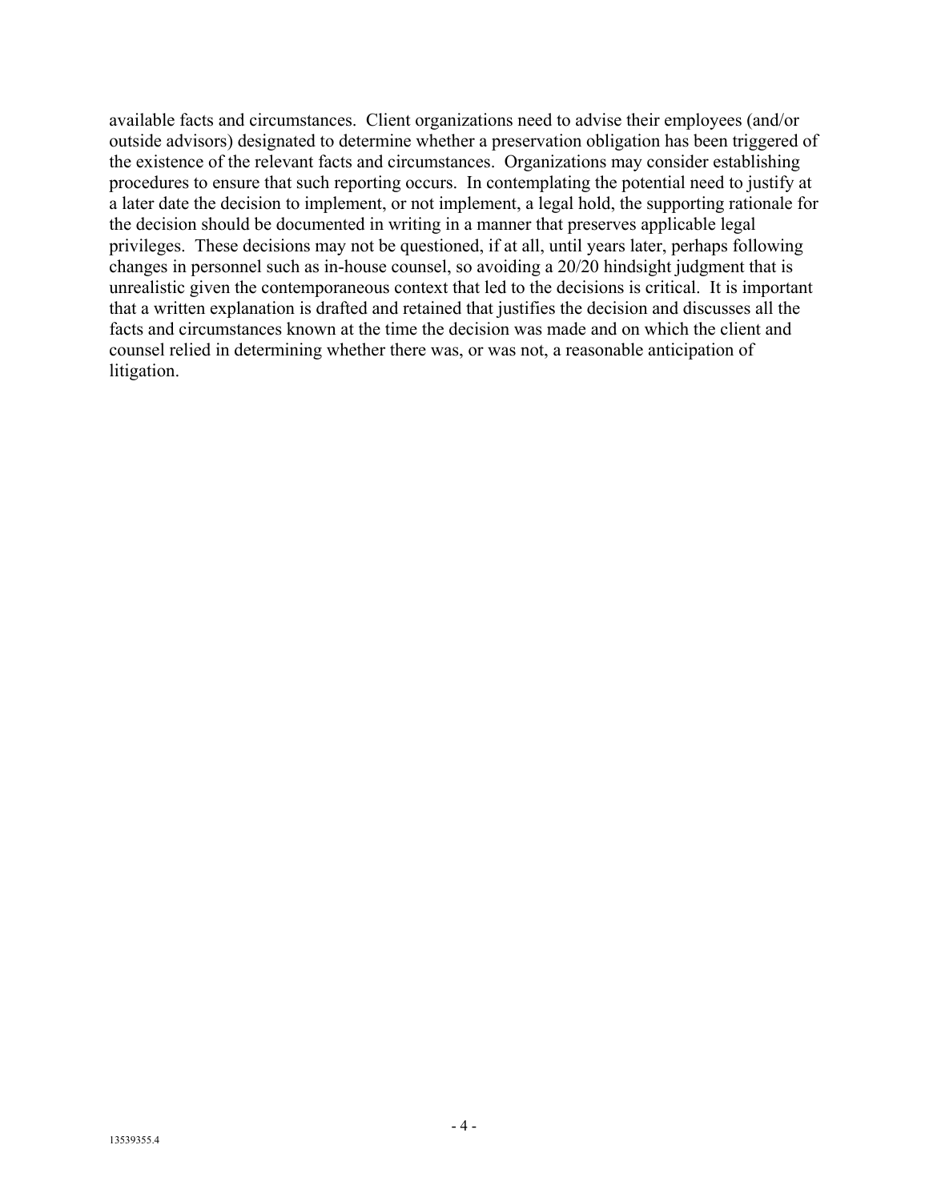available facts and circumstances. Client organizations need to advise their employees (and/or outside advisors) designated to determine whether a preservation obligation has been triggered of the existence of the relevant facts and circumstances. Organizations may consider establishing procedures to ensure that such reporting occurs. In contemplations the potential need to justify at a later date the decision to implement, or not implement, a legal hold, the supporting rationale for the decision should be documented in writing in a manner that preserves applicable legal privileges. These decisions may not be questioned, if at all, until years later, perhaps following changes in personnel such as in-house counsel, so avoiding a 20/20 hindsight judgment that is unrealistic given the contemporaneous context that led to the decisions is critical. It is important that a written explanation is drafted and retained that justifies the decision and discusses all the facts and circumstances known at the time the decision was made and on which the client and counsel relied in determining whether there was, or was not, a reasonable anticipation of litigation.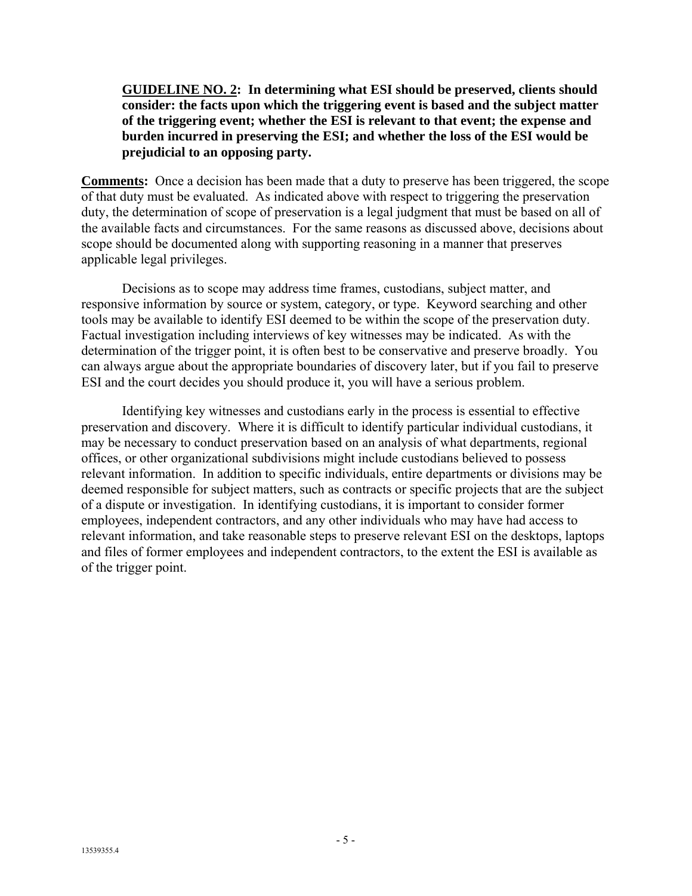**<u>GUIDELINE NO. 2</u>: In determining what ESI should be preserved, clients should consider: the facts upon which the triggering event is based and the subject matter of the triggering event; whether the ESI is relevant to that event; the expense and burden incurred in preserving the ESI; and whether the loss of the ESI would be prejudicial to an opposing party.**

**<u>Comments</u>:** Once a decision has been made that a duty to preserve has been triggered, the scope of that duty must be evaluated. As indicated above with respect to triggering the preservation duty, the determination of scope of preservation is a legal judgment that must be based on all of the available facts and circumstances. For the same reasons as discussed above, decisions about scope should be documented along with supporting reasoning in a manner that preserves applicable legal privileges.

Decisions as to scope may address time frames, custodians, subject matter, and responsive information by source or system, category, or type. Keyword searching and other tools may be available to identify ESI deemed to be within the scope of the preservation duty. Factual investigation including interviews of key witnesses may be indicated. As with the determination of the trigger point, it is often best to be conservative and preserve broadly. You can always argue about the appropriate boundaries of discovery later, but if you fail to preserve ESI and the court decides you should produce it, you will have a serious problem.

Identifying key witnesses and custodians early in the process is essential to effective preservation and discovery. Where it is difficult to identify particular individual custodians, it may be necessary to conduct preservation based on an analysis of what departments, regional offices, or other organizational subdivisions might include custodians believed to possess relevant information. In addition to specific individuals, entire departments or divisions may be deemed responsible for subject matters, such as contracts or specific projects that are the subject of a dispute or investigation. In identifying custodians, it is important to consider former employees, independent contractors, and any other individuals who may have had access to relevant information, and take reasonable steps to preserve relevant ESI on the desktops, laptops and files of former employees and independent contractors, to the extent the ESI is available as of the trigger point.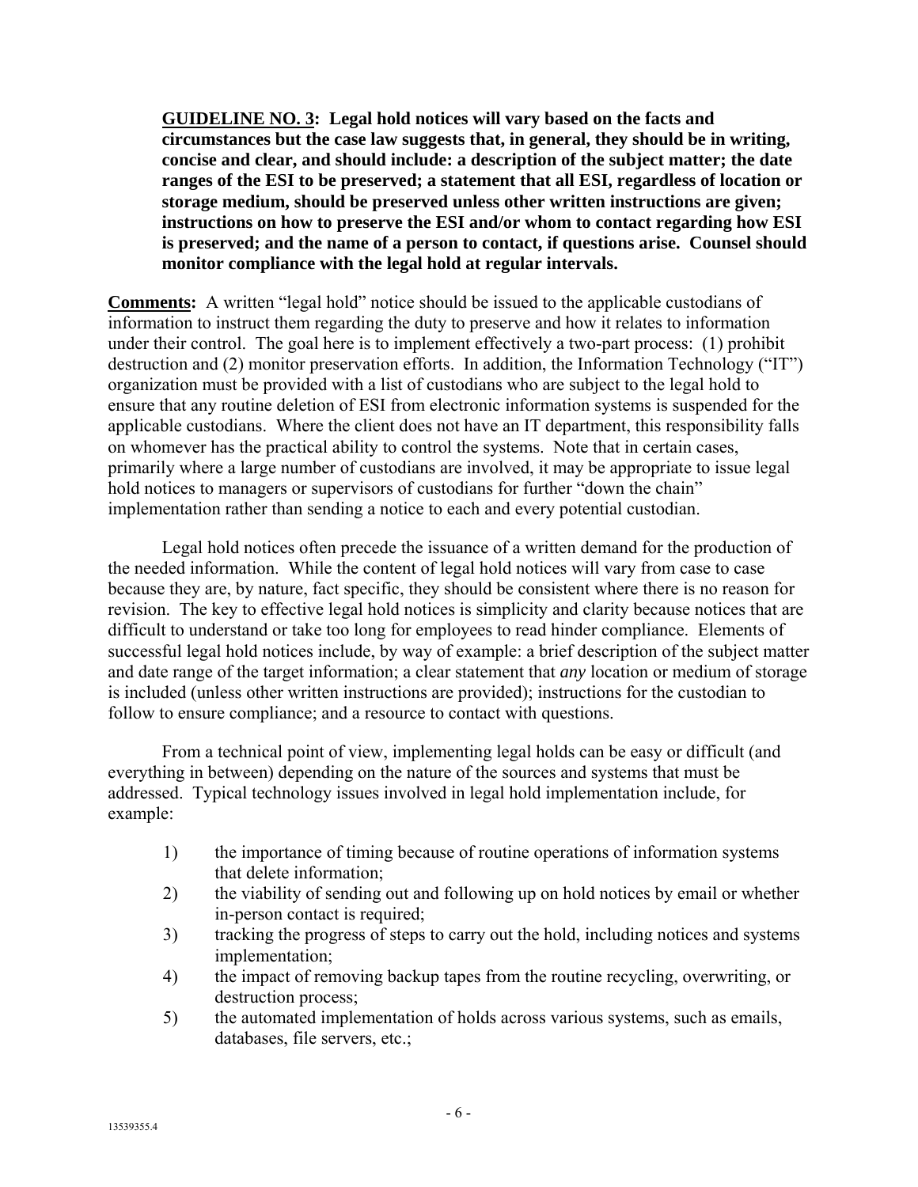**GUIDELINE NO. 3: Legal hold notices will vary based on the facts and circumstances but the case law suggests that, in general, they should be in writing, concise and clear, and should include: a description of the subject matter; the date ranges of the ESI to be preserved; a statement that all ESI, regardless of location or storage medium, should be preserved unless other written instructions are given; instructions on how to preserve the ESI and/or whom to contact regarding how ESI is preserved; and the name of a person to contact, if questions arise. Counsel should monitor compliance with the legal hold at regular intervals.**

**Comments:** A written "legal hold" notice should be issued to the applicable custodians of information to instruct them regarding the duty to preserve and how it relates to information under their control. The goal here is to implement effectively a two-part process: (1) prohibit destruction and (2) monitor preservation efforts. In addition, the Information Technology ("IT") organization must be provided with a list of custodians who are subject to the legal hold to ensure that any routine deletion of ESI from electronic information systems is suspended for the applicable custodians. Where the client does not have an IT department, this responsibility falls on whomever has the practical ability to control the systems. Note that in certain cases, primarily where a large number of custodians are involved, it may be appropriate to issue legal hold notices to managers or supervisors of custodians for further "down the chain" implementation rather than sending a notice to each and every potential custodian.

Legal hold notices often precede the issuance of a written demand for the production of the needed information. While the content of legal hold notices will vary from case to case because they are, by nature, fact specific, they should be consistent where there is no reason for revision. The key to effective legal hold notices is simplicity and clarity because notices that are difficult to understand or take too long for employees to read hinder compliance. Elements of successful legal hold notices include, by way of example: a brief description of the subject matter and date range of the target information; a clear statement that *any* location or medium of storage is included (unless other written instructions are provided); instructions for the custodian to follow to ensure compliance; and a resource to contact with questions.

From a technical point of view, implementing legal holds can be easy or difficult (and everything in between) depending on the nature of the sources and systems that must be addressed. Typical technology issues involved in legal hold implementation include, for example:

1) the importance of timing because of routine operations of information systems that delete information;
2) the viability of sending out and following up on hold notices by email or whether in-person contact is required;
3) tracking the progress of steps to carry out the hold, including notices and systems implementation;
4) the impact of removing backup tapes from the routine recycling, overwriting, or destruction process;
5) the automated implementation of holds across various systems, such as emails, databases, file servers, etc.;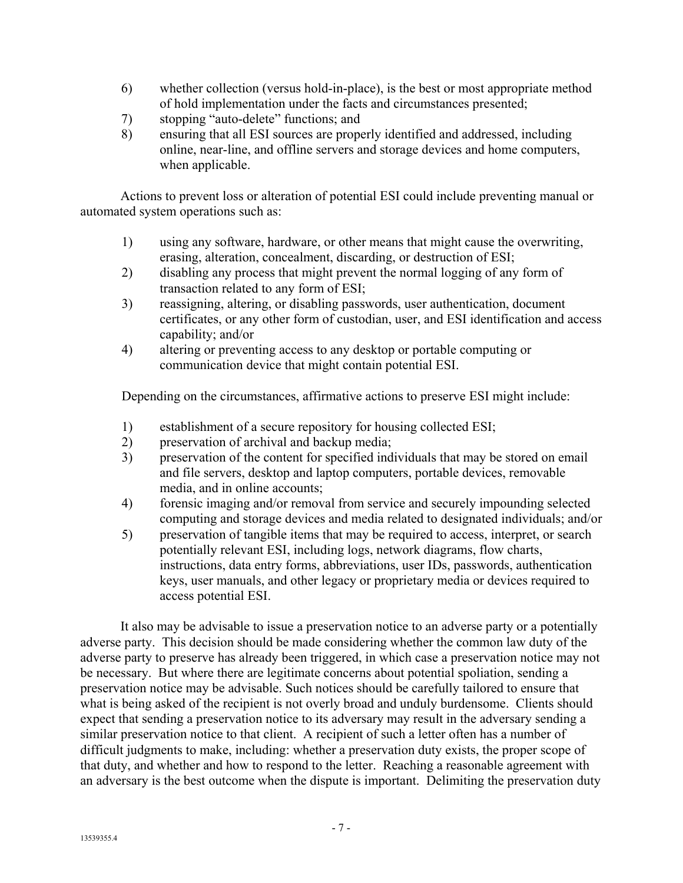6) whether collection (versus hold-in-place), is the best or most appropriate method of hold implementation under the facts and circumstances presented;
7) stopping “auto-delete” functions; and
8) ensuring that all ESI sources are properly identified and addressed, including online, near-line, and offline servers and storage devices and home computers, when applicable.

Actions to prevent loss or alteration of potential ESI could include preventing manual or automated system operations such as:

1) using any software, hardware, or other means that might cause the overwriting, erasing, alteration, concealment, discarding, or destruction of ESI;
2) disabling any process that might prevent the normal logging of any form of transaction related to any form of ESI;
3) reassigning, altering, or disabling passwords, user authentication, document certificates, or any other form of custodian, user, and ESI identification and access capability; and/or
4) altering or preventing access to any desktop or portable computing or communication device that might contain potential ESI.

Depending on the circumstances, affirmative actions to preserve ESI might include:

1) establishment of a secure repository for housing collected ESI;
2) preservation of archival and backup media;
3) preservation of the content for specified individuals that may be stored on email and file servers, desktop and laptop computers, portable devices, removable media, and in online accounts;
4) forensic imaging and/or removal from service and securely impounding selected computing and storage devices and media related to designated individuals; and/or
5) preservation of tangible items that may be required to access, interpret, or search potentially relevant ESI, including logs, network diagrams, flow charts, instructions, data entry forms, abbreviations, user IDs, passwords, authentication keys, user manuals, and other legacy or proprietary media or devices required to access potential ESI.

It also may be advisable to issue a preservation notice to an adverse party or a potentially adverse party. This decision should be made considering whether the common law duty of the adverse party to preserve has already been triggered, in which case a preservation notice may not be necessary. But where there are legitimate concerns about potential spoliation, sending a preservation notice may be advisable. Such notices should be carefully tailored to ensure that what is being asked of the recipient is not overly broad and unduly burdensome. Clients should expect that sending a preservation notice to its adversary may result in the adversary sending a similar preservation notice to that client. A recipient of such a letter often has a number of difficult judgments to make, including: whether a preservation duty exists, the proper scope of that duty, and whether and how to respond to the letter. Reaching a reasonable agreement with an adversary is the best outcome when the dispute is important. Delimiting the preservation duty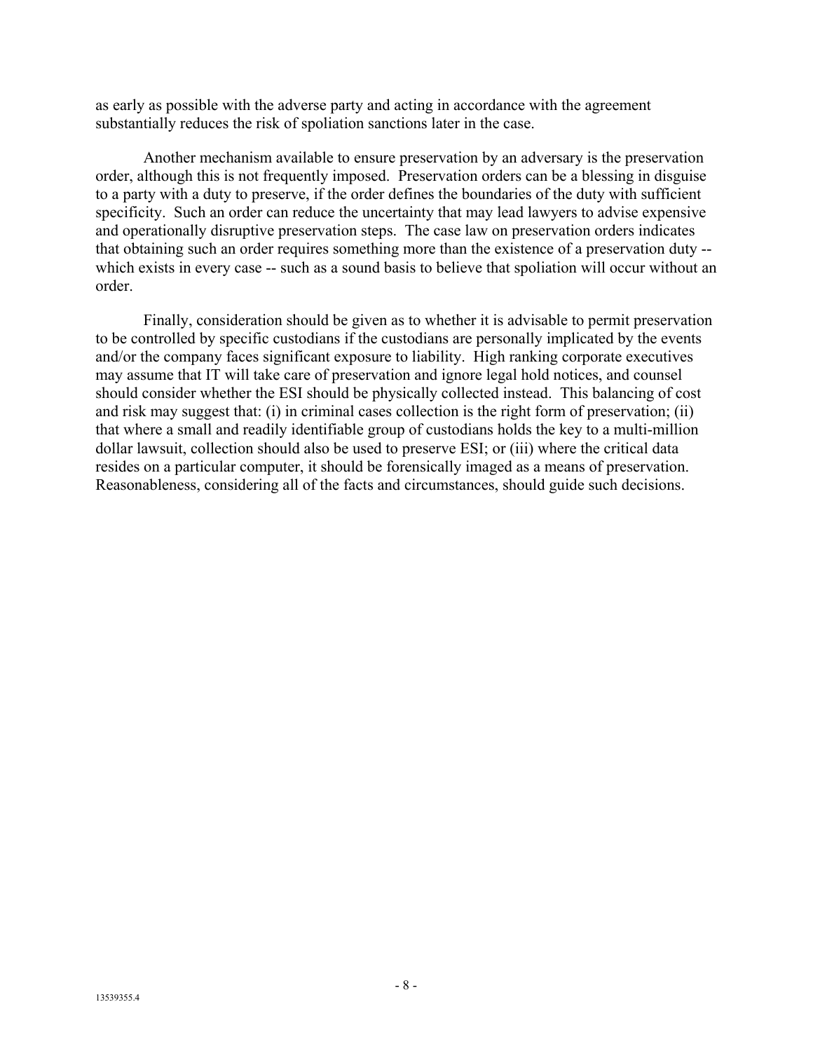as early as possible with the adverse party and acting in accordance with the agreement substantially reduces the risk of spoliation sanctions later in the case.

Another mechanism available to ensure preservation by an adversary is the preservation order, although this is not frequently imposed. Preservation orders can be a blessing in disguise to a party with a duty to preserve, if the order defines the boundaries of the duty with sufficient specificity. Such an order can reduce the uncertainty that may lead lawyers to advise expensive and operationally disruptive preservation steps. The case law on preservation orders indicates that obtaining such an order requires something more than the existence of a preservation duty -- which exists in every case -- such as a sound basis to believe that spoliation will occur without an order.

Finally, consideration should be given as to whether it is advisable to permit preservation to be controlled by specific custodians if the custodians are personally implicated by the events and/or the company faces significant exposure to liability. High ranking corporate executives may assume that IT will take care of preservation and ignore legal hold notices, and counsel should consider whether the ESI should be physically collected instead. This balancing of cost and risk may suggest that: (i) in criminal cases collection is the right form of preservation; (ii) that where a small and readily identifiable group of custodians holds the key to a multi-million dollar lawsuit, collection should also be used to preserve ESI; or (iii) where the critical data resides on a particular computer, it should be forensically imaged as a means of preservation. Reasonableness, considering all of the facts and circumstances, should guide such decisions.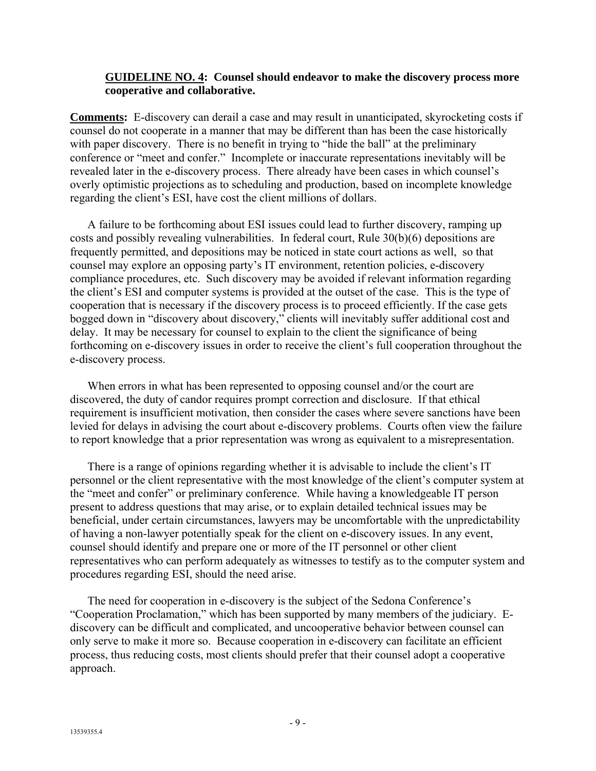**GUIDELINE NO. 4: Counsel should endeavor to make the discovery process more cooperative and collaborative.**

**Comments:** E-discovery can derail a case and may result in unanticipated, skyrocketing costs if counsel do not cooperate in a manner that may be different than has been the case historically with paper discovery. There is no benefit in trying to "hide the ball" at the preliminary conference or "meet and confer." Incomplete or inaccurate representations inevitably will be revealed later in the e-discovery process. There already have been cases in which counsel's overly optimistic projections as to scheduling and production, based on incomplete knowledge regarding the client's ESI, have cost the client millions of dollars.

A failure to be forthcoming about ESI issues could lead to further discovery, ramping up costs and possibly revealing vulnerabilities. In federal court, Rule 30(b)(6) depositions are frequently permitted, and depositions may be noticed in state court actions as well, so that counsel may explore an opposing party's IT environment, retention policies, e-discovery compliance procedures, etc. Such discovery may be avoided if relevant information regarding the client's ESI and computer systems is provided at the outset of the case. This is the type of cooperation that is necessary if the discovery process is to proceed efficiently. If the case gets bogged down in "discovery about discovery," clients will inevitably suffer additional cost and delay. It may be necessary for counsel to explain to the client the significance of being forthcoming on e-discovery issues in order to receive the client's full cooperation throughout the e-discovery process.

When errors in what has been represented to opposing counsel and/or the court are discovered, the duty of candor requires prompt correction and disclosure. If that ethical requirement is insufficient motivation, then consider the cases where severe sanctions have been levied for delays in advising the court about e-discovery problems. Courts often view the failure to report knowledge that a prior representation was wrong as equivalent to a misrepresentation.

There is a range of opinions regarding whether it is advisable to include the client's IT personnel or the client representative with the most knowledge of the client's computer system at the "meet and confer" or preliminary conference. While having a knowledgeable IT person present to address questions that may arise, or to explain detailed technical issues may be beneficial, under certain circumstances, lawyers may be uncomfortable with the unpredictability of having a non-lawyer potentially speak for the client on e-discovery issues. In any event, counsel should identify and prepare one or more of the IT personnel or other client representatives who can perform adequately as witnesses to testify as to the computer system and procedures regarding ESI, should the need arise.

The need for cooperation in e-discovery is the subject of the Sedona Conference's "Cooperation Proclamation," which has been supported by many members of the judiciary. E-discovery can be difficult and complicated, and uncooperative behavior between counsel can only serve to make it more so. Because cooperation in e-discovery can facilitate an efficient process, thus reducing costs, most clients should prefer that their counsel adopt a cooperative approach.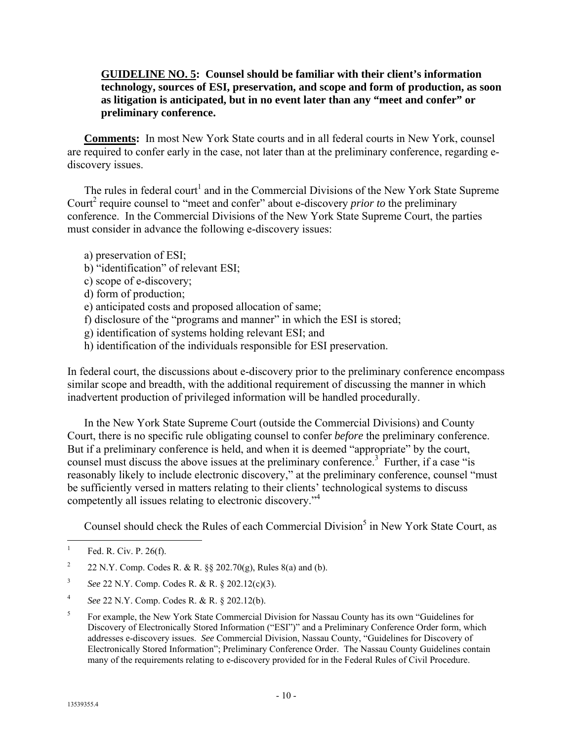**GUIDELINE NO. 5: Counsel should be familiar with their client's information technology, sources of ESI, preservation, and scope and form of production, as soon as litigation is anticipated, but in no event later than any "meet and confer" or preliminary conference.**

**Comments:** In most New York State courts and in all federal courts in New York, counsel are required to confer early in the case, not later than at the preliminary conference, regarding e-discovery issues.

The rules in federal court[1] and in the Commercial Divisions of the New York State Supreme Court[2] require counsel to "meet and confer" about e-discovery *prior to* the preliminary conference. In the Commercial Divisions of the New York State Supreme Court, the parties must consider in advance the following e-discovery issues:

a) preservation of ESI;
b) "identification" of relevant ESI;
c) scope of e-discovery;
d) form of production;
e) anticipated costs and proposed allocation of same;
f) disclosure of the "programs and manner" in which the ESI is stored;
g) identification of systems holding relevant ESI; and
h) identification of the individuals responsible for ESI preservation.

In federal court, the discussions about e-discovery prior to the preliminary conference encompass similar scope and breadth, with the additional requirement of discussing the manner in which inadvertent production of privileged information will be handled procedurally.

In the New York State Supreme Court (outside the Commercial Divisions) and County Court, there is no specific rule obligating counsel to confer *before* the preliminary conference. But if a preliminary conference is held, and when it is deemed "appropriate" by the court, counsel must discuss the above issues at the preliminary conference.[3] Further, if a case "is reasonably likely to include electronic discovery," at the preliminary conference, counsel "must be sufficiently versed in matters relating to their clients' technological systems to discuss competently all issues relating to electronic discovery."[4]

Counsel should check the Rules of each Commercial Division[5] in New York State Court, as

---

[1] Fed. R. Civ. P. 26(f).

[2] 22 N.Y. Comp. Codes R. & R. §§ 202.70(g), Rules 8(a) and (b).

[3] *See* 22 N.Y. Comp. Codes R. & R. § 202.12(c)(3).

[4] *See* 22 N.Y. Comp. Codes R. & R. § 202.12(b).

[5] For example, the New York State Commercial Division for Nassau County has its own "Guidelines for Discovery of Electronically Stored Information ("ESI")" and a Preliminary Conference Order form, which addresses e-discovery issues. *See* Commercial Division, Nassau County, "Guidelines for Discovery of Electronically Stored Information"; Preliminary Conference Order. The Nassau County Guidelines contain many of the requirements relating to e-discovery provided for in the Federal Rules of Civil Procedure.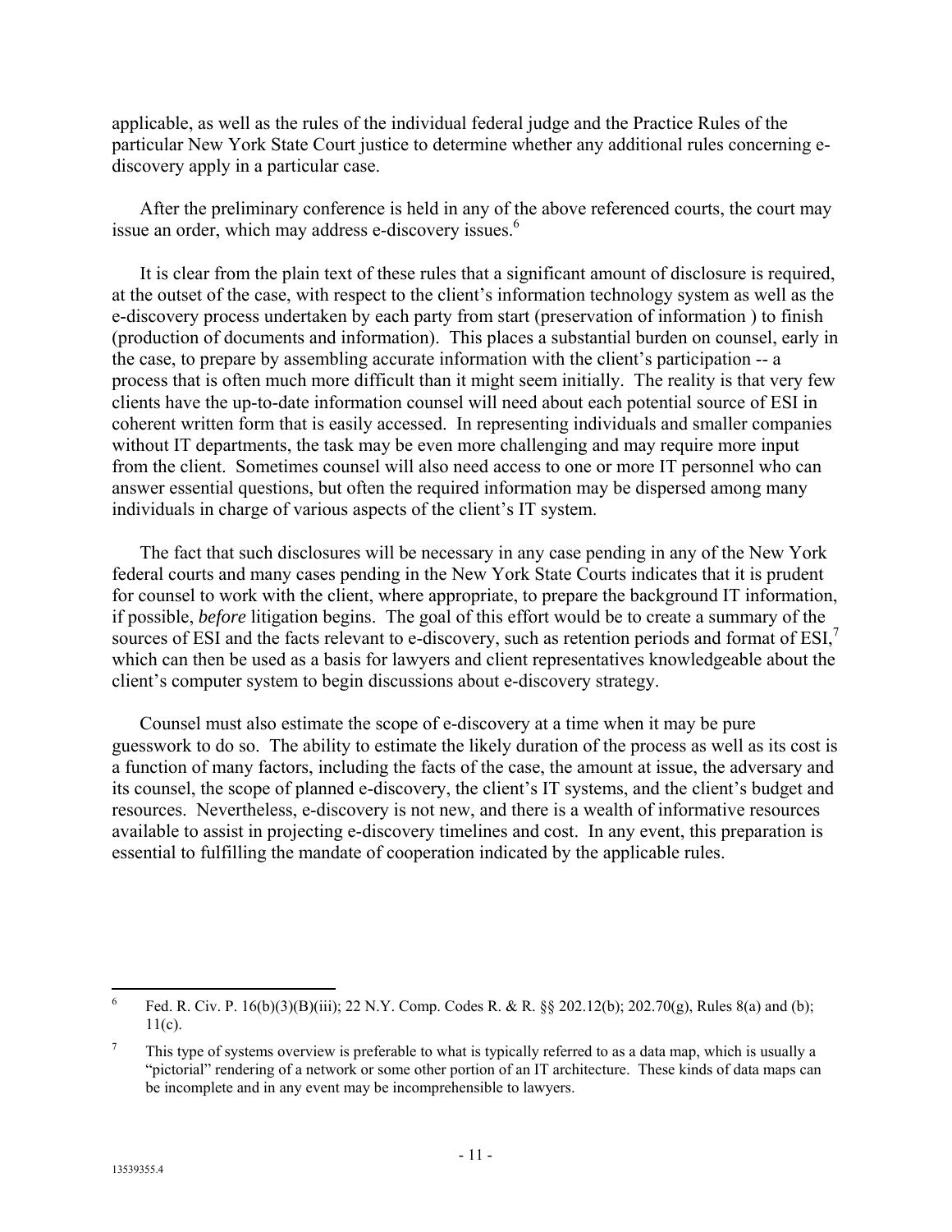applicable, as well as the rules of the individual federal judge and the Practice Rules of the particular New York State Court justice to determine whether any additional rules concerning e-discovery apply in a particular case.

After the preliminary conference is held in any of the above referenced courts, the court may issue an order, which may address e-discovery issues.[6]

It is clear from the plain text of these rules that a significant amount of disclosure is required, at the outset of the case, with respect to the client's information technology system as well as the e-discovery process undertaken by each party from start (preservation of information ) to finish (production of documents and information). This places a substantial burden on counsel, early in the case, to prepare by assembling accurate information with the client's participation -- a process that is often much more difficult than it might seem initially. The reality is that very few clients have the up-to-date information counsel will need about each potential source of ESI in coherent written form that is easily accessed. In representing individuals and smaller companies without IT departments, the task may be even more challenging and may require more input from the client. Sometimes counsel will also need access to one or more IT personnel who can answer essential questions, but often the required information may be dispersed among many individuals in charge of various aspects of the client's IT system.

The fact that such disclosures will be necessary in any case pending in any of the New York federal courts and many cases pending in the New York State Courts indicates that it is prudent for counsel to work with the client, where appropriate, to prepare the background IT information, if possible, *before* litigation begins. The goal of this effort would be to create a summary of the sources of ESI and the facts relevant to e-discovery, such as retention periods and format of ESI,[7] which can then be used as a basis for lawyers and client representatives knowledgeable about the client's computer system to begin discussions about e-discovery strategy.

Counsel must also estimate the scope of e-discovery at a time when it may be pure guesswork to do so. The ability to estimate the likely duration of the process as well as its cost is a function of many factors, including the facts of the case, the amount at issue, the adversary and its counsel, the scope of planned e-discovery, the client's IT systems, and the client's budget and resources. Nevertheless, e-discovery is not new, and there is a wealth of informative resources available to assist in projecting e-discovery timelines and cost. In any event, this preparation is essential to fulfilling the mandate of cooperation indicated by the applicable rules.

---

[6] Fed. R. Civ. P. 16(b)(3)(B)(iii); 22 N.Y. Comp. Codes R. & R. §§ 202.12(b); 202.70(g), Rules 8(a) and (b); 11(c).

[7] This type of systems overview is preferable to what is typically referred to as a data map, which is usually a "pictorial" rendering of a network or some other portion of an IT architecture. These kinds of data maps can be incomplete and in any event may be incomprehensible to lawyers.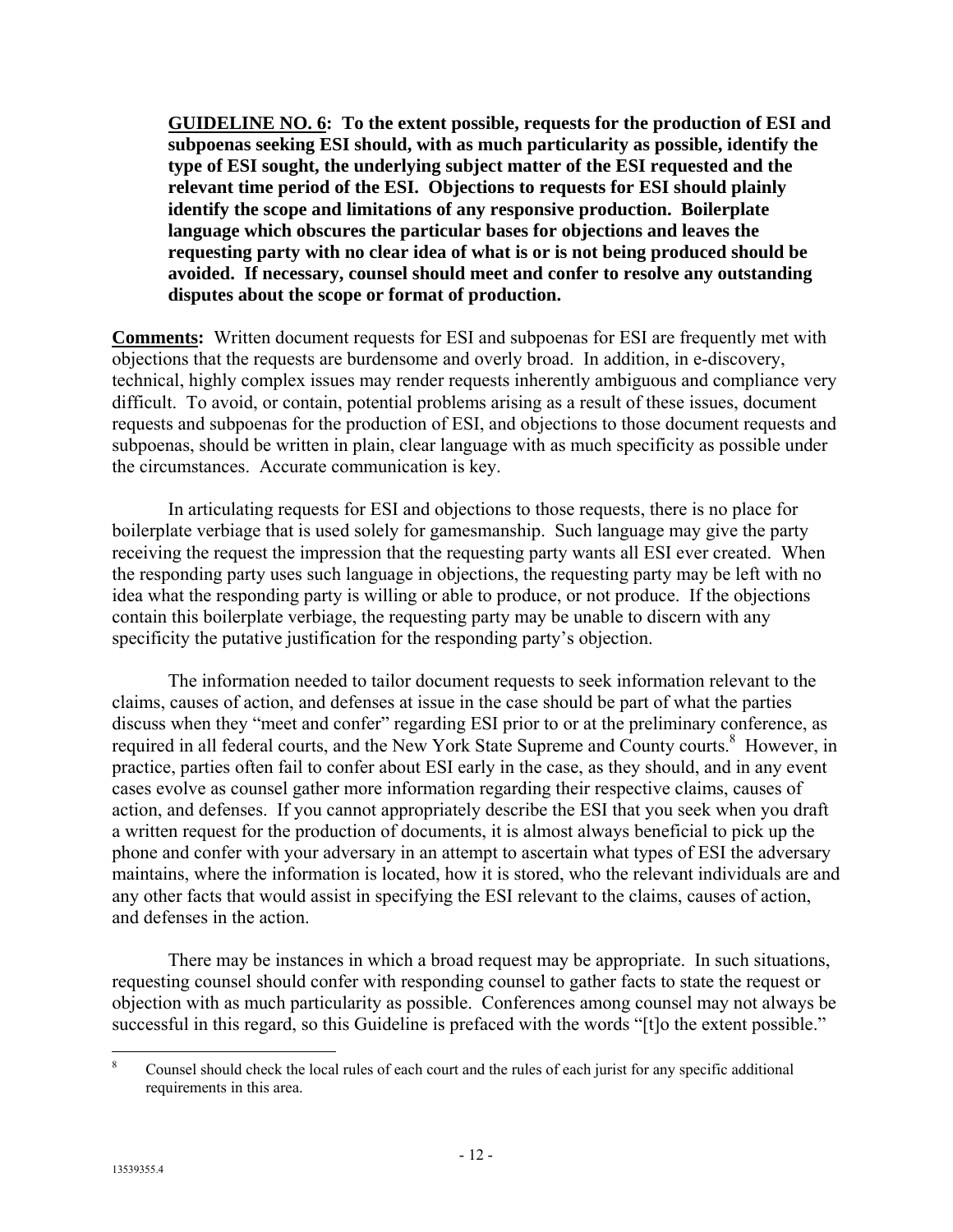**<u>GUIDELINE NO. 6</u>: To the extent possible, requests for the production of ESI and subpoenas seeking ESI should, with as much particularity as possible, identify the type of ESI sought, the underlying subject matter of the ESI requested and the relevant time period of the ESI. Objections to requests for ESI should plainly identify the scope and limitations of any responsive production. Boilerplate language which obscures the particular bases for objections and leaves the requesting party with no clear idea of what is or is not being produced should be avoided. If necessary, counsel should meet and confer to resolve any outstanding disputes about the scope or format of production.**

**<u>Comments</u>:** Written document requests for ESI and subpoenas for ESI are frequently met with objections that the requests are burdensome and overly broad. In addition, in e-discovery, technical, highly complex issues may render requests inherently ambiguous and compliance very difficult. To avoid, or contain, potential problems arising as a result of these issues, document requests and subpoenas for the production of ESI, and objections to those document requests and subpoenas, should be written in plain, clear language with as much specificity as possible under the circumstances. Accurate communication is key.

In articulating requests for ESI and objections to those requests, there is no place for boilerplate verbiage that is used solely for gamesmanship. Such language may give the party receiving the request the impression that the requesting party wants all ESI ever created. When the responding party uses such language in objections, the requesting party may be left with no idea what the responding party is willing or able to produce, or not produce. If the objections contain this boilerplate verbiage, the requesting party may be unable to discern with any specificity the putative justification for the responding party's objection.

The information needed to tailor document requests to seek information relevant to the claims, causes of action, and defenses at issue in the case should be part of what the parties discuss when they "meet and confer" regarding ESI prior to or at the preliminary conference, as required in all federal courts, and the New York State Supreme and County courts.[8] However, in practice, parties often fail to confer about ESI early in the case, as they should, and in any event cases evolve as counsel gather more information regarding their respective claims, causes of action, and defenses. If you cannot appropriately describe the ESI that you seek when you draft a written request for the production of documents, it is almost always beneficial to pick up the phone and confer with your adversary in an attempt to ascertain what types of ESI the adversary maintains, where the information is located, how it is stored, who the relevant individuals are and any other facts that would assist in specifying the ESI relevant to the claims, causes of action, and defenses in the action.

There may be instances in which a broad request may be appropriate. In such situations, requesting counsel should confer with responding counsel to gather facts to state the request or objection with as much particularity as possible. Conferences among counsel may not always be successful in this regard, so this Guideline is prefaced with the words "[t]o the extent possible."

---

[8] Counsel should check the local rules of each court and the rules of each jurist for any specific additional requirements in this area.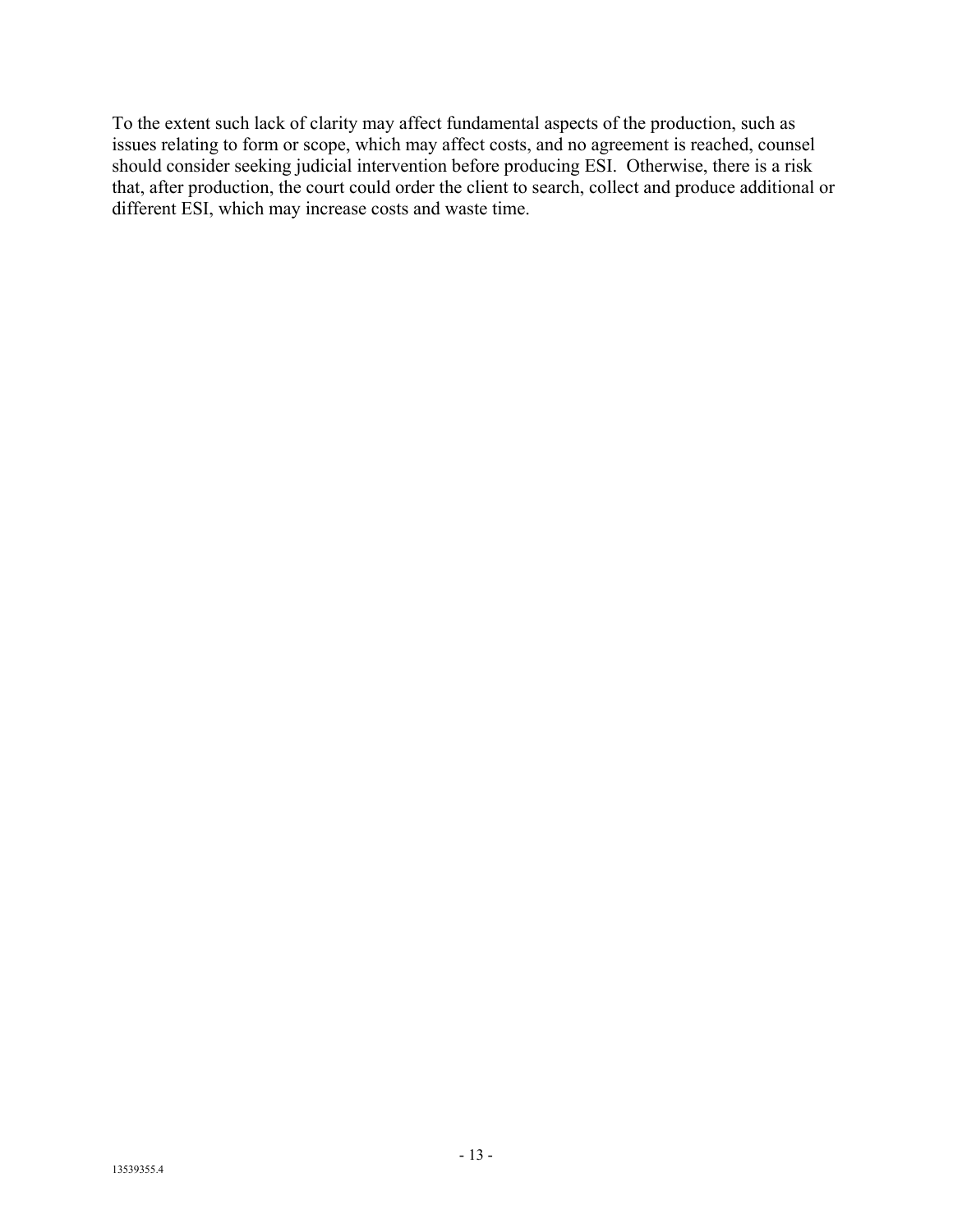To the extent such lack of clarity may affect fundamental aspects of the production, such as issues relating to form or scope, which may affect costs, and no agreement is reached, counsel should consider seeking judicial intervention before producing ESI. Otherwise, there is a risk that, after production, the court could order the client to search, collect and produce additional or different ESI, which may increase costs and waste time.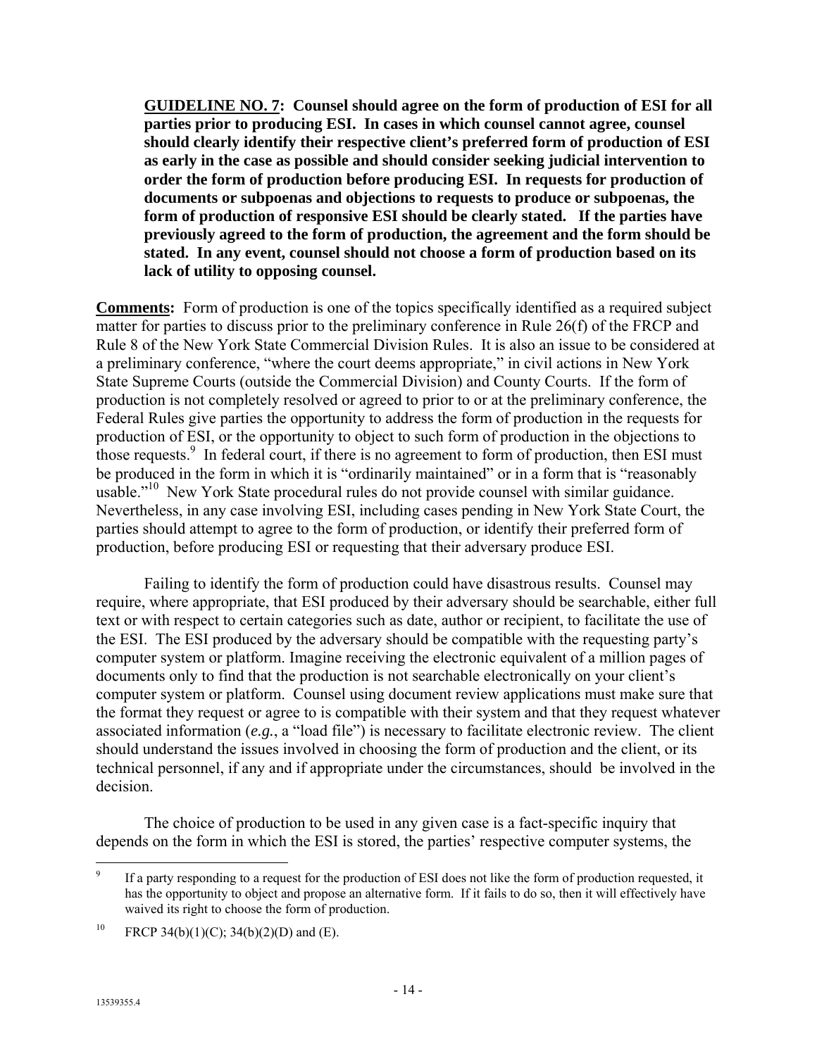**GUIDELINE NO. 7: Counsel should agree on the form of production of ESI for all parties prior to producing ESI. In cases in which counsel cannot agree, counsel should clearly identify their respective client's preferred form of production of ESI as early in the case as possible and should consider seeking judicial intervention to order the form of production before producing ESI. In requests for production of documents or subpoenas and objections to requests to produce or subpoenas, the form of production of responsive ESI should be clearly stated. If the parties have previously agreed to the form of production, the agreement and the form should be stated. In any event, counsel should not choose a form of production based on its lack of utility to opposing counsel.**

**Comments:** Form of production is one of the topics specifically identified as a required subject matter for parties to discuss prior to the preliminary conference in Rule 26(f) of the FRCP and Rule 8 of the New York State Commercial Division Rules. It is also an issue to be considered at a preliminary conference, "where the court deems appropriate," in civil actions in New York State Supreme Courts (outside the Commercial Division) and County Courts. If the form of production is not completely resolved or agreed to prior to or at the preliminary conference, the Federal Rules give parties the opportunity to address the form of production in the requests for production of ESI, or the opportunity to object to such form of production in the objections to those requests.[9] In federal court, if there is no agreement to form of production, then ESI must be produced in the form in which it is "ordinarily maintained" or in a form that is "reasonably usable."[10] New York State procedural rules do not provide counsel with similar guidance. Nevertheless, in any case involving ESI, including cases pending in New York State Court, the parties should attempt to agree to the form of production, or identify their preferred form of production, before producing ESI or requesting that their adversary produce ESI.

Failing to identify the form of production could have disastrous results. Counsel may require, where appropriate, that ESI produced by their adversary should be searchable, either full text or with respect to certain categories such as date, author or recipient, to facilitate the use of the ESI. The ESI produced by the adversary should be compatible with the requesting party's computer system or platform. Imagine receiving the electronic equivalent of a million pages of documents only to find that the production is not searchable electronically on your client's computer system or platform. Counsel using document review applications must make sure that the format they request or agree to is compatible with their system and that they request whatever associated information (*e.g.*, a "load file") is necessary to facilitate electronic review. The client should understand the issues involved in choosing the form of production and the client, or its technical personnel, if any and if appropriate under the circumstances, should be involved in the decision.

The choice of production to be used in any given case is a fact-specific inquiry that depends on the form in which the ESI is stored, the parties' respective computer systems, the

---

[9] If a party responding to a request for the production of ESI does not like the form of production requested, it has the opportunity to object and propose an alternative form. If it fails to do so, then it will effectively have waived its right to choose the form of production.

[10] FRCP 34(b)(1)(C); 34(b)(2)(D) and (E).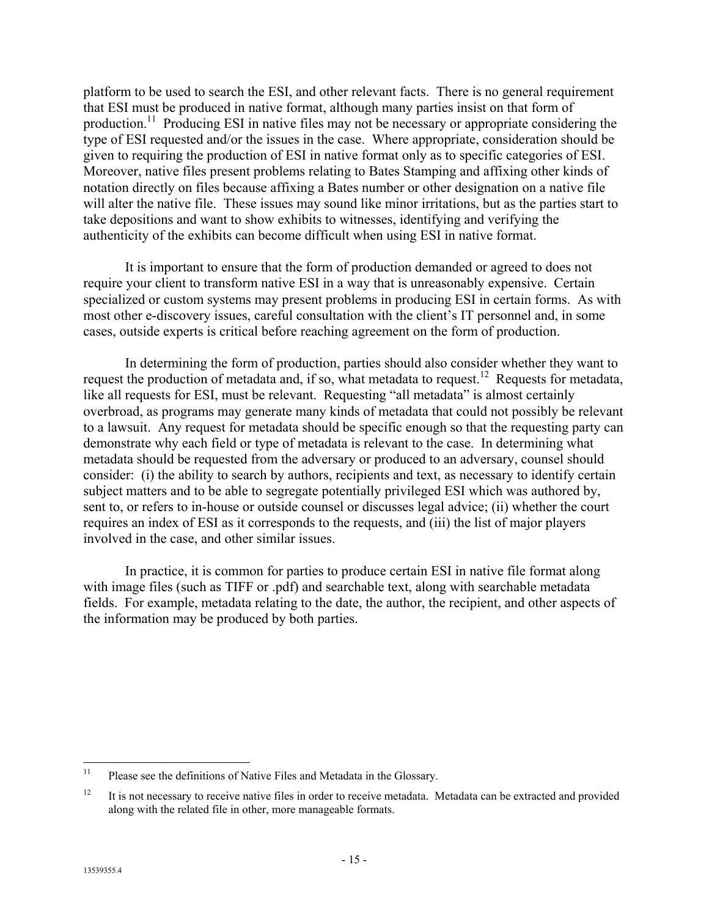platform to be used to search the ESI, and other relevant facts. There is no general requirement that ESI must be produced in native format, although many parties insist on that form of production.[11] Producing ESI in native files may not be necessary or appropriate considering the type of ESI requested and/or the issues in the case. Where appropriate, consideration should be given to requiring the production of ESI in native format only as to specific categories of ESI. Moreover, native files present problems relating to Bates Stamping and affixing other kinds of notation directly on files because affixing a Bates number or other designation on a native file will alter the native file. These issues may sound like minor irritations, but as the parties start to take depositions and want to show exhibits to witnesses, identifying and verifying the authenticity of the exhibits can become difficult when using ESI in native format.

It is important to ensure that the form of production demanded or agreed to does not require your client to transform native ESI in a way that is unreasonably expensive. Certain specialized or custom systems may present problems in producing ESI in certain forms. As with most other e-discovery issues, careful consultation with the client's IT personnel and, in some cases, outside experts is critical before reaching agreement on the form of production.

In determining the form of production, parties should also consider whether they want to request the production of metadata and, if so, what metadata to request.[12] Requests for metadata, like all requests for ESI, must be relevant. Requesting "all metadata" is almost certainly overbroad, as programs may generate many kinds of metadata that could not possibly be relevant to a lawsuit. Any request for metadata should be specific enough so that the requesting party can demonstrate why each field or type of metadata is relevant to the case. In determining what metadata should be requested from the adversary or produced to an adversary, counsel should consider: (i) the ability to search by authors, recipients and text, as necessary to identify certain subject matters and to be able to segregate potentially privileged ESI which was authored by, sent to, or refers to in-house or outside counsel or discusses legal advice; (ii) whether the court requires an index of ESI as it corresponds to the requests, and (iii) the list of major players involved in the case, and other similar issues.

In practice, it is common for parties to produce certain ESI in native file format along with image files (such as TIFF or .pdf) and searchable text, along with searchable metadata fields. For example, metadata relating to the date, the author, the recipient, and other aspects of the information may be produced by both parties.

---

[11] Please see the definitions of Native Files and Metadata in the Glossary.

[12] It is not necessary to receive native files in order to receive metadata. Metadata can be extracted and provided along with the related file in other, more manageable formats.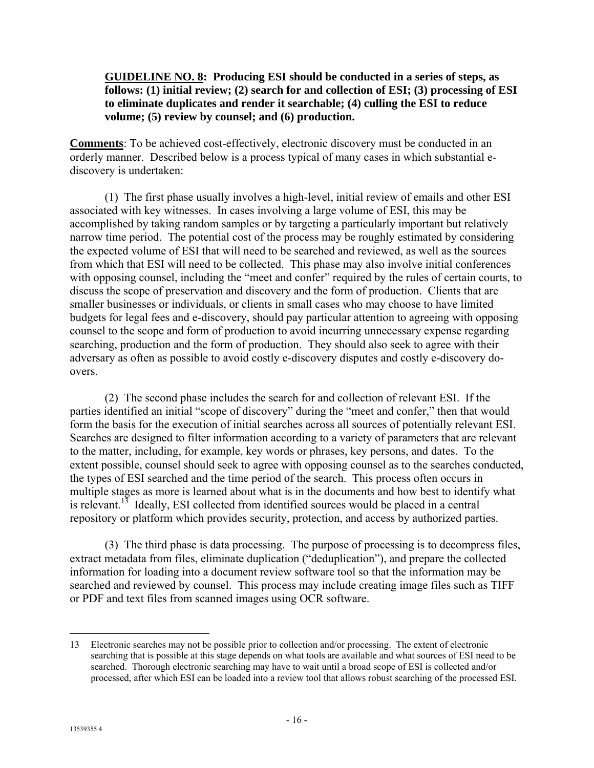**<u>GUIDELINE NO. 8</u>: Producing ESI should be conducted in a series of steps, as follows: (1) initial review; (2) search for and collection of ESI; (3) processing of ESI to eliminate duplicates and render it searchable; (4) culling the ESI to reduce volume; (5) review by counsel; and (6) production.**

**<u>Comments</u>**: To be achieved cost-effectively, electronic discovery must be conducted in an orderly manner. Described below is a process typical of many cases in which substantial e-discovery is undertaken:

(1) The first phase usually involves a high-level, initial review of emails and other ESI associated with key witnesses. In cases involving a large volume of ESI, this may be accomplished by taking random samples or by targeting a particularly important but relatively narrow time period. The potential cost of the process may be roughly estimated by considering the expected volume of ESI that will need to be searched and reviewed, as well as the sources from which that ESI will need to be collected. This phase may also involve initial conferences with opposing counsel, including the "meet and confer" required by the rules of certain courts, to discuss the scope of preservation and discovery and the form of production. Clients that are smaller businesses or individuals, or clients in small cases who may choose to have limited budgets for legal fees and e-discovery, should pay particular attention to agreeing with opposing counsel to the scope and form of production to avoid incurring unnecessary expense regarding searching, production and the form of production. They should also seek to agree with their adversary as often as possible to avoid costly e-discovery disputes and costly e-discovery do-overs.

(2) The second phase includes the search for and collection of relevant ESI. If the parties identified an initial "scope of discovery" during the "meet and confer," then that would form the basis for the execution of initial searches across all sources of potentially relevant ESI. Searches are designed to filter information according to a variety of parameters that are relevant to the matter, including, for example, key words or phrases, key persons, and dates. To the extent possible, counsel should seek to agree with opposing counsel as to the searches conducted, the types of ESI searched and the time period of the search. This process often occurs in multiple stages as more is learned about what is in the documents and how best to identify what is relevant.[13] Ideally, ESI collected from identified sources would be placed in a central repository or platform which provides security, protection, and access by authorized parties.

(3) The third phase is data processing. The purpose of processing is to decompress files, extract metadata from files, eliminate duplication ("deduplication"), and prepare the collected information for loading into a document review software tool so that the information may be searched and reviewed by counsel. This process may include creating image files such as TIFF or PDF and text files from scanned images using OCR software.

---

13 Electronic searches may not be possible prior to collection and/or processing. The extent of electronic searching that is possible at this stage depends on what tools are available and what sources of ESI need to be searched. Thorough electronic searching may have to wait until a broad scope of ESI is collected and/or processed, after which ESI can be loaded into a review tool that allows robust searching of the processed ESI.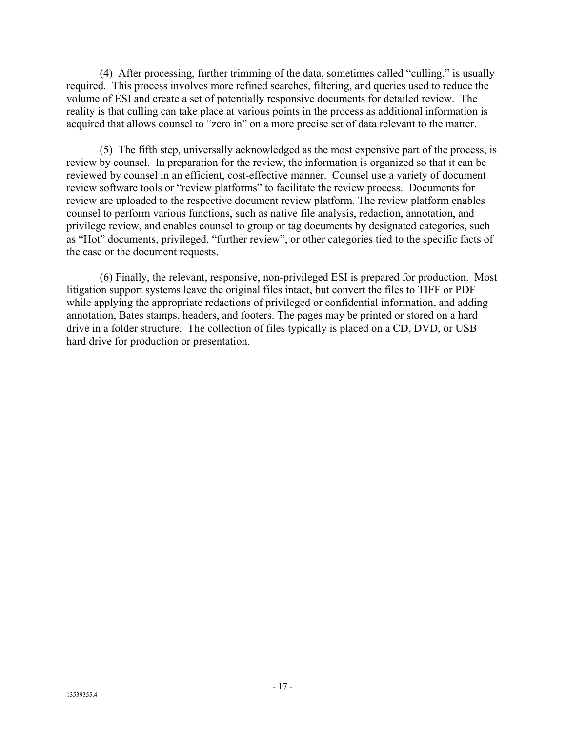(4) After processing, further trimming of the data, sometimes called "culling," is usually required. This process involves more refined searches, filtering, and queries used to reduce the volume of ESI and create a set of potentially responsive documents for detailed review. The reality is that culling can take place at various points in the process as additional information is acquired that allows counsel to "zero in" on a more precise set of data relevant to the matter.

(5) The fifth step, universally acknowledged as the most expensive part of the process, is review by counsel. In preparation for the review, the information is organized so that it can be reviewed by counsel in an efficient, cost-effective manner. Counsel use a variety of document review software tools or "review platforms" to facilitate the review process. Documents for review are uploaded to the respective document review platform. The review platform enables counsel to perform various functions, such as native file analysis, redaction, annotation, and privilege review, and enables counsel to group or tag documents by designated categories, such as "Hot" documents, privileged, "further review", or other categories tied to the specific facts of the case or the document requests.

(6) Finally, the relevant, responsive, non-privileged ESI is prepared for production. Most litigation support systems leave the original files intact, but convert the files to TIFF or PDF while applying the appropriate redactions of privileged or confidential information, and adding annotation, Bates stamps, headers, and footers. The pages may be printed or stored on a hard drive in a folder structure. The collection of files typically is placed on a CD, DVD, or USB hard drive for production or presentation.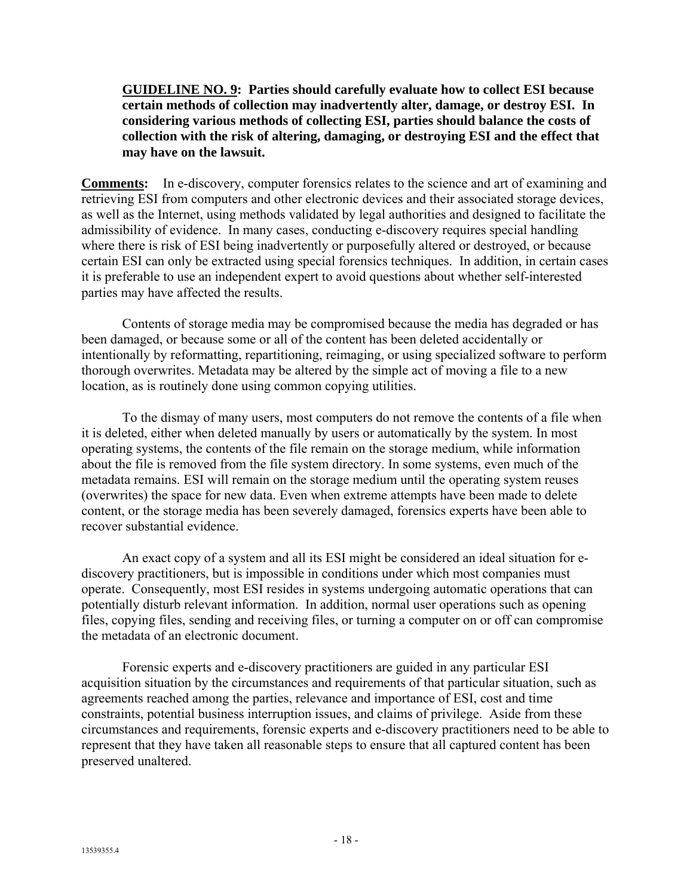**GUIDELINE NO. 9: Parties should carefully evaluate how to collect ESI because certain methods of collection may inadvertently alter, damage, or destroy ESI. In considering various methods of collecting ESI, parties should balance the costs of collection with the risk of altering, damaging, or destroying ESI and the effect that may have on the lawsuit.**

**Comments:** In e-discovery, computer forensics relates to the science and art of examining and retrieving ESI from computers and other electronic devices and their associated storage devices, as well as the Internet, using methods validated by legal authorities and designed to facilitate the admissibility of evidence. In many cases, conducting e-discovery requires special handling where there is risk of ESI being inadvertently or purposefully altered or destroyed, or because certain ESI can only be extracted using special forensics techniques. In addition, in certain cases it is preferable to use an independent expert to avoid questions about whether self-interested parties may have affected the results.

Contents of storage media may be compromised because the media has degraded or has been damaged, or because some or all of the content has been deleted accidentally or intentionally by reformatting, repartitioning, reimaging, or using specialized software to perform thorough overwrites. Metadata may be altered by the simple act of moving a file to a new location, as is routinely done using common copying utilities.

To the dismay of many users, most computers do not remove the contents of a file when it is deleted, either when deleted manually by users or automatically by the system. In most operating systems, the contents of the file remain on the storage medium, while information about the file is removed from the file system directory. In some systems, even much of the metadata remains. ESI will remain on the storage medium until the operating system reuses (overwrites) the space for new data. Even when extreme attempts have been made to delete content, or the storage media has been severely damaged, forensics experts have been able to recover substantial evidence.

An exact copy of a system and all its ESI might be considered an ideal situation for e-discovery practitioners, but is impossible in conditions under which most companies must operate. Consequently, most ESI resides in systems undergoing automatic operations that can potentially disturb relevant information. In addition, normal user operations such as opening files, copying files, sending and receiving files, or turning a computer on or off can compromise the metadata of an electronic document.

Forensic experts and e-discovery practitioners are guided in any particular ESI acquisition situation by the circumstances and requirements of that particular situation, such as agreements reached among the parties, relevance and importance of ESI, cost and time constraints, potential business interruption issues, and claims of privilege. Aside from these circumstances and requirements, forensic experts and e-discovery practitioners need to be able to represent that they have taken all reasonable steps to ensure that all captured content has been preserved unaltered.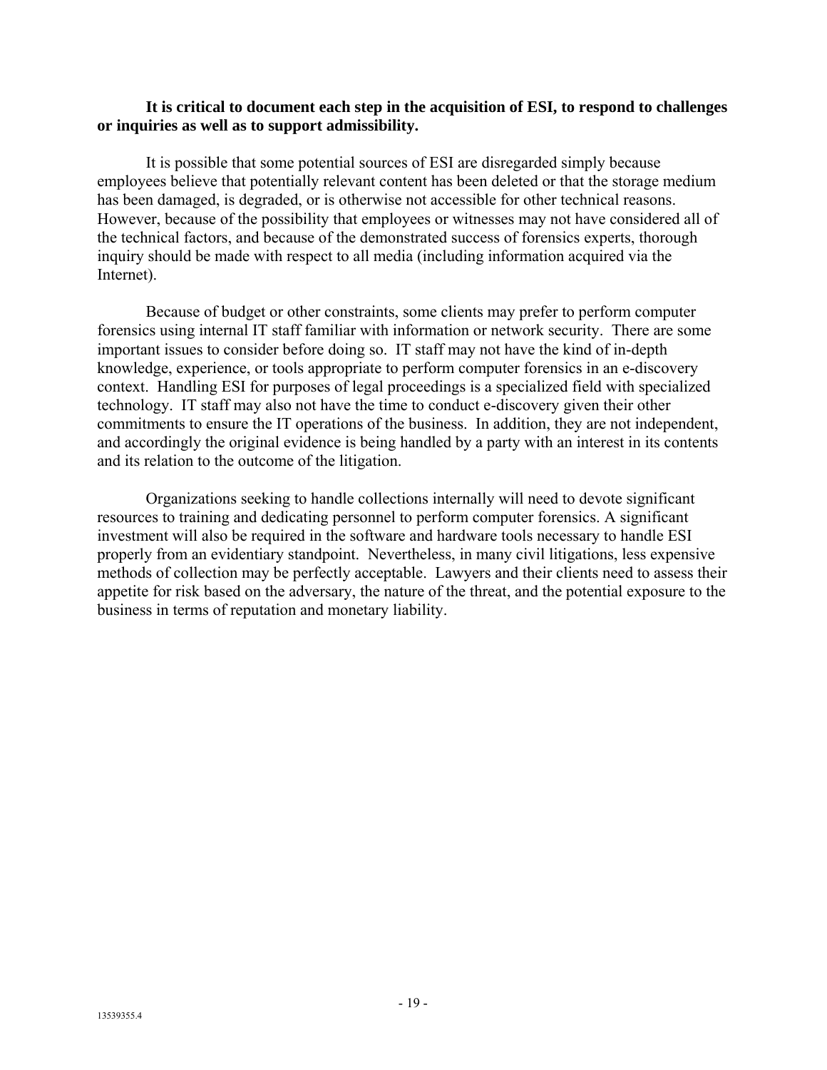**It is critical to document each step in the acquisition of ESI, to respond to challenges or inquiries as well as to support admissibility.**

It is possible that some potential sources of ESI are disregarded simply because employees believe that potentially relevant content has been deleted or that the storage medium has been damaged, is degraded, or is otherwise not accessible for other technical reasons. However, because of the possibility that employees or witnesses may not have considered all of the technical factors, and because of the demonstrated success of forensics experts, thorough inquiry should be made with respect to all media (including information acquired via the Internet).

Because of budget or other constraints, some clients may prefer to perform computer forensics using internal IT staff familiar with information or network security. There are some important issues to consider before doing so. IT staff may not have the kind of in-depth knowledge, experience, or tools appropriate to perform computer forensics in an e-discovery context. Handling ESI for purposes of legal proceedings is a specialized field with specialized technology. IT staff may also not have the time to conduct e-discovery given their other commitments to ensure the IT operations of the business. In addition, they are not independent, and accordingly the original evidence is being handled by a party with an interest in its contents and its relation to the outcome of the litigation.

Organizations seeking to handle collections internally will need to devote significant resources to training and dedicating personnel to perform computer forensics. A significant investment will also be required in the software and hardware tools necessary to handle ESI properly from an evidentiary standpoint. Nevertheless, in many civil litigations, less expensive methods of collection may be perfectly acceptable. Lawyers and their clients need to assess their appetite for risk based on the adversary, the nature of the threat, and the potential exposure to the business in terms of reputation and monetary liability.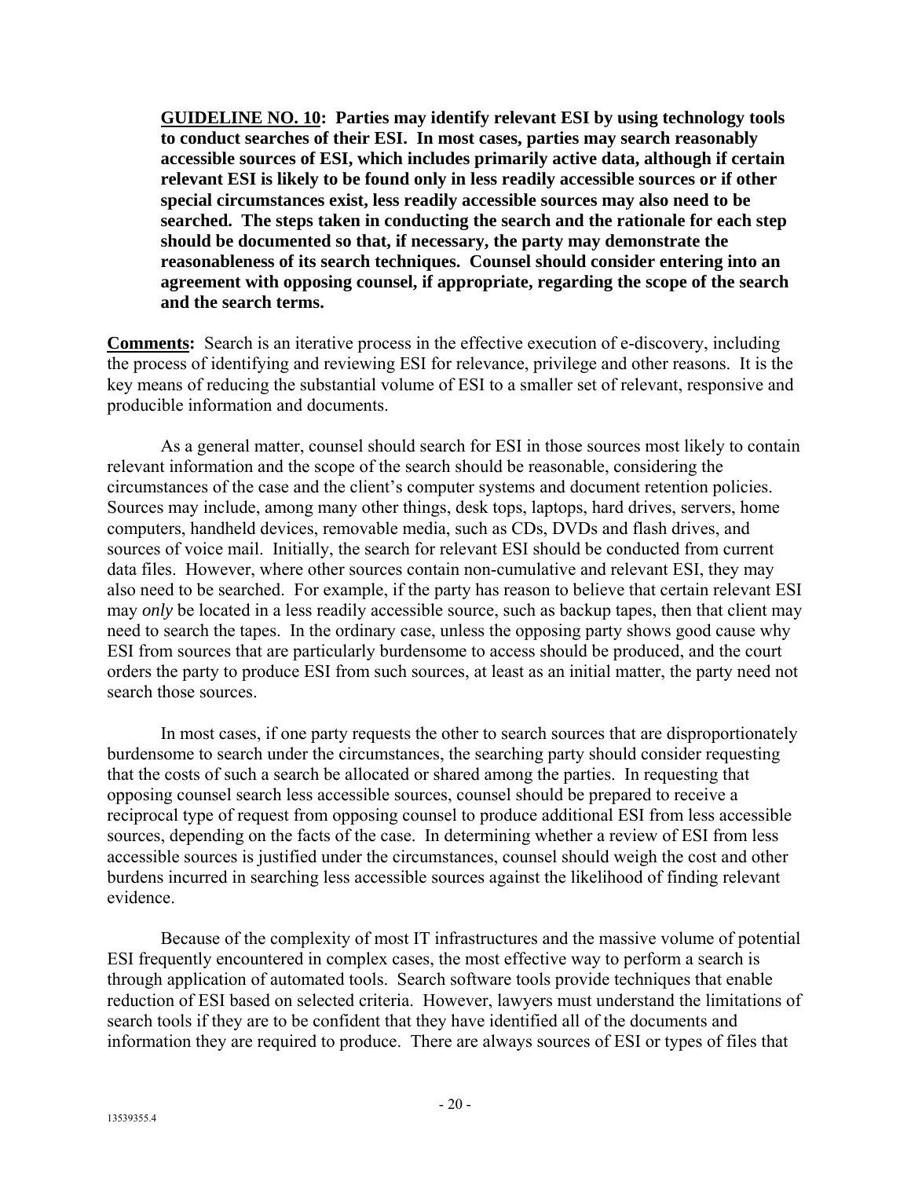**<u>GUIDELINE NO. 10</u>: Parties may identify relevant ESI by using technology tools to conduct searches of their ESI. In most cases, parties may search reasonably accessible sources of ESI, which includes primarily active data, although if certain relevant ESI is likely to be found only in less readily accessible sources or if other special circumstances exist, less readily accessible sources may also need to be searched. The steps taken in conducting the search and the rationale for each step should be documented so that, if necessary, the party may demonstrate the reasonableness of its search techniques. Counsel should consider entering into an agreement with opposing counsel, if appropriate, regarding the scope of the search and the search terms.**

**<u>Comments</u>:** Search is an iterative process in the effective execution of e-discovery, including the process of identifying and reviewing ESI for relevance, privilege and other reasons. It is the key means of reducing the substantial volume of ESI to a smaller set of relevant, responsive and producible information and documents.

As a general matter, counsel should search for ESI in those sources most likely to contain relevant information and the scope of the search should be reasonable, considering the circumstances of the case and the client's computer systems and document retention policies. Sources may include, among many other things, desk tops, laptops, hard drives, servers, home computers, handheld devices, removable media, such as CDs, DVDs and flash drives, and sources of voice mail. Initially, the search for relevant ESI should be conducted from current data files. However, where other sources contain non-cumulative and relevant ESI, they may also need to be searched. For example, if the party has reason to believe that certain relevant ESI may *only* be located in a less readily accessible source, such as backup tapes, then that client may need to search the tapes. In the ordinary case, unless the opposing party shows good cause why ESI from sources that are particularly burdensome to access should be produced, and the court orders the party to produce ESI from such sources, at least as an initial matter, the party need not search those sources.

In most cases, if one party requests the other to search sources that are disproportionately burdensome to search under the circumstances, the searching party should consider requesting that the costs of such a search be allocated or shared among the parties. In requesting that opposing counsel search less accessible sources, counsel should be prepared to receive a reciprocal type of request from opposing counsel to produce additional ESI from less accessible sources, depending on the facts of the case. In determining whether a review of ESI from less accessible sources is justified under the circumstances, counsel should weigh the cost and other burdens incurred in searching less accessible sources against the likelihood of finding relevant evidence.

Because of the complexity of most IT infrastructures and the massive volume of potential ESI frequently encountered in complex cases, the most effective way to perform a search is through application of automated tools. Search software tools provide techniques that enable reduction of ESI based on selected criteria. However, lawyers must understand the limitations of search tools if they are to be confident that they have identified all of the documents and information they are required to produce. There are always sources of ESI or types of files that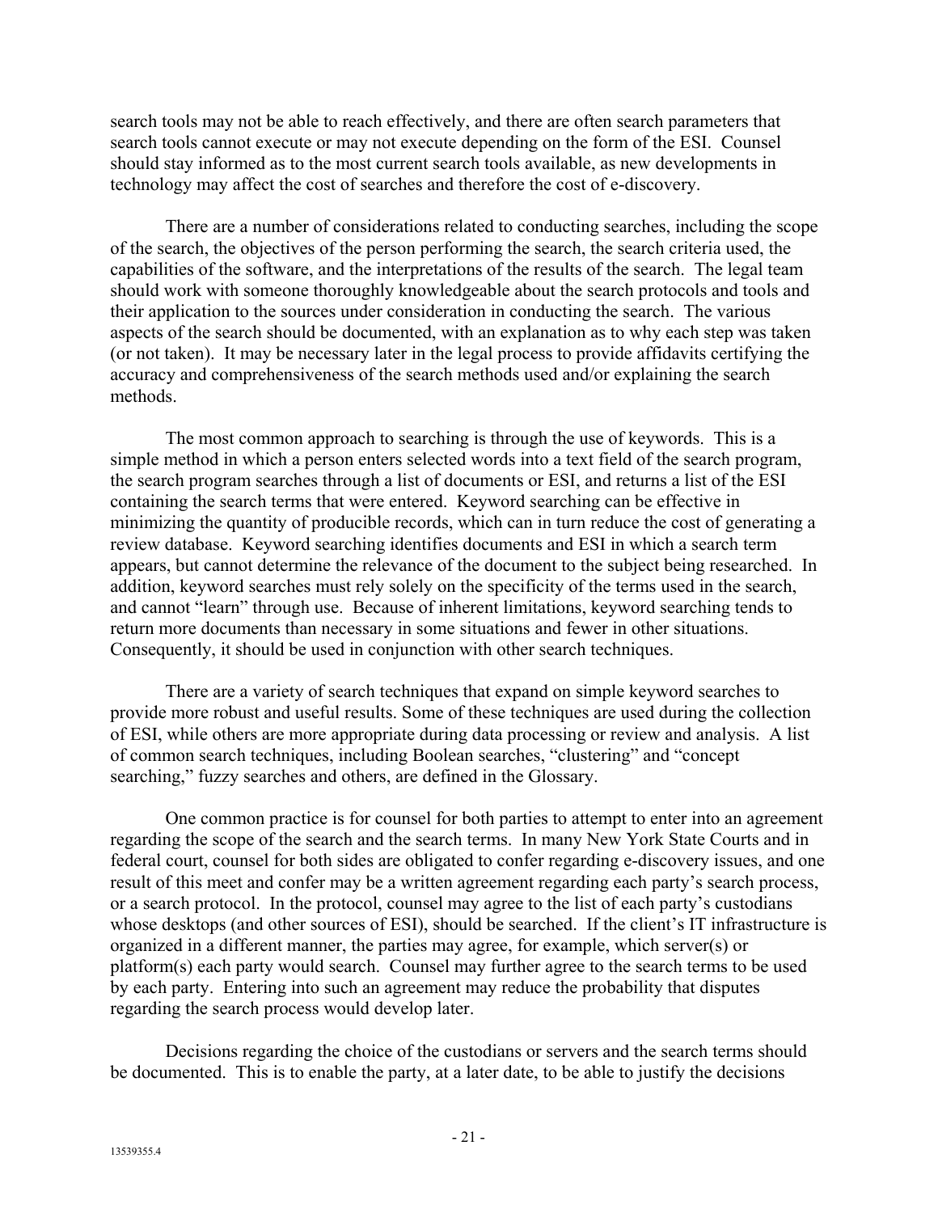search tools may not be able to reach effectively, and there are often search parameters that search tools cannot execute or may not execute depending on the form of the ESI. Counsel should stay informed as to the most current search tools available, as new developments in technology may affect the cost of searches and therefore the cost of e-discovery.

There are a number of considerations related to conducting searches, including the scope of the search, the objectives of the person performing the search, the search criteria used, the capabilities of the software, and the interpretations of the results of the search. The legal team should work with someone thoroughly knowledgeable about the search protocols and tools and their application to the sources under consideration in conducting the search. The various aspects of the search should be documented, with an explanation as to why each step was taken (or not taken). It may be necessary later in the legal process to provide affidavits certifying the accuracy and comprehensiveness of the search methods used and/or explaining the search methods.

The most common approach to searching is through the use of keywords. This is a simple method in which a person enters selected words into a text field of the search program, the search program searches through a list of documents or ESI, and returns a list of the ESI containing the search terms that were entered. Keyword searching can be effective in minimizing the quantity of producible records, which can in turn reduce the cost of generating a review database. Keyword searching identifies documents and ESI in which a search term appears, but cannot determine the relevance of the document to the subject being researched. In addition, keyword searches must rely solely on the specificity of the terms used in the search, and cannot "learn" through use. Because of inherent limitations, keyword searching tends to return more documents than necessary in some situations and fewer in other situations. Consequently, it should be used in conjunction with other search techniques.

There are a variety of search techniques that expand on simple keyword searches to provide more robust and useful results. Some of these techniques are used during the collection of ESI, while others are more appropriate during data processing or review and analysis. A list of common search techniques, including Boolean searches, "clustering" and "concept searching," fuzzy searches and others, are defined in the Glossary.

One common practice is for counsel for both parties to attempt to enter into an agreement regarding the scope of the search and the search terms. In many New York State Courts and in federal court, counsel for both sides are obligated to confer regarding e-discovery issues, and one result of this meet and confer may be a written agreement regarding each party's search process, or a search protocol. In the protocol, counsel may agree to the list of each party's custodians whose desktops (and other sources of ESI), should be searched. If the client's IT infrastructure is organized in a different manner, the parties may agree, for example, which server(s) or platform(s) each party would search. Counsel may further agree to the search terms to be used by each party. Entering into such an agreement may reduce the probability that disputes regarding the search process would develop later.

Decisions regarding the choice of the custodians or servers and the search terms should be documented. This is to enable the party, at a later date, to be able to justify the decisions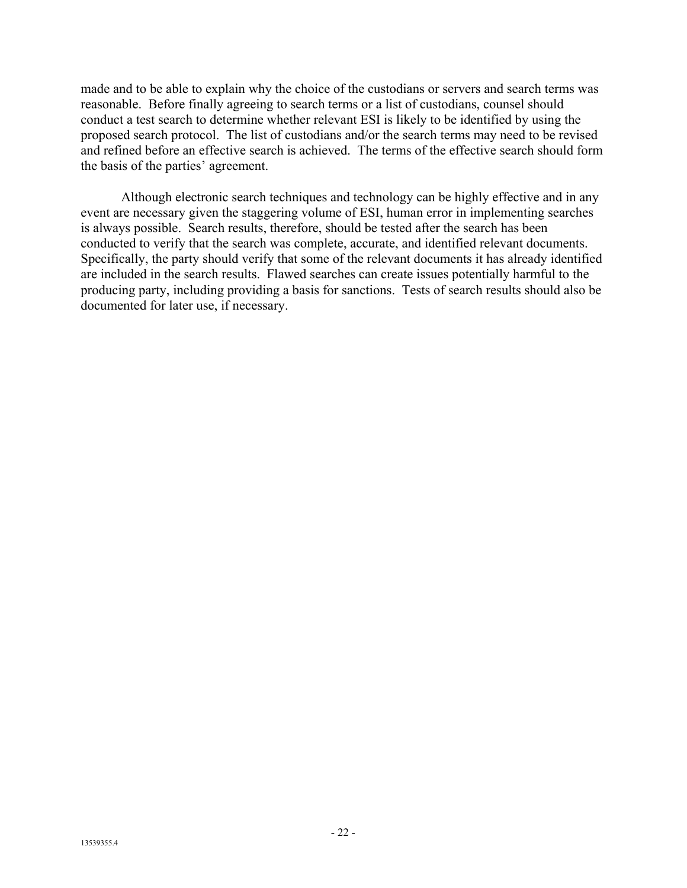made and to be able to explain why the choice of the custodians or servers and search terms was reasonable. Before finally agreeing to search terms or a list of custodians, counsel should conduct a test search to determine whether relevant ESI is likely to be identified by using the proposed search protocol. The list of custodians and/or the search terms may need to be revised and refined before an effective search is achieved. The terms of the effective search should form the basis of the parties' agreement.

Although electronic search techniques and technology can be highly effective and in any event are necessary given the staggering volume of ESI, human error in implementing searches is always possible. Search results, therefore, should be tested after the search has been conducted to verify that the search was complete, accurate, and identified relevant documents. Specifically, the party should verify that some of the relevant documents it has already identified are included in the search results. Flawed searches can create issues potentially harmful to the producing party, including providing a basis for sanctions. Tests of search results should also be documented for later use, if necessary.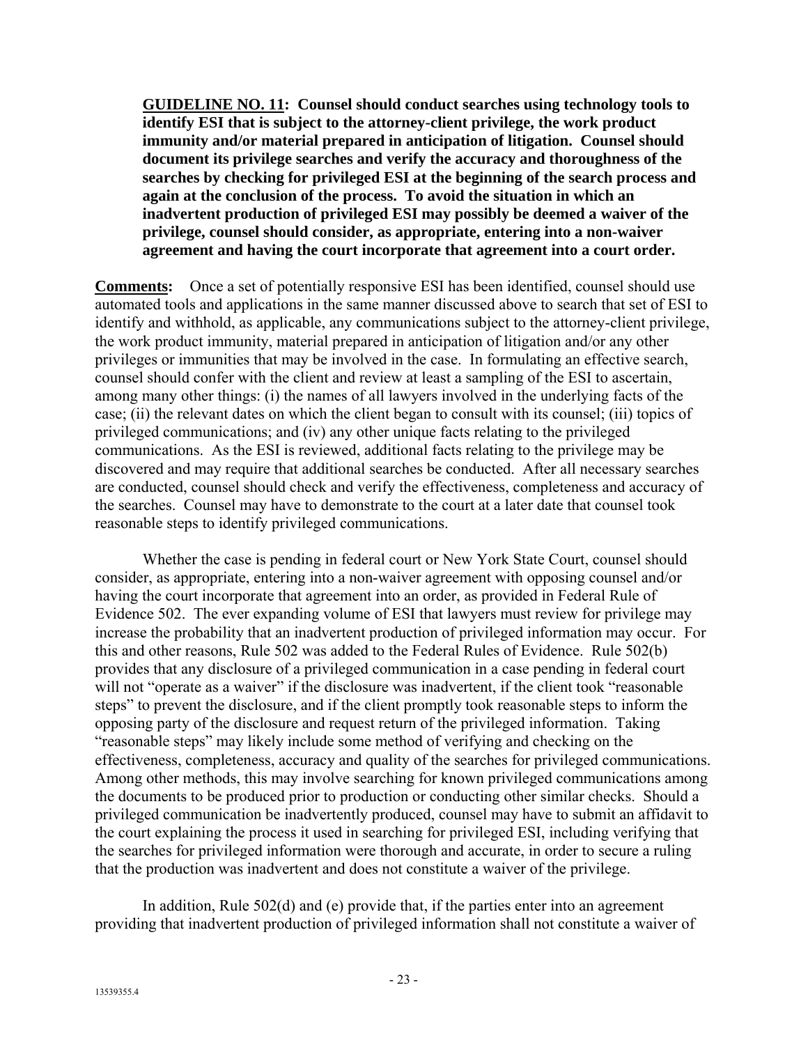**GUIDELINE NO. 11: Counsel should conduct searches using technology tools to identify ESI that is subject to the attorney-client privilege, the work product immunity and/or material prepared in anticipation of litigation. Counsel should document its privilege searches and verify the accuracy and thoroughness of the searches by checking for privileged ESI at the beginning of the search process and again at the conclusion of the process. To avoid the situation in which an inadvertent production of privileged ESI may possibly be deemed a waiver of the privilege, counsel should consider, as appropriate, entering into a non-waiver agreement and having the court incorporate that agreement into a court order.**

**Comments:** Once a set of potentially responsive ESI has been identified, counsel should use automated tools and applications in the same manner discussed above to search that set of ESI to identify and withhold, as applicable, any communications subject to the attorney-client privilege, the work product immunity, material prepared in anticipation of litigation and/or any other privileges or immunities that may be involved in the case. In formulating an effective search, counsel should confer with the client and review at least a sampling of the ESI to ascertain, among many other things: (i) the names of all lawyers involved in the underlying facts of the case; (ii) the relevant dates on which the client began to consult with its counsel; (iii) topics of privileged communications; and (iv) any other unique facts relating to the privileged communications. As the ESI is reviewed, additional facts relating to the privilege may be discovered and may require that additional searches be conducted. After all necessary searches are conducted, counsel should check and verify the effectiveness, completeness and accuracy of the searches. Counsel may have to demonstrate to the court at a later date that counsel took reasonable steps to identify privileged communications.

Whether the case is pending in federal court or New York State Court, counsel should consider, as appropriate, entering into a non-waiver agreement with opposing counsel and/or having the court incorporate that agreement into an order, as provided in Federal Rule of Evidence 502. The ever expanding volume of ESI that lawyers must review for privilege may increase the probability that an inadvertent production of privileged information may occur. For this and other reasons, Rule 502 was added to the Federal Rules of Evidence. Rule 502(b) provides that any disclosure of a privileged communication in a case pending in federal court will not "operate as a waiver" if the disclosure was inadvertent, if the client took "reasonable steps" to prevent the disclosure, and if the client promptly took reasonable steps to inform the opposing party of the disclosure and request return of the privileged information. Taking "reasonable steps" may likely include some method of verifying and checking on the effectiveness, completeness, accuracy and quality of the searches for privileged communications. Among other methods, this may involve searching for known privileged communications among the documents to be produced prior to production or conducting other similar checks. Should a privileged communication be inadvertently produced, counsel may have to submit an affidavit to the court explaining the process it used in searching for privileged ESI, including verifying that the searches for privileged information were thorough and accurate, in order to secure a ruling that the production was inadvertent and does not constitute a waiver of the privilege.

In addition, Rule 502(d) and (e) provide that, if the parties enter into an agreement providing that inadvertent production of privileged information shall not constitute a waiver of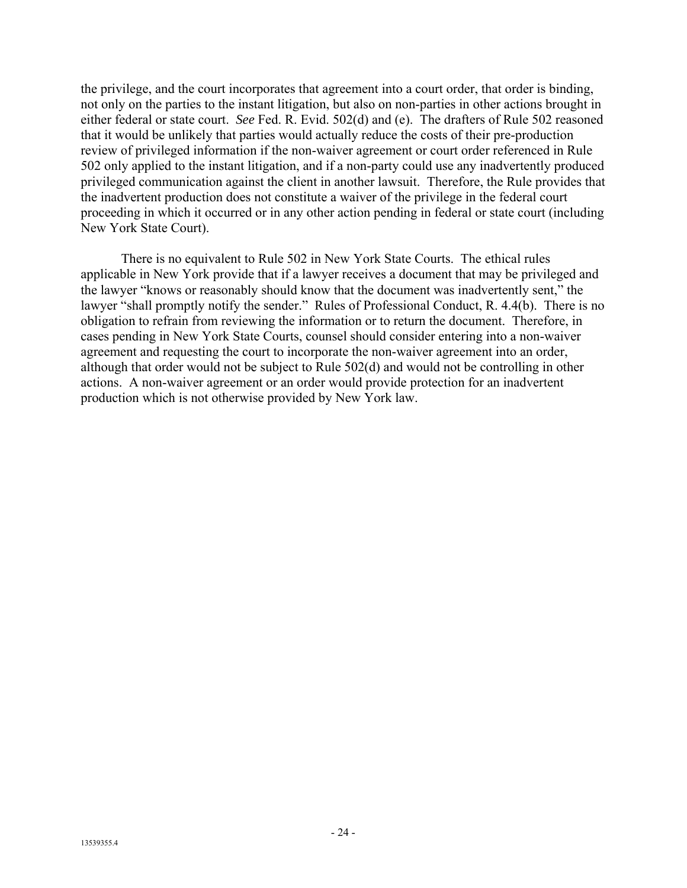the privilege, and the court incorporates that agreement into a court order, that order is binding, not only on the parties to the instant litigation, but also on non-parties in other actions brought in either federal or state court. *See* Fed. R. Evid. 502(d) and (e). The drafters of Rule 502 reasoned that it would be unlikely that parties would actually reduce the costs of their pre-production review of privileged information if the non-waiver agreement or court order referenced in Rule 502 only applied to the instant litigation, and if a non-party could use any inadvertently produced privileged communication against the client in another lawsuit. Therefore, the Rule provides that the inadvertent production does not constitute a waiver of the privilege in the federal court proceeding in which it occurred or in any other action pending in federal or state court (including New York State Court).

There is no equivalent to Rule 502 in New York State Courts. The ethical rules applicable in New York provide that if a lawyer receives a document that may be privileged and the lawyer "knows or reasonably should know that the document was inadvertently sent," the lawyer "shall promptly notify the sender." Rules of Professional Conduct, R. 4.4(b). There is no obligation to refrain from reviewing the information or to return the document. Therefore, in cases pending in New York State Courts, counsel should consider entering into a non-waiver agreement and requesting the court to incorporate the non-waiver agreement into an order, although that order would not be subject to Rule 502(d) and would not be controlling in other actions. A non-waiver agreement or an order would provide protection for an inadvertent production which is not otherwise provided by New York law.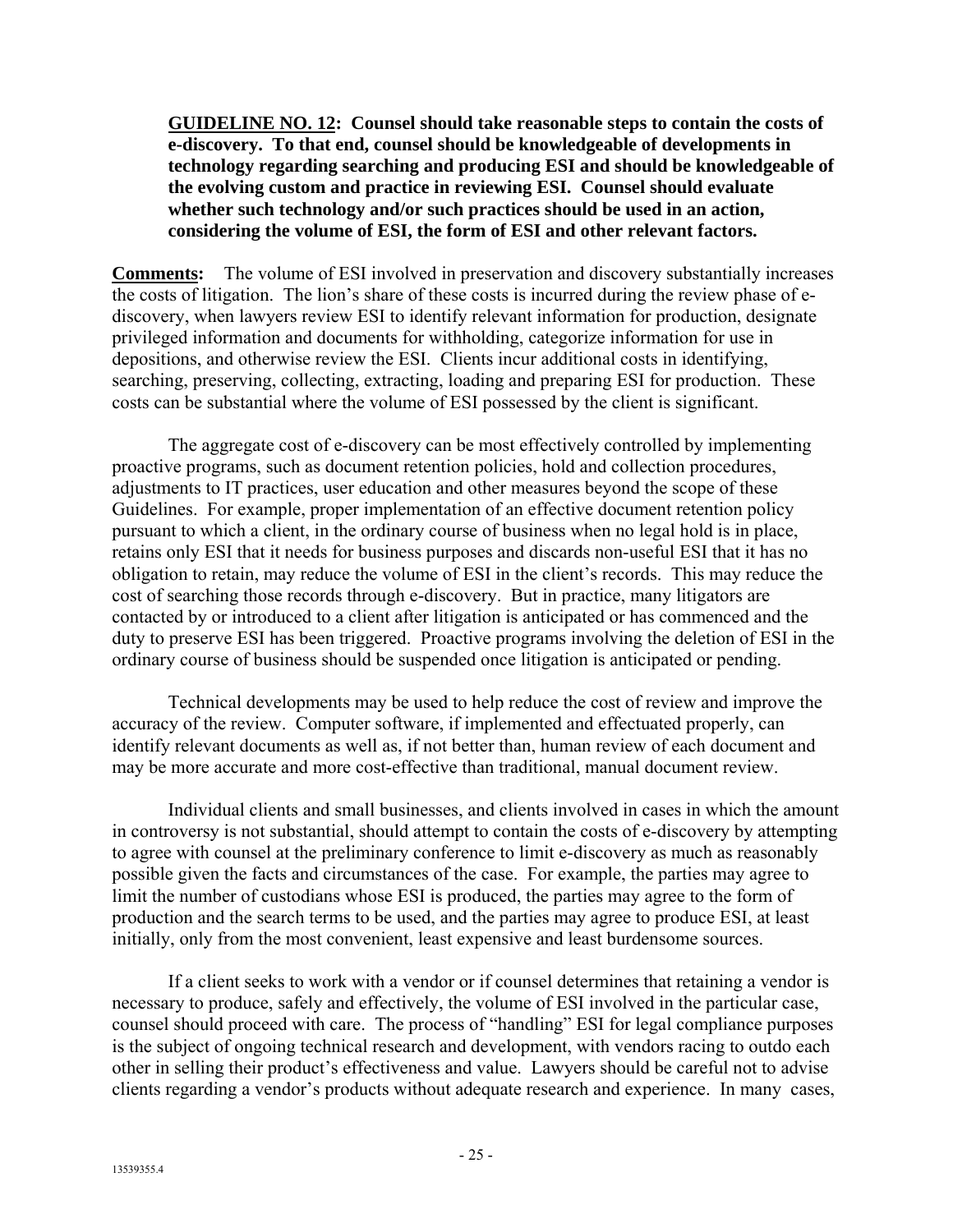**<u>GUIDELINE NO. 12</u>: Counsel should take reasonable steps to contain the costs of e-discovery. To that end, counsel should be knowledgeable of developments in technology regarding searching and producing ESI and should be knowledgeable of the evolving custom and practice in reviewing ESI. Counsel should evaluate whether such technology and/or such practices should be used in an action, considering the volume of ESI, the form of ESI and other relevant factors.**

**<u>Comments</u>:** The volume of ESI involved in preservation and discovery substantially increases the costs of litigation. The lion's share of these costs is incurred during the review phase of e-discovery, when lawyers review ESI to identify relevant information for production, designate privileged information and documents for withholding, categorize information for use in depositions, and otherwise review the ESI. Clients incur additional costs in identifying, searching, preserving, collecting, extracting, loading and preparing ESI for production. These costs can be substantial where the volume of ESI possessed by the client is significant.

The aggregate cost of e-discovery can be most effectively controlled by implementing proactive programs, such as document retention policies, hold and collection procedures, adjustments to IT practices, user education and other measures beyond the scope of these Guidelines. For example, proper implementation of an effective document retention policy pursuant to which a client, in the ordinary course of business when no legal hold is in place, retains only ESI that it needs for business purposes and discards non-useful ESI that it has no obligation to retain, may reduce the volume of ESI in the client's records. This may reduce the cost of searching those records through e-discovery. But in practice, many litigators are contacted by or introduced to a client after litigation is anticipated or has commenced and the duty to preserve ESI has been triggered. Proactive programs involving the deletion of ESI in the ordinary course of business should be suspended once litigation is anticipated or pending.

Technical developments may be used to help reduce the cost of review and improve the accuracy of the review. Computer software, if implemented and effectuated properly, can identify relevant documents as well as, if not better than, human review of each document and may be more accurate and more cost-effective than traditional, manual document review.

Individual clients and small businesses, and clients involved in cases in which the amount in controversy is not substantial, should attempt to contain the costs of e-discovery by attempting to agree with counsel at the preliminary conference to limit e-discovery as much as reasonably possible given the facts and circumstances of the case. For example, the parties may agree to limit the number of custodians whose ESI is produced, the parties may agree to the form of production and the search terms to be used, and the parties may agree to produce ESI, at least initially, only from the most convenient, least expensive and least burdensome sources.

If a client seeks to work with a vendor or if counsel determines that retaining a vendor is necessary to produce, safely and effectively, the volume of ESI involved in the particular case, counsel should proceed with care. The process of "handling" ESI for legal compliance purposes is the subject of ongoing technical research and development, with vendors racing to outdo each other in selling their product's effectiveness and value. Lawyers should be careful not to advise clients regarding a vendor's products without adequate research and experience. In many cases,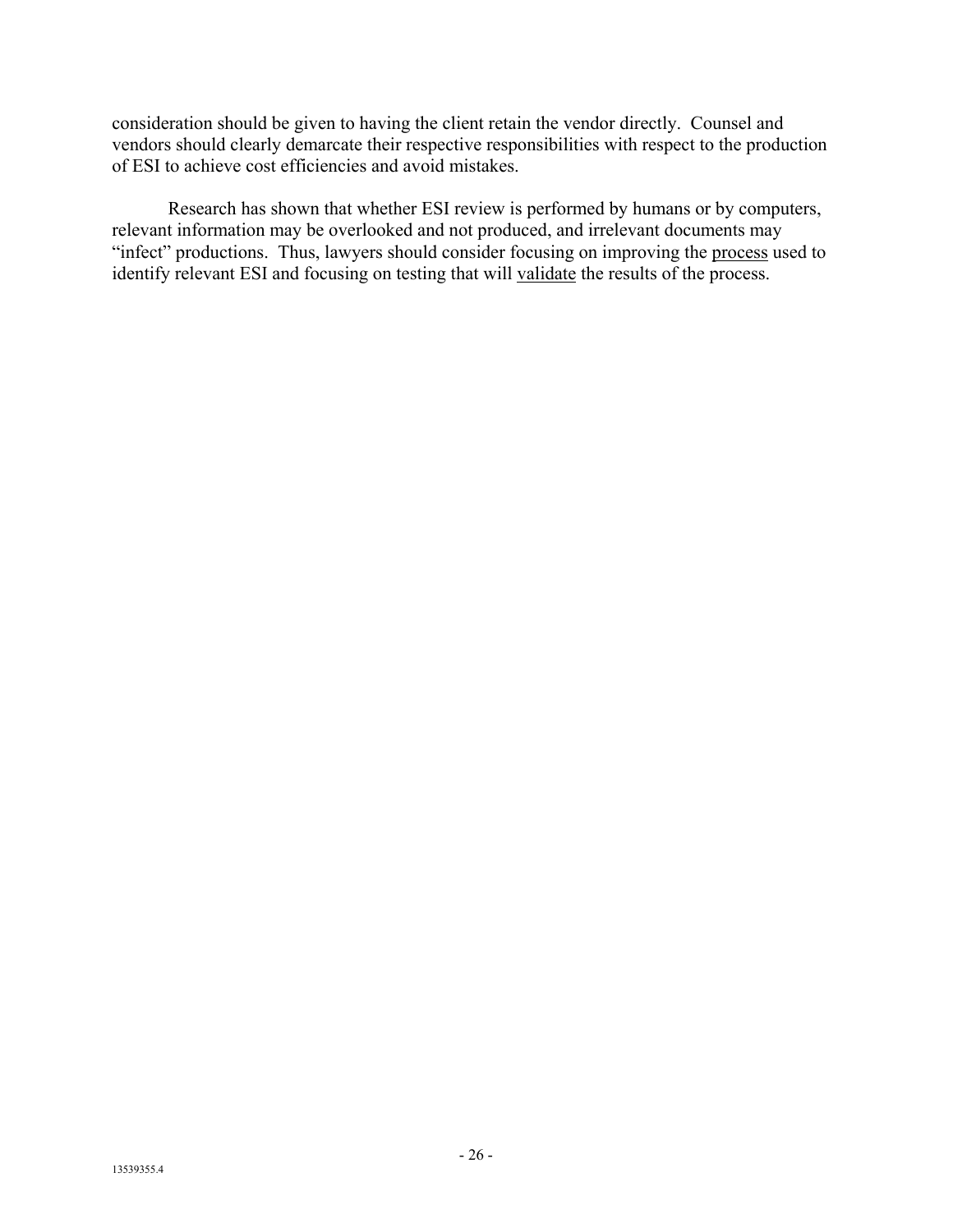consideration should be given to having the client retain the vendor directly. Counsel and vendors should clearly demarcate their respective responsibilities with respect to the production of ESI to achieve cost efficiencies and avoid mistakes.

Research has shown that whether ESI review is performed by humans or by computers, relevant information may be overlooked and not produced, and irrelevant documents may "infect" productions. Thus, lawyers should consider focusing on improving the <u>process</u> used to identify relevant ESI and focusing on testing that will <u>validate</u> the results of the process.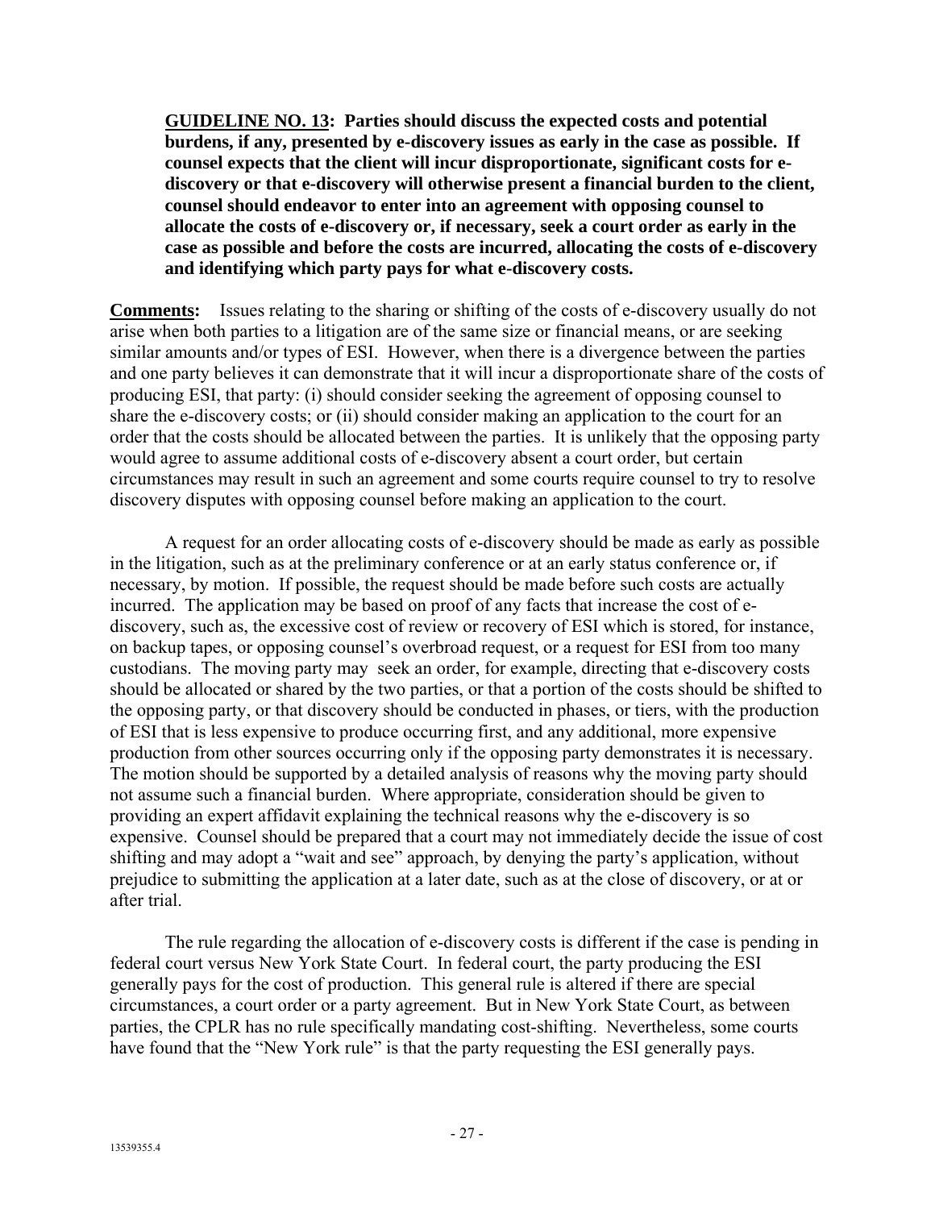**<u>GUIDELINE NO. 13</u>: Parties should discuss the expected costs and potential burdens, if any, presented by e-discovery issues as early in the case as possible. If counsel expects that the client will incur disproportionate, significant costs for e-discovery or that e-discovery will otherwise present a financial burden to the client, counsel should endeavor to enter into an agreement with opposing counsel to allocate the costs of e-discovery or, if necessary, seek a court order as early in the case as possible and before the costs are incurred, allocating the costs of e-discovery and identifying which party pays for what e-discovery costs.**

**<u>Comments</u>:** Issues relating to the sharing or shifting of the costs of e-discovery usually do not arise when both parties to a litigation are of the same size or financial means, or are seeking similar amounts and/or types of ESI. However, when there is a divergence between the parties and one party believes it can demonstrate that it will incur a disproportionate share of the costs of producing ESI, that party: (i) should consider seeking the agreement of opposing counsel to share the e-discovery costs; or (ii) should consider making an application to the court for an order that the costs should be allocated between the parties. It is unlikely that the opposing party would agree to assume additional costs of e-discovery absent a court order, but certain circumstances may result in such an agreement and some courts require counsel to try to resolve discovery disputes with opposing counsel before making an application to the court.

A request for an order allocating costs of e-discovery should be made as early as possible in the litigation, such as at the preliminary conference or at an early status conference or, if necessary, by motion. If possible, the request should be made before such costs are actually incurred. The application may be based on proof of any facts that increase the cost of e-discovery, such as, the excessive cost of review or recovery of ESI which is stored, for instance, on backup tapes, or opposing counsel's overbroad request, or a request for ESI from too many custodians. The moving party may seek an order, for example, directing that e-discovery costs should be allocated or shared by the two parties, or that a portion of the costs should be shifted to the opposing party, or that discovery should be conducted in phases, or tiers, with the production of ESI that is less expensive to produce occurring first, and any additional, more expensive production from other sources occurring only if the opposing party demonstrates it is necessary. The motion should be supported by a detailed analysis of reasons why the moving party should not assume such a financial burden. Where appropriate, consideration should be given to providing an expert affidavit explaining the technical reasons why the e-discovery is so expensive. Counsel should be prepared that a court may not immediately decide the issue of cost shifting and may adopt a "wait and see" approach, by denying the party's application, without prejudice to submitting the application at a later date, such as at the close of discovery, or at or after trial.

The rule regarding the allocation of e-discovery costs is different if the case is pending in federal court versus New York State Court. In federal court, the party producing the ESI generally pays for the cost of production. This general rule is altered if there are special circumstances, a court order or a party agreement. But in New York State Court, as between parties, the CPLR has no rule specifically mandating cost-shifting. Nevertheless, some courts have found that the "New York rule" is that the party requesting the ESI generally pays.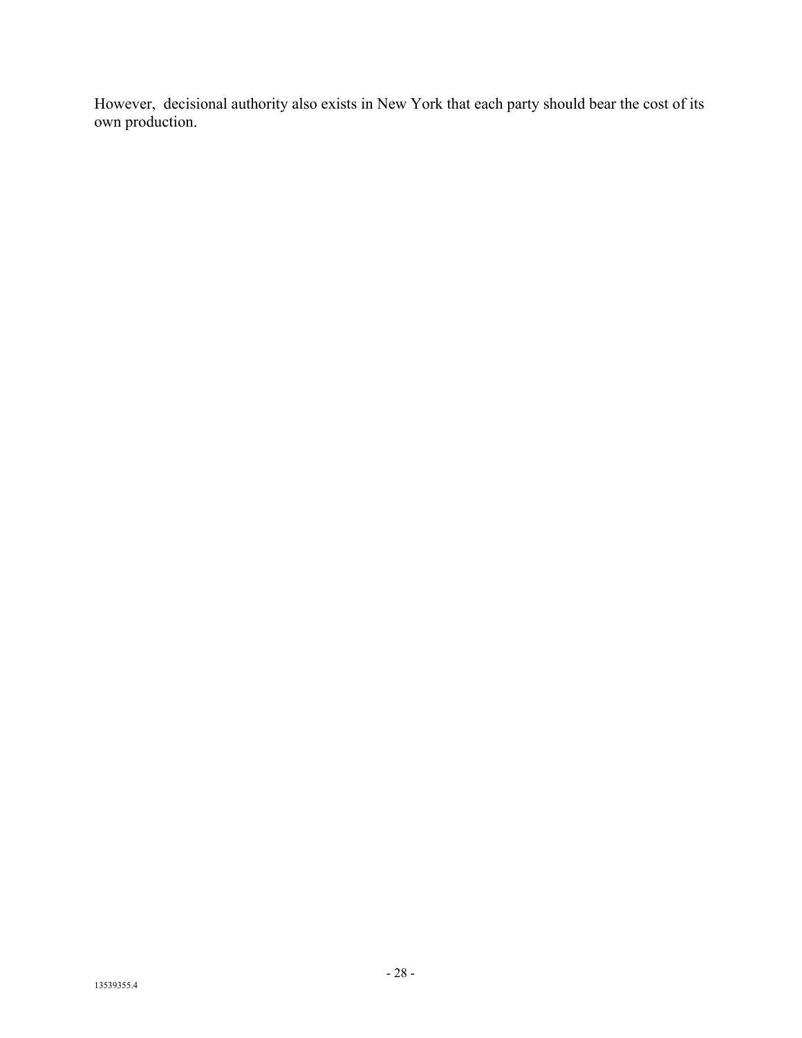However, decisional authority also exists in New York that each party should bear the cost of its own production.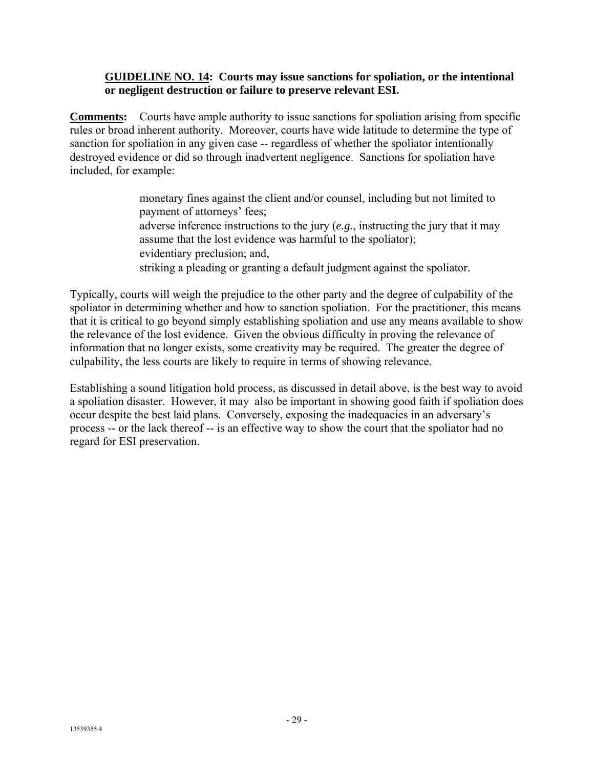**<u>GUIDELINE NO. 14</u>: Courts may issue sanctions for spoliation, or the intentional or negligent destruction or failure to preserve relevant ESI.**

**<u>Comments</u>:** Courts have ample authority to issue sanctions for spoliation arising from specific rules or broad inherent authority. Moreover, courts have wide latitude to determine the type of sanction for spoliation in any given case -- regardless of whether the spoliator intentionally destroyed evidence or did so through inadvertent negligence. Sanctions for spoliation have included, for example:

- monetary fines against the client and/or counsel, including but not limited to payment of attorneys' fees;
- adverse inference instructions to the jury (*e.g.*, instructing the jury that it may assume that the lost evidence was harmful to the spoliator);
- evidentiary preclusion; and,
- striking a pleading or granting a default judgment against the spoliator.

Typically, courts will weigh the prejudice to the other party and the degree of culpability of the spoliator in determining whether and how to sanction spoliation. For the practitioner, this means that it is critical to go beyond simply establishing spoliation and use any means available to show the relevance of the lost evidence. Given the obvious difficulty in proving the relevance of information that no longer exists, some creativity may be required. The greater the degree of culpability, the less courts are likely to require in terms of showing relevance.

Establishing a sound litigation hold process, as discussed in detail above, is the best way to avoid a spoliation disaster. However, it may also be important in showing good faith if spoliation does occur despite the best laid plans. Conversely, exposing the inadequacies in an adversary's process -- or the lack thereof -- is an effective way to show the court that the spoliator had no regard for ESI preservation.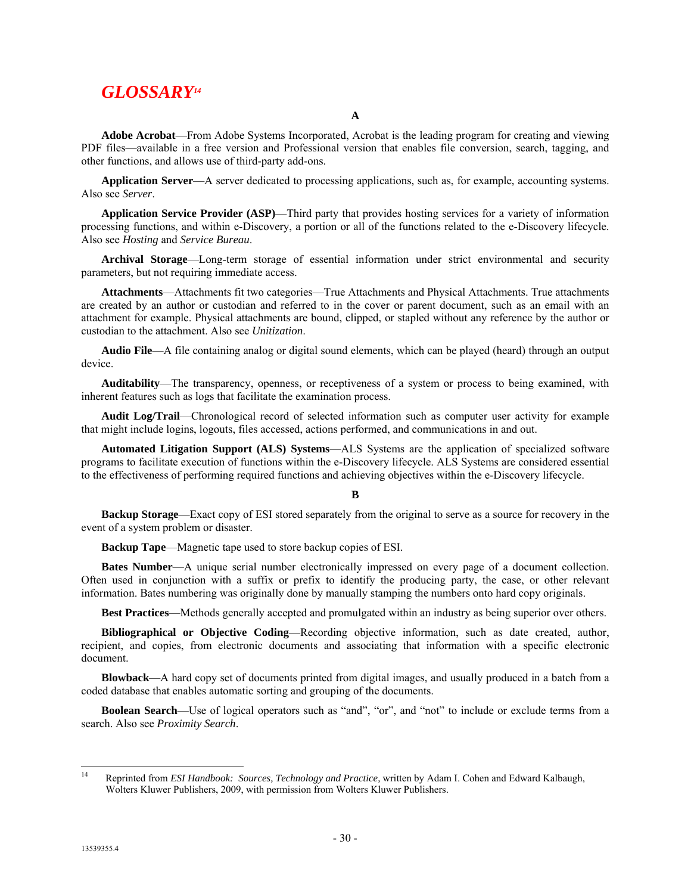# *GLOSSARY*[14]

**A**

**Adobe Acrobat**—From Adobe Systems Incorporated, Acrobat is the leading program for creating and viewing PDF files—available in a free version and Professional version that enables file conversion, search, tagging, and other functions, and allows use of third-party add-ons.

**Application Server**—A server dedicated to processing applications, such as, for example, accounting systems. Also see *Server*.

**Application Service Provider (ASP)**—Third party that provides hosting services for a variety of information processing functions, and within e-Discovery, a portion or all of the functions related to the e-Discovery lifecycle. Also see *Hosting* and *Service Bureau*.

**Archival Storage**—Long-term storage of essential information under strict environmental and security parameters, but not requiring immediate access.

**Attachments**—Attachments fit two categories—True Attachments and Physical Attachments. True attachments are created by an author or custodian and referred to in the cover or parent document, such as an email with an attachment for example. Physical attachments are bound, clipped, or stapled without any reference by the author or custodian to the attachment. Also see *Unitization*.

**Audio File**—A file containing analog or digital sound elements, which can be played (heard) through an output device.

**Auditability**—The transparency, openness, or receptiveness of a system or process to being examined, with inherent features such as logs that facilitate the examination process.

**Audit Log/Trail**—Chronological record of selected information such as computer user activity for example that might include logins, logouts, files accessed, actions performed, and communications in and out.

**Automated Litigation Support (ALS) Systems**—ALS Systems are the application of specialized software programs to facilitate execution of functions within the e-Discovery lifecycle. ALS Systems are considered essential to the effectiveness of performing required functions and achieving objectives within the e-Discovery lifecycle.

**B**

**Backup Storage**—Exact copy of ESI stored separately from the original to serve as a source for recovery in the event of a system problem or disaster.

**Backup Tape**—Magnetic tape used to store backup copies of ESI.

**Bates Number**—A unique serial number electronically impressed on every page of a document collection. Often used in conjunction with a suffix or prefix to identify the producing party, the case, or other relevant information. Bates numbering was originally done by manually stamping the numbers onto hard copy originals.

**Best Practices**—Methods generally accepted and promulgated within an industry as being superior over others.

**Bibliographical or Objective Coding**—Recording objective information, such as date created, author, recipient, and copies, from electronic documents and associating that information with a specific electronic document.

**Blowback**—A hard copy set of documents printed from digital images, and usually produced in a batch from a coded database that enables automatic sorting and grouping of the documents.

**Boolean Search**—Use of logical operators such as "and", "or", and "not" to include or exclude terms from a search. Also see *Proximity Search*.

---

[14] Reprinted from *ESI Handbook: Sources, Technology and Practice,* written by Adam I. Cohen and Edward Kalbaugh, Wolters Kluwer Publishers, 2009, with permission from Wolters Kluwer Publishers.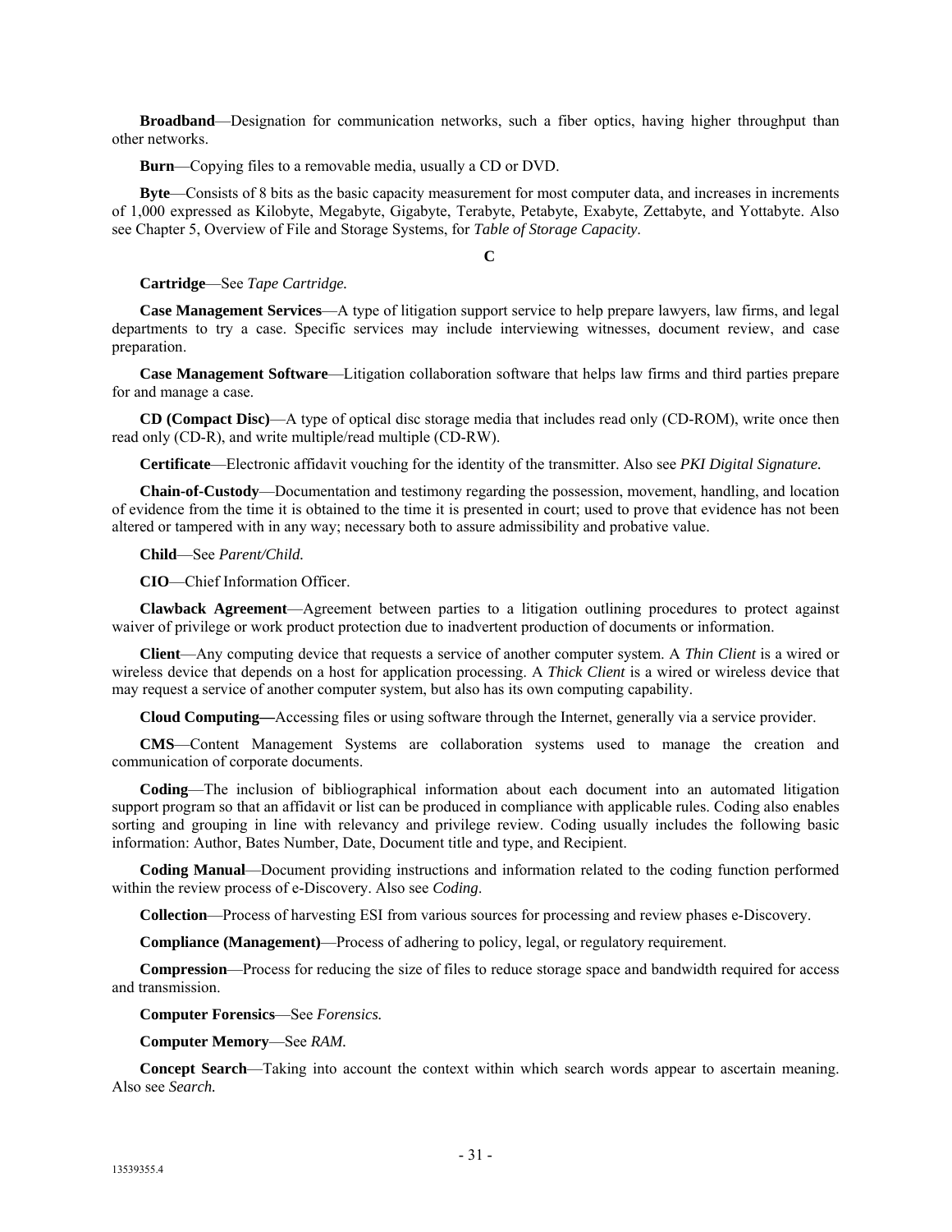**Broadband**—Designation for communication networks, such a fiber optics, having higher throughput than other networks.

**Burn**—Copying files to a removable media, usually a CD or DVD.

**Byte**—Consists of 8 bits as the basic capacity measurement for most computer data, and increases in increments of 1,000 expressed as Kilobyte, Megabyte, Gigabyte, Terabyte, Petabyte, Exabyte, Zettabyte, and Yottabyte. Also see Chapter 5, Overview of File and Storage Systems, for *Table of Storage Capacity*.

## C

**Cartridge**—See *Tape Cartridge.*

**Case Management Services**—A type of litigation support service to help prepare lawyers, law firms, and legal departments to try a case. Specific services may include interviewing witnesses, document review, and case preparation.

**Case Management Software**—Litigation collaboration software that helps law firms and third parties prepare for and manage a case.

**CD (Compact Disc)**—A type of optical disc storage media that includes read only (CD-ROM), write once then read only (CD-R), and write multiple/read multiple (CD-RW).

**Certificate**—Electronic affidavit vouching for the identity of the transmitter. Also see *PKI Digital Signature.*

**Chain-of-Custody**—Documentation and testimony regarding the possession, movement, handling, and location of evidence from the time it is obtained to the time it is presented in court; used to prove that evidence has not been altered or tampered with in any way; necessary both to assure admissibility and probative value.

**Child**—See *Parent/Child.*

**CIO**—Chief Information Officer.

**Clawback Agreement**—Agreement between parties to a litigation outlining procedures to protect against waiver of privilege or work product protection due to inadvertent production of documents or information.

**Client**—Any computing device that requests a service of another computer system. A *Thin Client* is a wired or wireless device that depends on a host for application processing. A *Thick Client* is a wired or wireless device that may request a service of another computer system, but also has its own computing capability.

**Cloud Computing—**Accessing files or using software through the Internet, generally via a service provider.

**CMS**—Content Management Systems are collaboration systems used to manage the creation and communication of corporate documents.

**Coding**—The inclusion of bibliographical information about each document into an automated litigation support program so that an affidavit or list can be produced in compliance with applicable rules. Coding also enables sorting and grouping in line with relevancy and privilege review. Coding usually includes the following basic information: Author, Bates Number, Date, Document title and type, and Recipient.

**Coding Manual**—Document providing instructions and information related to the coding function performed within the review process of e-Discovery. Also see *Coding*.

**Collection**—Process of harvesting ESI from various sources for processing and review phases e-Discovery.

**Compliance (Management)**—Process of adhering to policy, legal, or regulatory requirement.

**Compression**—Process for reducing the size of files to reduce storage space and bandwidth required for access and transmission.

**Computer Forensics**—See *Forensics.*

**Computer Memory**—See *RAM.*

**Concept Search**—Taking into account the context within which search words appear to ascertain meaning. Also see *Search.*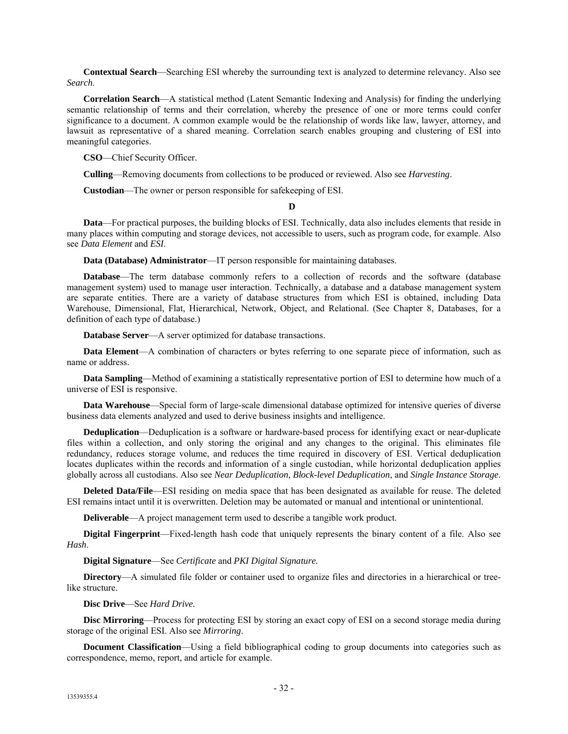**Contextual Search**—Searching ESI whereby the surrounding text is analyzed to determine relevancy. Also see *Search*.

**Correlation Search**—A statistical method (Latent Semantic Indexing and Analysis) for finding the underlying semantic relationship of terms and their correlation, whereby the presence of one or more terms could confer significance to a document. A common example would be the relationship of words like law, lawyer, attorney, and lawsuit as representative of a shared meaning. Correlation search enables grouping and clustering of ESI into meaningful categories.

**CSO**—Chief Security Officer.

**Culling**—Removing documents from collections to be produced or reviewed. Also see *Harvesting*.

**Custodian**—The owner or person responsible for safekeeping of ESI.

**D**

**Data**—For practical purposes, the building blocks of ESI. Technically, data also includes elements that reside in many places within computing and storage devices, not accessible to users, such as program code, for example. Also see *Data Element* and *ESI*.

**Data (Database) Administrator**—IT person responsible for maintaining databases.

**Database**—The term database commonly refers to a collection of records and the software (database management system) used to manage user interaction. Technically, a database and a database management system are separate entities. There are a variety of database structures from which ESI is obtained, including Data Warehouse, Dimensional, Flat, Hierarchical, Network, Object, and Relational. (See Chapter 8, Databases, for a definition of each type of database.)

**Database Server**—A server optimized for database transactions.

**Data Element**—A combination of characters or bytes referring to one separate piece of information, such as name or address.

**Data Sampling**—Method of examining a statistically representative portion of ESI to determine how much of a universe of ESI is responsive.

**Data Warehouse**—Special form of large-scale dimensional database optimized for intensive queries of diverse business data elements analyzed and used to derive business insights and intelligence.

**Deduplication**—Deduplication is a software or hardware-based process for identifying exact or near-duplicate files within a collection, and only storing the original and any changes to the original. This eliminates file redundancy, reduces storage volume, and reduces the time required in discovery of ESI. Vertical deduplication locates duplicates within the records and information of a single custodian, while horizontal deduplication applies globally across all custodians. Also see *Near Deduplication, Block-level Deduplication*, and *Single Instance Storage*.

**Deleted Data/File**—ESI residing on media space that has been designated as available for reuse. The deleted ESI remains intact until it is overwritten. Deletion may be automated or manual and intentional or unintentional.

**Deliverable**—A project management term used to describe a tangible work product.

**Digital Fingerprint**—Fixed-length hash code that uniquely represents the binary content of a file. Also see *Hash*.

**Digital Signature**—See *Certificate* and *PKI Digital Signature.*

**Directory**—A simulated file folder or container used to organize files and directories in a hierarchical or tree-like structure.

**Disc Drive**—See *Hard Drive.*

**Disc Mirroring**—Process for protecting ESI by storing an exact copy of ESI on a second storage media during storage of the original ESI. Also see *Mirroring*.

**Document Classification**—Using a field bibliographical coding to group documents into categories such as correspondence, memo, report, and article for example.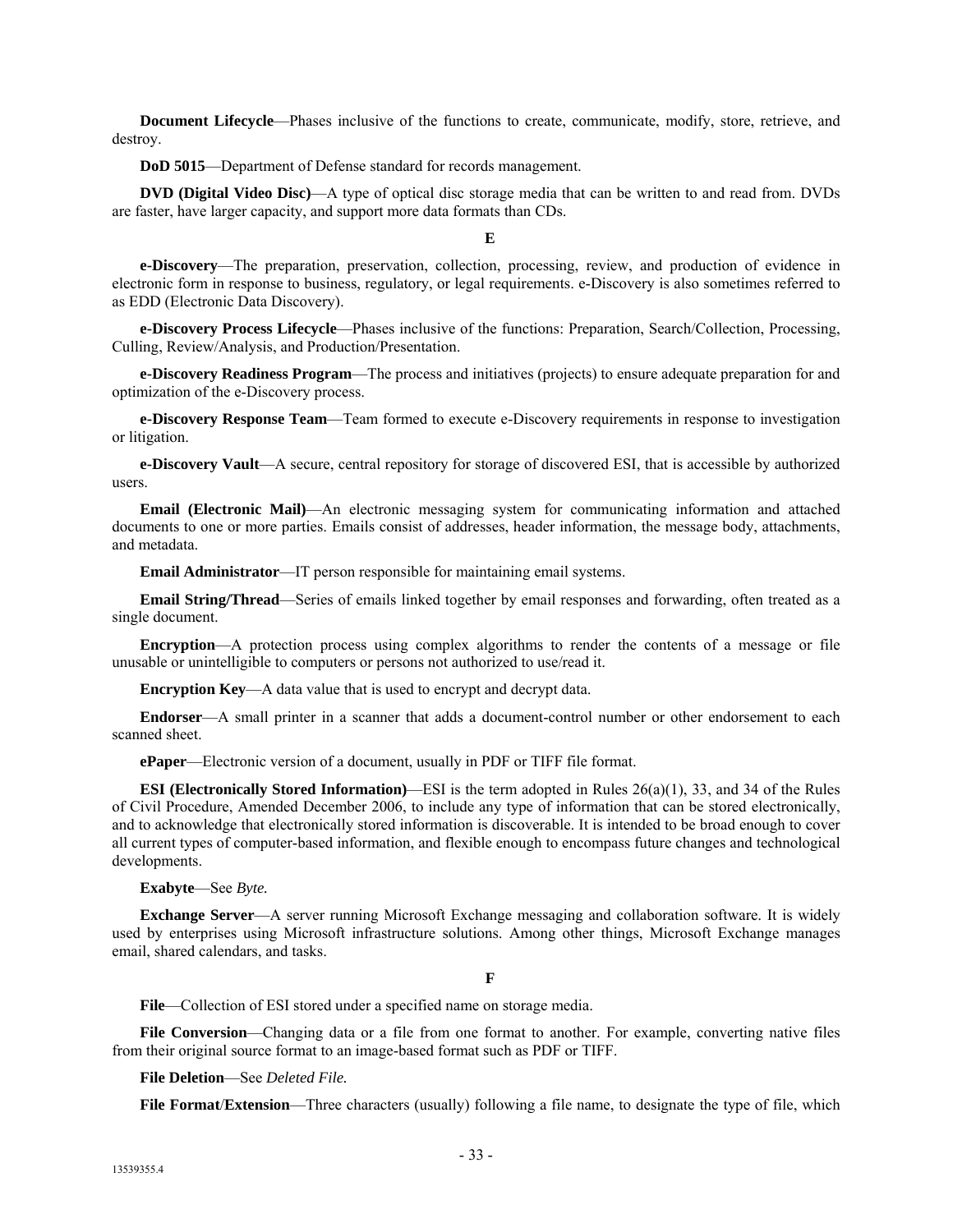**Document Lifecycle**—Phases inclusive of the functions to create, communicate, modify, store, retrieve, and destroy.

**DoD 5015**—Department of Defense standard for records management.

**DVD (Digital Video Disc)**—A type of optical disc storage media that can be written to and read from. DVDs are faster, have larger capacity, and support more data formats than CDs.

## E

**e-Discovery**—The preparation, preservation, collection, processing, review, and production of evidence in electronic form in response to business, regulatory, or legal requirements. e-Discovery is also sometimes referred to as EDD (Electronic Data Discovery).

**e-Discovery Process Lifecycle**—Phases inclusive of the functions: Preparation, Search/Collection, Processing, Culling, Review/Analysis, and Production/Presentation.

**e-Discovery Readiness Program**—The process and initiatives (projects) to ensure adequate preparation for and optimization of the e-Discovery process.

**e-Discovery Response Team**—Team formed to execute e-Discovery requirements in response to investigation or litigation.

**e-Discovery Vault**—A secure, central repository for storage of discovered ESI, that is accessible by authorized users.

**Email (Electronic Mail)**—An electronic messaging system for communicating information and attached documents to one or more parties. Emails consist of addresses, header information, the message body, attachments, and metadata.

**Email Administrator**—IT person responsible for maintaining email systems.

**Email String/Thread**—Series of emails linked together by email responses and forwarding, often treated as a single document.

**Encryption**—A protection process using complex algorithms to render the contents of a message or file unusable or unintelligible to computers or persons not authorized to use/read it.

**Encryption Key**—A data value that is used to encrypt and decrypt data.

**Endorser**—A small printer in a scanner that adds a document-control number or other endorsement to each scanned sheet.

**ePaper**—Electronic version of a document, usually in PDF or TIFF file format.

**ESI (Electronically Stored Information)**—ESI is the term adopted in Rules 26(a)(1), 33, and 34 of the Rules of Civil Procedure, Amended December 2006, to include any type of information that can be stored electronically, and to acknowledge that electronically stored information is discoverable. It is intended to be broad enough to cover all current types of computer-based information, and flexible enough to encompass future changes and technological developments.

**Exabyte**—See *Byte.*

**Exchange Server**—A server running Microsoft Exchange messaging and collaboration software. It is widely used by enterprises using Microsoft infrastructure solutions. Among other things, Microsoft Exchange manages email, shared calendars, and tasks.

## F

**File**—Collection of ESI stored under a specified name on storage media.

**File Conversion**—Changing data or a file from one format to another. For example, converting native files from their original source format to an image-based format such as PDF or TIFF.

**File Deletion**—See *Deleted File.*

**File Format/Extension**—Three characters (usually) following a file name, to designate the type of file, which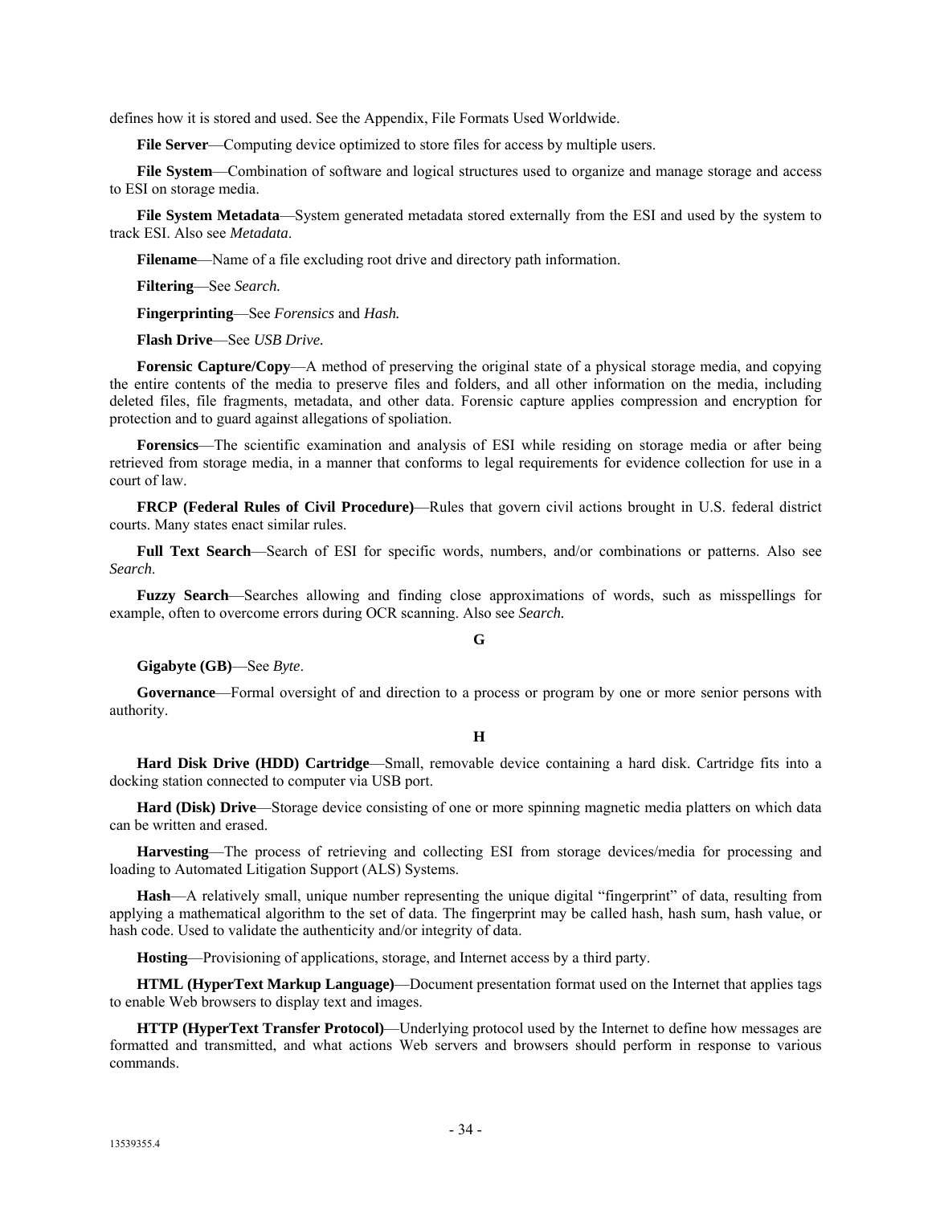defines how it is stored and used. See the Appendix, File Formats Used Worldwide.

**File Server**—Computing device optimized to store files for access by multiple users.

**File System**—Combination of software and logical structures used to organize and manage storage and access to ESI on storage media.

**File System Metadata**—System generated metadata stored externally from the ESI and used by the system to track ESI. Also see *Metadata*.

**Filename**—Name of a file excluding root drive and directory path information.

**Filtering**—See *Search.*

**Fingerprinting**—See *Forensics* and *Hash.*

**Flash Drive**—See *USB Drive.*

**Forensic Capture/Copy**—A method of preserving the original state of a physical storage media, and copying the entire contents of the media to preserve files and folders, and all other information on the media, including deleted files, file fragments, metadata, and other data. Forensic capture applies compression and encryption for protection and to guard against allegations of spoliation.

**Forensics**—The scientific examination and analysis of ESI while residing on storage media or after being retrieved from storage media, in a manner that conforms to legal requirements for evidence collection for use in a court of law.

**FRCP (Federal Rules of Civil Procedure)**—Rules that govern civil actions brought in U.S. federal district courts. Many states enact similar rules.

**Full Text Search**—Search of ESI for specific words, numbers, and/or combinations or patterns. Also see *Search*.

**Fuzzy Search**—Searches allowing and finding close approximations of words, such as misspellings for example, often to overcome errors during OCR scanning. Also see *Search.*

## G

**Gigabyte (GB)**—See *Byte*.

**Governance**—Formal oversight of and direction to a process or program by one or more senior persons with authority.

## H

**Hard Disk Drive (HDD) Cartridge**—Small, removable device containing a hard disk. Cartridge fits into a docking station connected to computer via USB port.

**Hard (Disk) Drive**—Storage device consisting of one or more spinning magnetic media platters on which data can be written and erased.

**Harvesting**—The process of retrieving and collecting ESI from storage devices/media for processing and loading to Automated Litigation Support (ALS) Systems.

**Hash**—A relatively small, unique number representing the unique digital "fingerprint" of data, resulting from applying a mathematical algorithm to the set of data. The fingerprint may be called hash, hash sum, hash value, or hash code. Used to validate the authenticity and/or integrity of data.

**Hosting**—Provisioning of applications, storage, and Internet access by a third party.

**HTML (HyperText Markup Language)**—Document presentation format used on the Internet that applies tags to enable Web browsers to display text and images.

**HTTP (HyperText Transfer Protocol)**—Underlying protocol used by the Internet to define how messages are formatted and transmitted, and what actions Web servers and browsers should perform in response to various commands.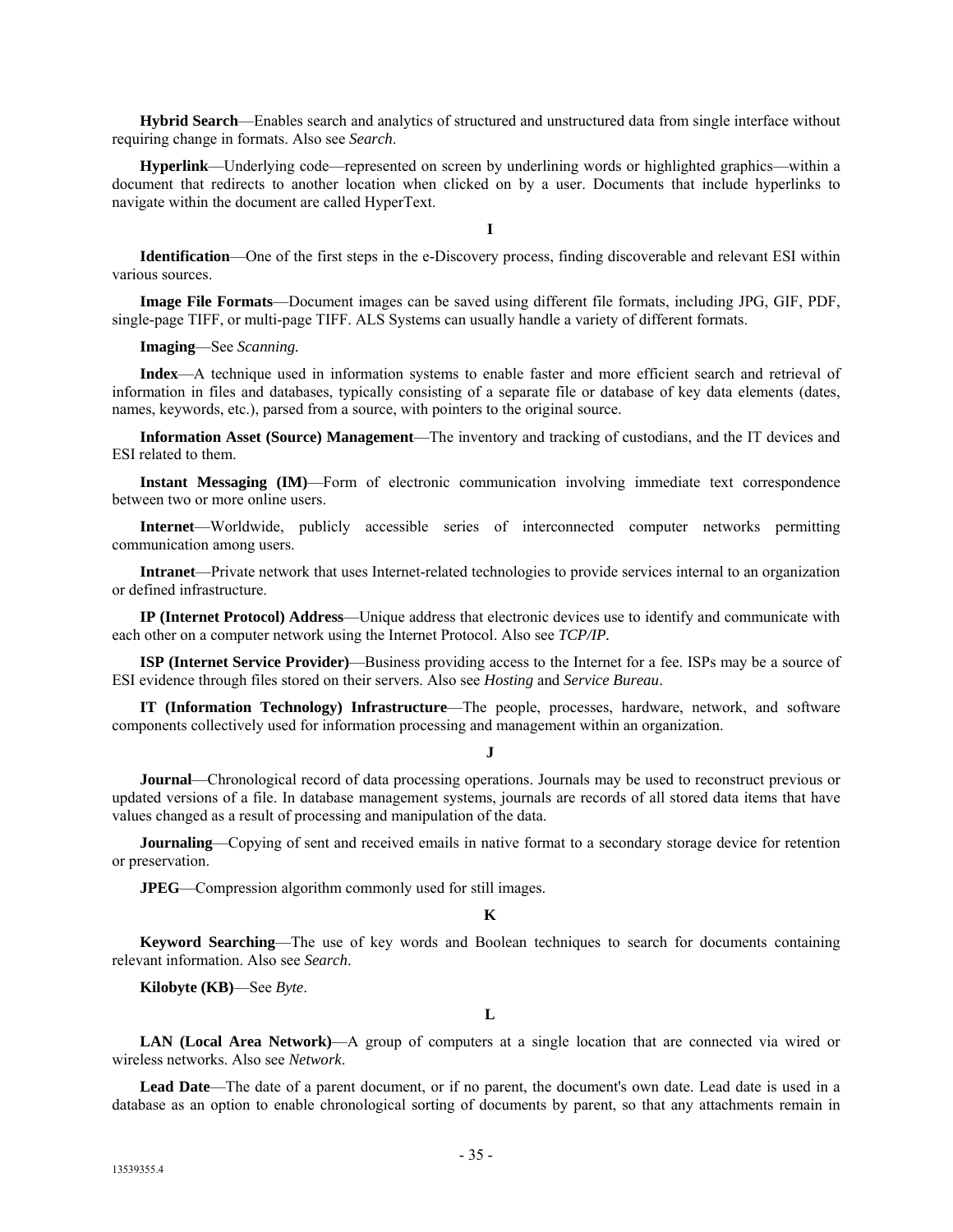**Hybrid Search**—Enables search and analytics of structured and unstructured data from single interface without requiring change in formats. Also see *Search*.

**Hyperlink**—Underlying code—represented on screen by underlining words or highlighted graphics—within a document that redirects to another location when clicked on by a user. Documents that include hyperlinks to navigate within the document are called HyperText.

**I**

**Identification**—One of the first steps in the e-Discovery process, finding discoverable and relevant ESI within various sources.

**Image File Formats**—Document images can be saved using different file formats, including JPG, GIF, PDF, single-page TIFF, or multi-page TIFF. ALS Systems can usually handle a variety of different formats.

**Imaging**—See *Scanning.*

**Index**—A technique used in information systems to enable faster and more efficient search and retrieval of information in files and databases, typically consisting of a separate file or database of key data elements (dates, names, keywords, etc.), parsed from a source, with pointers to the original source.

**Information Asset (Source) Management**—The inventory and tracking of custodians, and the IT devices and ESI related to them.

**Instant Messaging (IM)**—Form of electronic communication involving immediate text correspondence between two or more online users.

**Internet**—Worldwide, publicly accessible series of interconnected computer networks permitting communication among users.

**Intranet**—Private network that uses Internet-related technologies to provide services internal to an organization or defined infrastructure.

**IP (Internet Protocol) Address**—Unique address that electronic devices use to identify and communicate with each other on a computer network using the Internet Protocol. Also see *TCP/IP.*

**ISP (Internet Service Provider)**—Business providing access to the Internet for a fee. ISPs may be a source of ESI evidence through files stored on their servers. Also see *Hosting* and *Service Bureau*.

**IT (Information Technology) Infrastructure**—The people, processes, hardware, network, and software components collectively used for information processing and management within an organization.

**J**

**Journal**—Chronological record of data processing operations. Journals may be used to reconstruct previous or updated versions of a file. In database management systems, journals are records of all stored data items that have values changed as a result of processing and manipulation of the data.

**Journaling**—Copying of sent and received emails in native format to a secondary storage device for retention or preservation.

**JPEG**—Compression algorithm commonly used for still images.

**K**

**Keyword Searching**—The use of key words and Boolean techniques to search for documents containing relevant information. Also see *Search*.

**Kilobyte (KB)**—See *Byte*.

**L**

**LAN (Local Area Network)**—A group of computers at a single location that are connected via wired or wireless networks. Also see *Network*.

**Lead Date**—The date of a parent document, or if no parent, the document's own date. Lead date is used in a database as an option to enable chronological sorting of documents by parent, so that any attachments remain in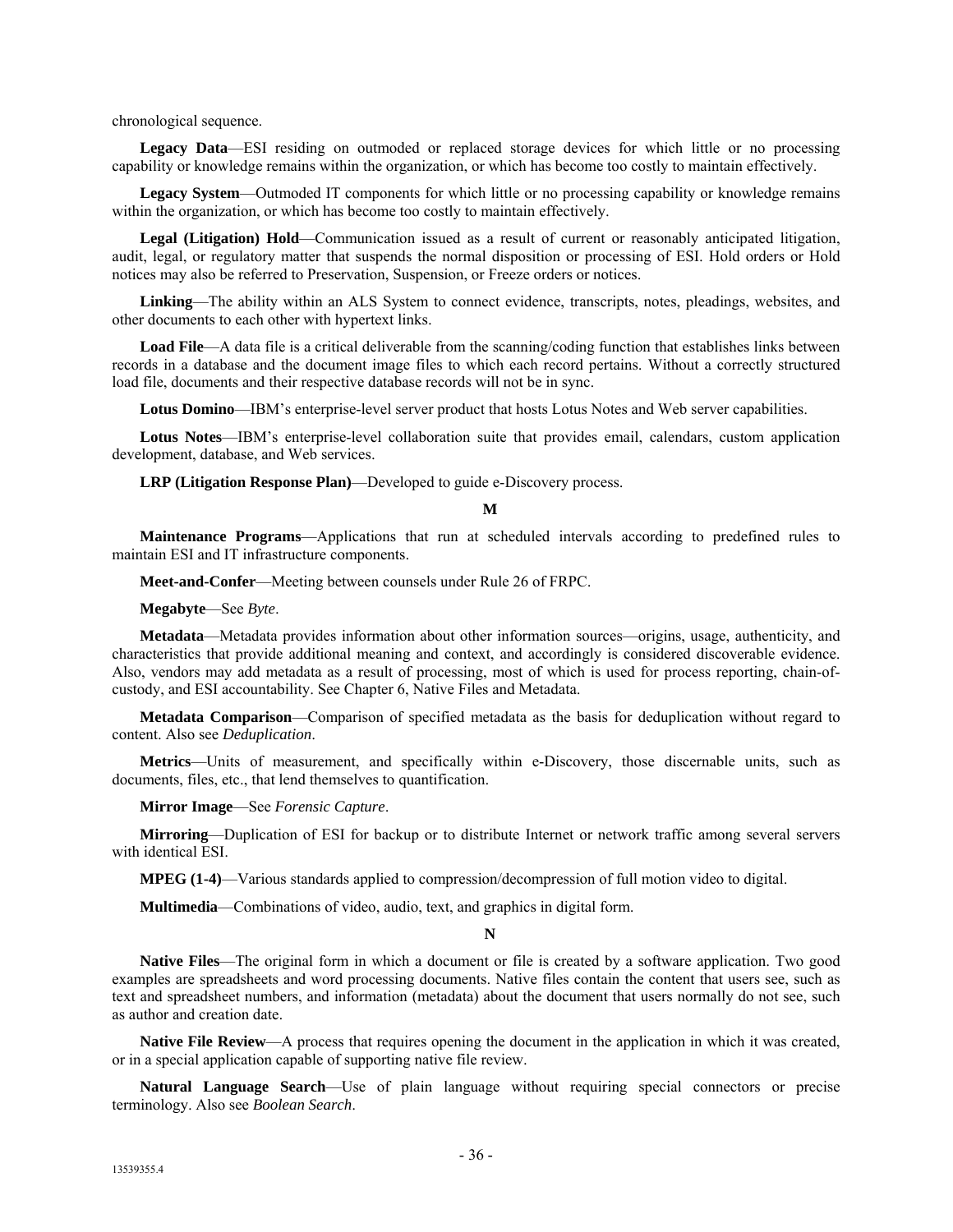chronological sequence.

**Legacy Data**—ESI residing on outmoded or replaced storage devices for which little or no processing capability or knowledge remains within the organization, or which has become too costly to maintain effectively.

**Legacy System**—Outmoded IT components for which little or no processing capability or knowledge remains within the organization, or which has become too costly to maintain effectively.

**Legal (Litigation) Hold**—Communication issued as a result of current or reasonably anticipated litigation, audit, legal, or regulatory matter that suspends the normal disposition or processing of ESI. Hold orders or Hold notices may also be referred to Preservation, Suspension, or Freeze orders or notices.

**Linking**—The ability within an ALS System to connect evidence, transcripts, notes, pleadings, websites, and other documents to each other with hypertext links.

**Load File**—A data file is a critical deliverable from the scanning/coding function that establishes links between records in a database and the document image files to which each record pertains. Without a correctly structured load file, documents and their respective database records will not be in sync.

**Lotus Domino**—IBM's enterprise-level server product that hosts Lotus Notes and Web server capabilities.

**Lotus Notes**—IBM's enterprise-level collaboration suite that provides email, calendars, custom application development, database, and Web services.

**LRP (Litigation Response Plan)**—Developed to guide e-Discovery process.

**M**

**Maintenance Programs**—Applications that run at scheduled intervals according to predefined rules to maintain ESI and IT infrastructure components.

**Meet-and-Confer**—Meeting between counsels under Rule 26 of FRPC.

**Megabyte**—See *Byte*.

**Metadata**—Metadata provides information about other information sources—origins, usage, authenticity, and characteristics that provide additional meaning and context, and accordingly is considered discoverable evidence. Also, vendors may add metadata as a result of processing, most of which is used for process reporting, chain-of-custody, and ESI accountability. See Chapter 6, Native Files and Metadata.

**Metadata Comparison**—Comparison of specified metadata as the basis for deduplication without regard to content. Also see *Deduplication*.

**Metrics**—Units of measurement, and specifically within e-Discovery, those discernable units, such as documents, files, etc., that lend themselves to quantification.

**Mirror Image**—See *Forensic Capture*.

**Mirroring**—Duplication of ESI for backup or to distribute Internet or network traffic among several servers with identical ESI.

**MPEG (1-4)**—Various standards applied to compression/decompression of full motion video to digital.

**Multimedia**—Combinations of video, audio, text, and graphics in digital form.

**N**

**Native Files**—The original form in which a document or file is created by a software application. Two good examples are spreadsheets and word processing documents. Native files contain the content that users see, such as text and spreadsheet numbers, and information (metadata) about the document that users normally do not see, such as author and creation date.

**Native File Review**—A process that requires opening the document in the application in which it was created, or in a special application capable of supporting native file review.

**Natural Language Search**—Use of plain language without requiring special connectors or precise terminology. Also see *Boolean Search*.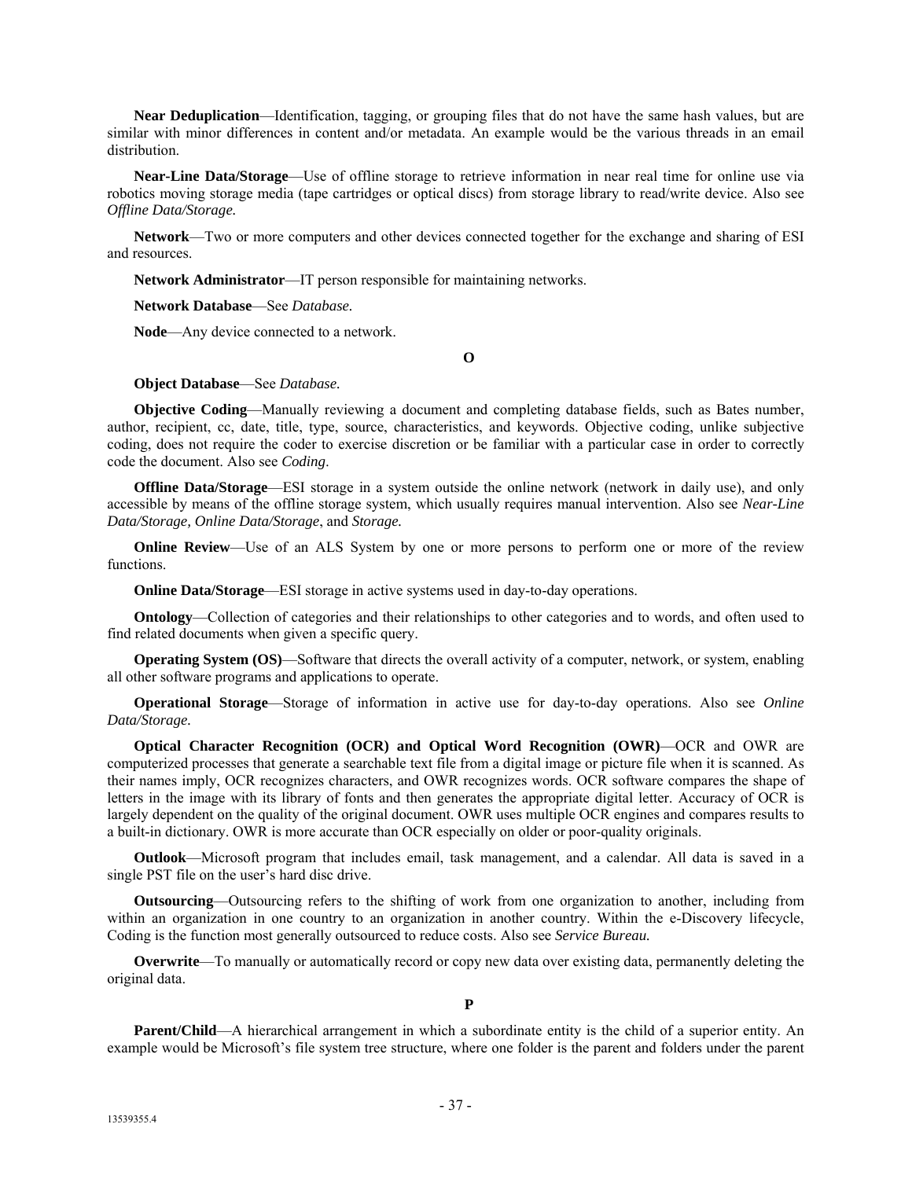**Near Deduplication**—Identification, tagging, or grouping files that do not have the same hash values, but are similar with minor differences in content and/or metadata. An example would be the various threads in an email distribution.

**Near-Line Data/Storage**—Use of offline storage to retrieve information in near real time for online use via robotics moving storage media (tape cartridges or optical discs) from storage library to read/write device. Also see *Offline Data/Storage.*

**Network**—Two or more computers and other devices connected together for the exchange and sharing of ESI and resources.

**Network Administrator**—IT person responsible for maintaining networks.

**Network Database**—See *Database.*

**Node**—Any device connected to a network.

**O**

**Object Database**—See *Database.*

**Objective Coding**—Manually reviewing a document and completing database fields, such as Bates number, author, recipient, cc, date, title, type, source, characteristics, and keywords. Objective coding, unlike subjective coding, does not require the coder to exercise discretion or be familiar with a particular case in order to correctly code the document. Also see *Coding*.

**Offline Data/Storage**—ESI storage in a system outside the online network (network in daily use), and only accessible by means of the offline storage system, which usually requires manual intervention. Also see *Near-Line Data/Storage, Online Data/Storage*, and *Storage.*

**Online Review**—Use of an ALS System by one or more persons to perform one or more of the review functions.

**Online Data/Storage**—ESI storage in active systems used in day-to-day operations.

**Ontology**—Collection of categories and their relationships to other categories and to words, and often used to find related documents when given a specific query.

**Operating System (OS)**—Software that directs the overall activity of a computer, network, or system, enabling all other software programs and applications to operate.

**Operational Storage**—Storage of information in active use for day-to-day operations. Also see *Online Data/Storage.*

**Optical Character Recognition (OCR) and Optical Word Recognition (OWR)**—OCR and OWR are computerized processes that generate a searchable text file from a digital image or picture file when it is scanned. As their names imply, OCR recognizes characters, and OWR recognizes words. OCR software compares the shape of letters in the image with its library of fonts and then generates the appropriate digital letter. Accuracy of OCR is largely dependent on the quality of the original document. OWR uses multiple OCR engines and compares results to a built-in dictionary. OWR is more accurate than OCR especially on older or poor-quality originals.

**Outlook**—Microsoft program that includes email, task management, and a calendar. All data is saved in a single PST file on the user's hard disc drive.

**Outsourcing**—Outsourcing refers to the shifting of work from one organization to another, including from within an organization in one country to an organization in another country. Within the e-Discovery lifecycle, Coding is the function most generally outsourced to reduce costs. Also see *Service Bureau.*

**Overwrite**—To manually or automatically record or copy new data over existing data, permanently deleting the original data.

**P**

**Parent/Child**—A hierarchical arrangement in which a subordinate entity is the child of a superior entity. An example would be Microsoft's file system tree structure, where one folder is the parent and folders under the parent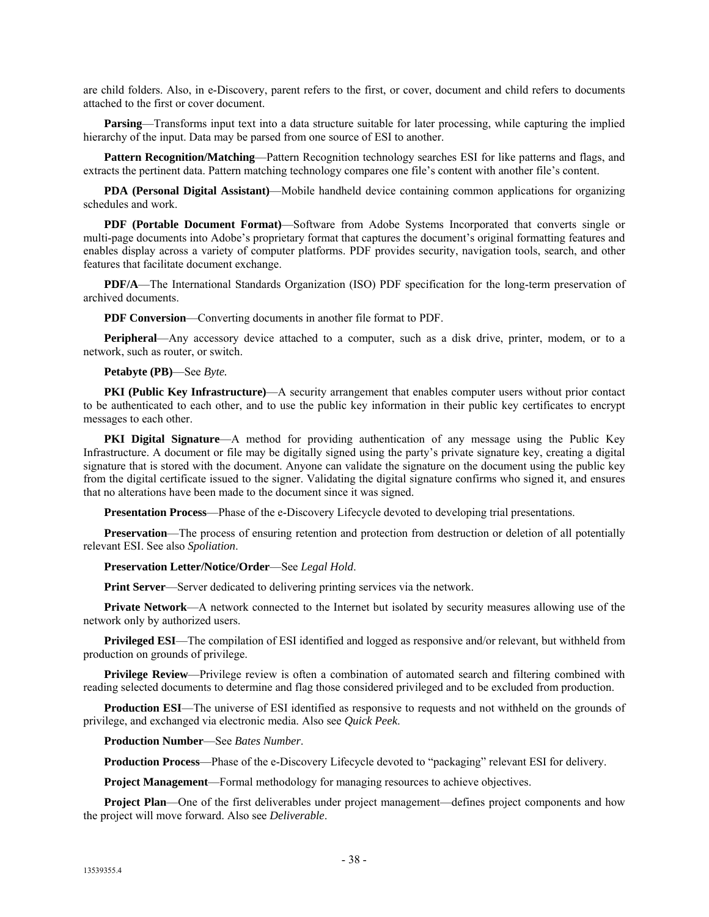are child folders. Also, in e-Discovery, parent refers to the first, or cover, document and child refers to documents attached to the first or cover document.

**Parsing**—Transforms input text into a data structure suitable for later processing, while capturing the implied hierarchy of the input. Data may be parsed from one source of ESI to another.

**Pattern Recognition/Matching**—Pattern Recognition technology searches ESI for like patterns and flags, and extracts the pertinent data. Pattern matching technology compares one file's content with another file's content.

**PDA (Personal Digital Assistant)**—Mobile handheld device containing common applications for organizing schedules and work.

**PDF (Portable Document Format)**—Software from Adobe Systems Incorporated that converts single or multi-page documents into Adobe's proprietary format that captures the document's original formatting features and enables display across a variety of computer platforms. PDF provides security, navigation tools, search, and other features that facilitate document exchange.

**PDF/A**—The International Standards Organization (ISO) PDF specification for the long-term preservation of archived documents.

**PDF Conversion**—Converting documents in another file format to PDF.

**Peripheral**—Any accessory device attached to a computer, such as a disk drive, printer, modem, or to a network, such as router, or switch.

**Petabyte (PB)**—See *Byte.*

**PKI (Public Key Infrastructure)**—A security arrangement that enables computer users without prior contact to be authenticated to each other, and to use the public key information in their public key certificates to encrypt messages to each other.

**PKI Digital Signature**—A method for providing authentication of any message using the Public Key Infrastructure. A document or file may be digitally signed using the party's private signature key, creating a digital signature that is stored with the document. Anyone can validate the signature on the document using the public key from the digital certificate issued to the signer. Validating the digital signature confirms who signed it, and ensures that no alterations have been made to the document since it was signed.

**Presentation Process**—Phase of the e-Discovery Lifecycle devoted to developing trial presentations.

**Preservation**—The process of ensuring retention and protection from destruction or deletion of all potentially relevant ESI. See also *Spoliation*.

**Preservation Letter/Notice/Order**—See *Legal Hold*.

**Print Server**—Server dedicated to delivering printing services via the network.

**Private Network**—A network connected to the Internet but isolated by security measures allowing use of the network only by authorized users.

**Privileged ESI**—The compilation of ESI identified and logged as responsive and/or relevant, but withheld from production on grounds of privilege.

**Privilege Review**—Privilege review is often a combination of automated search and filtering combined with reading selected documents to determine and flag those considered privileged and to be excluded from production.

**Production ESI**—The universe of ESI identified as responsive to requests and not withheld on the grounds of privilege, and exchanged via electronic media. Also see *Quick Peek*.

**Production Number**—See *Bates Number*.

**Production Process**—Phase of the e-Discovery Lifecycle devoted to "packaging" relevant ESI for delivery.

**Project Management**—Formal methodology for managing resources to achieve objectives.

**Project Plan**—One of the first deliverables under project management—defines project components and how the project will move forward. Also see *Deliverable*.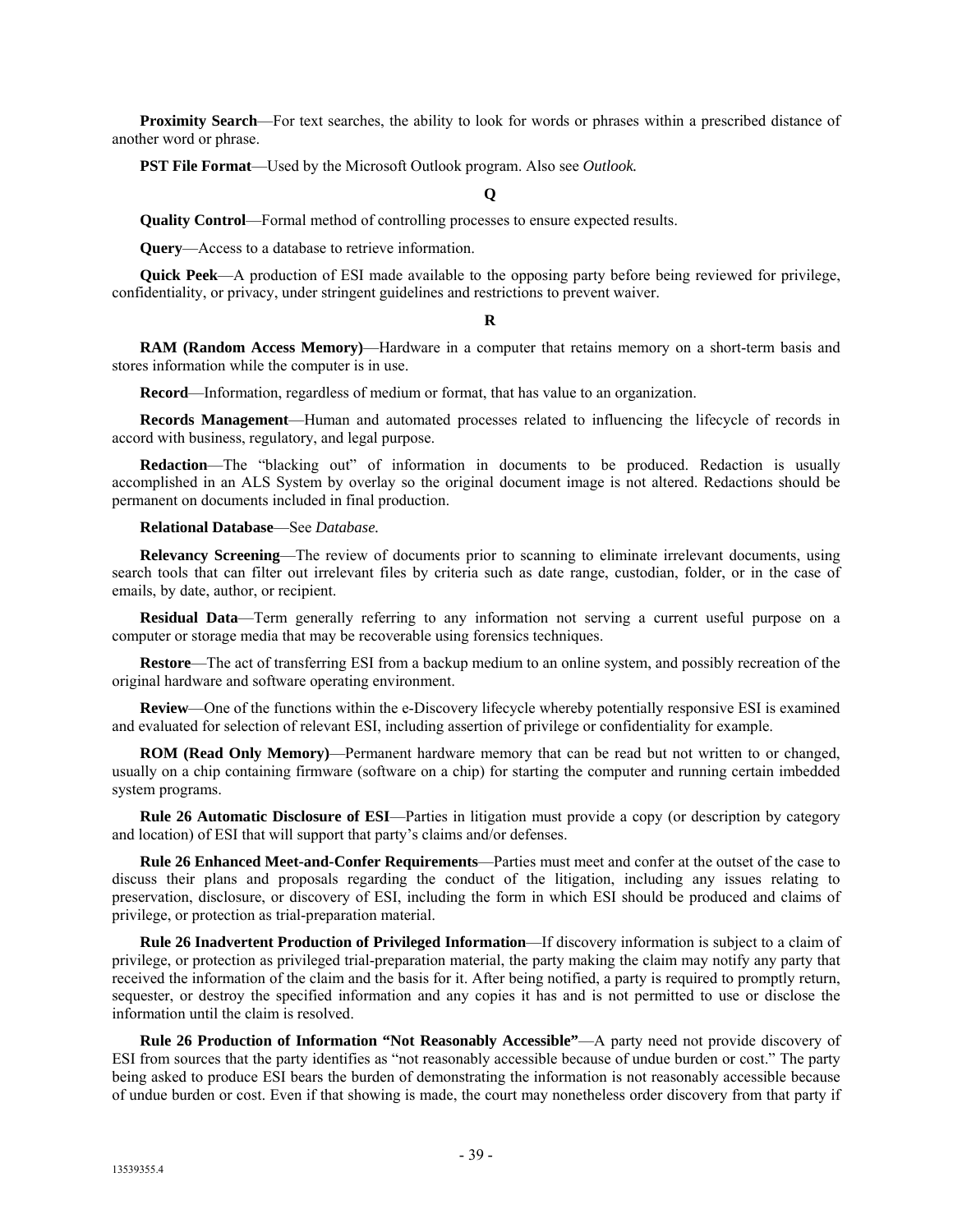**Proximity Search**—For text searches, the ability to look for words or phrases within a prescribed distance of another word or phrase.

**PST File Format**—Used by the Microsoft Outlook program. Also see *Outlook.*

**Q**

**Quality Control**—Formal method of controlling processes to ensure expected results.

**Query**—Access to a database to retrieve information.

**Quick Peek**—A production of ESI made available to the opposing party before being reviewed for privilege, confidentiality, or privacy, under stringent guidelines and restrictions to prevent waiver.

**R**

**RAM (Random Access Memory)**—Hardware in a computer that retains memory on a short-term basis and stores information while the computer is in use.

**Record**—Information, regardless of medium or format, that has value to an organization.

**Records Management**—Human and automated processes related to influencing the lifecycle of records in accord with business, regulatory, and legal purpose.

**Redaction**—The "blacking out" of information in documents to be produced. Redaction is usually accomplished in an ALS System by overlay so the original document image is not altered. Redactions should be permanent on documents included in final production.

**Relational Database**—See *Database.*

**Relevancy Screening**—The review of documents prior to scanning to eliminate irrelevant documents, using search tools that can filter out irrelevant files by criteria such as date range, custodian, folder, or in the case of emails, by date, author, or recipient.

**Residual Data**—Term generally referring to any information not serving a current useful purpose on a computer or storage media that may be recoverable using forensics techniques.

**Restore**—The act of transferring ESI from a backup medium to an online system, and possibly recreation of the original hardware and software operating environment.

**Review**—One of the functions within the e-Discovery lifecycle whereby potentially responsive ESI is examined and evaluated for selection of relevant ESI, including assertion of privilege or confidentiality for example.

**ROM (Read Only Memory)**—Permanent hardware memory that can be read but not written to or changed, usually on a chip containing firmware (software on a chip) for starting the computer and running certain imbedded system programs.

**Rule 26 Automatic Disclosure of ESI**—Parties in litigation must provide a copy (or description by category and location) of ESI that will support that party's claims and/or defenses.

**Rule 26 Enhanced Meet-and-Confer Requirements**—Parties must meet and confer at the outset of the case to discuss their plans and proposals regarding the conduct of the litigation, including any issues relating to preservation, disclosure, or discovery of ESI, including the form in which ESI should be produced and claims of privilege, or protection as trial-preparation material.

**Rule 26 Inadvertent Production of Privileged Information**—If discovery information is subject to a claim of privilege, or protection as privileged trial-preparation material, the party making the claim may notify any party that received the information of the claim and the basis for it. After being notified, a party is required to promptly return, sequester, or destroy the specified information and any copies it has and is not permitted to use or disclose the information until the claim is resolved.

**Rule 26 Production of Information "Not Reasonably Accessible"**—A party need not provide discovery of ESI from sources that the party identifies as "not reasonably accessible because of undue burden or cost." The party being asked to produce ESI bears the burden of demonstrating the information is not reasonably accessible because of undue burden or cost. Even if that showing is made, the court may nonetheless order discovery from that party if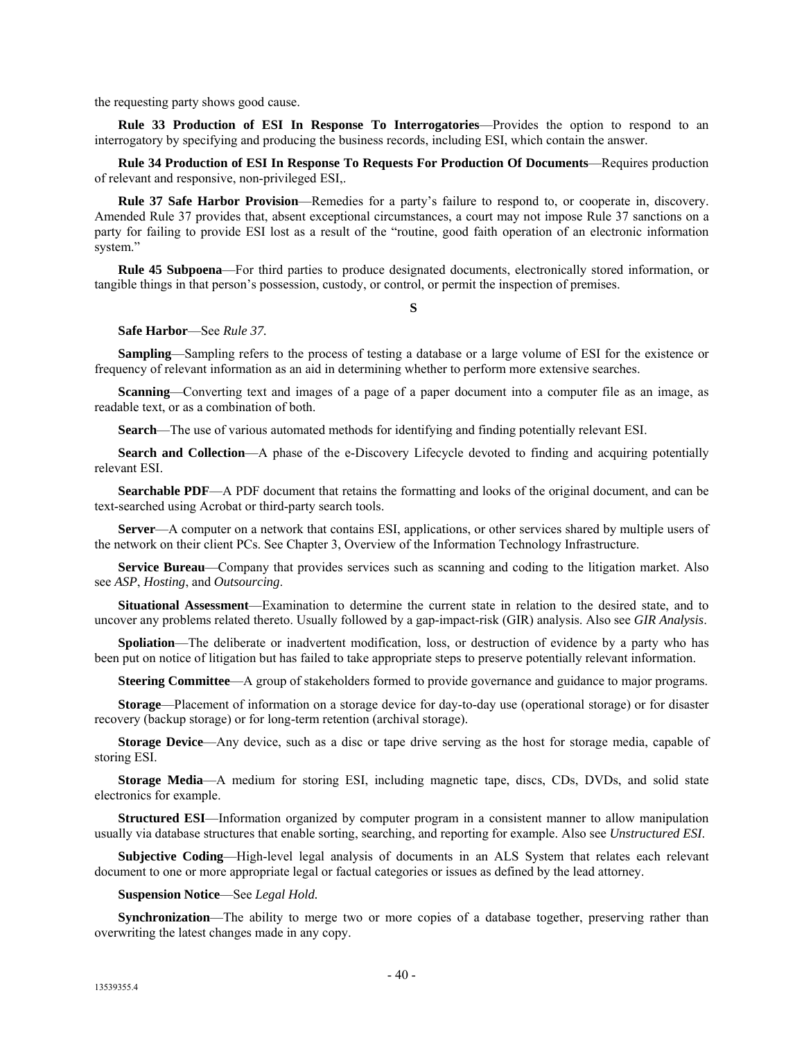the requesting party shows good cause.

**Rule 33 Production of ESI In Response To Interrogatories**—Provides the option to respond to an interrogatory by specifying and producing the business records, including ESI, which contain the answer.

**Rule 34 Production of ESI In Response To Requests For Production Of Documents**—Requires production of relevant and responsive, non-privileged ESI,.

**Rule 37 Safe Harbor Provision**—Remedies for a party's failure to respond to, or cooperate in, discovery. Amended Rule 37 provides that, absent exceptional circumstances, a court may not impose Rule 37 sanctions on a party for failing to provide ESI lost as a result of the "routine, good faith operation of an electronic information system."

**Rule 45 Subpoena**—For third parties to produce designated documents, electronically stored information, or tangible things in that person's possession, custody, or control, or permit the inspection of premises.

**S**

**Safe Harbor**—See *Rule 37.*

**Sampling**—Sampling refers to the process of testing a database or a large volume of ESI for the existence or frequency of relevant information as an aid in determining whether to perform more extensive searches.

**Scanning**—Converting text and images of a page of a paper document into a computer file as an image, as readable text, or as a combination of both.

**Search**—The use of various automated methods for identifying and finding potentially relevant ESI.

**Search and Collection**—A phase of the e-Discovery Lifecycle devoted to finding and acquiring potentially relevant ESI.

**Searchable PDF**—A PDF document that retains the formatting and looks of the original document, and can be text-searched using Acrobat or third-party search tools.

**Server**—A computer on a network that contains ESI, applications, or other services shared by multiple users of the network on their client PCs. See Chapter 3, Overview of the Information Technology Infrastructure.

**Service Bureau**—Company that provides services such as scanning and coding to the litigation market. Also see *ASP*, *Hosting*, and *Outsourcing*.

**Situational Assessment**—Examination to determine the current state in relation to the desired state, and to uncover any problems related thereto. Usually followed by a gap-impact-risk (GIR) analysis. Also see *GIR Analysis*.

**Spoliation**—The deliberate or inadvertent modification, loss, or destruction of evidence by a party who has been put on notice of litigation but has failed to take appropriate steps to preserve potentially relevant information.

**Steering Committee**—A group of stakeholders formed to provide governance and guidance to major programs.

**Storage**—Placement of information on a storage device for day-to-day use (operational storage) or for disaster recovery (backup storage) or for long-term retention (archival storage).

**Storage Device**—Any device, such as a disc or tape drive serving as the host for storage media, capable of storing ESI.

**Storage Media**—A medium for storing ESI, including magnetic tape, discs, CDs, DVDs, and solid state electronics for example.

**Structured ESI**—Information organized by computer program in a consistent manner to allow manipulation usually via database structures that enable sorting, searching, and reporting for example. Also see *Unstructured ESI*.

**Subjective Coding**—High-level legal analysis of documents in an ALS System that relates each relevant document to one or more appropriate legal or factual categories or issues as defined by the lead attorney.

**Suspension Notice**—See *Legal Hold.*

**Synchronization**—The ability to merge two or more copies of a database together, preserving rather than overwriting the latest changes made in any copy.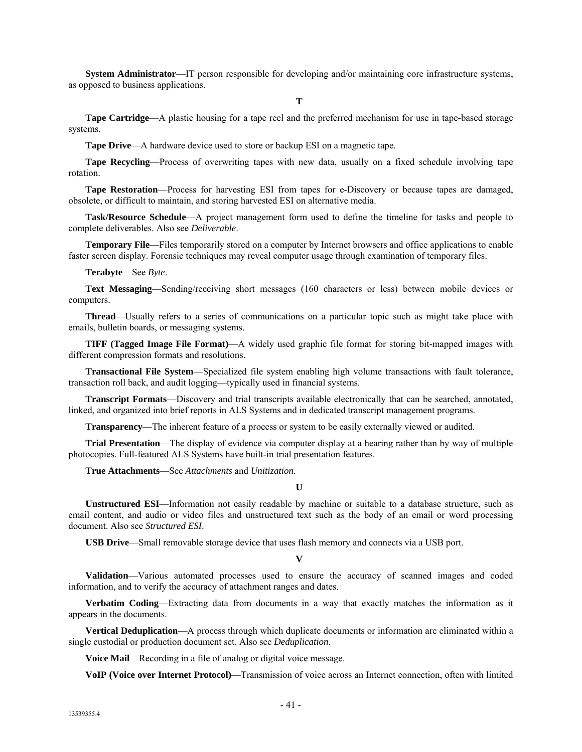**System Administrator**—IT person responsible for developing and/or maintaining core infrastructure systems, as opposed to business applications.

**T**

**Tape Cartridge**—A plastic housing for a tape reel and the preferred mechanism for use in tape-based storage systems.

**Tape Drive**—A hardware device used to store or backup ESI on a magnetic tape.

**Tape Recycling**—Process of overwriting tapes with new data, usually on a fixed schedule involving tape rotation.

**Tape Restoration**—Process for harvesting ESI from tapes for e-Discovery or because tapes are damaged, obsolete, or difficult to maintain, and storing harvested ESI on alternative media.

**Task/Resource Schedule**—A project management form used to define the timeline for tasks and people to complete deliverables. Also see *Deliverable*.

**Temporary File**—Files temporarily stored on a computer by Internet browsers and office applications to enable faster screen display. Forensic techniques may reveal computer usage through examination of temporary files.

**Terabyte**—See *Byte*.

**Text Messaging**—Sending/receiving short messages (160 characters or less) between mobile devices or computers.

**Thread**—Usually refers to a series of communications on a particular topic such as might take place with emails, bulletin boards, or messaging systems.

**TIFF (Tagged Image File Format)**—A widely used graphic file format for storing bit-mapped images with different compression formats and resolutions.

**Transactional File System**—Specialized file system enabling high volume transactions with fault tolerance, transaction roll back, and audit logging—typically used in financial systems.

**Transcript Formats**—Discovery and trial transcripts available electronically that can be searched, annotated, linked, and organized into brief reports in ALS Systems and in dedicated transcript management programs.

**Transparency**—The inherent feature of a process or system to be easily externally viewed or audited.

**Trial Presentation**—The display of evidence via computer display at a hearing rather than by way of multiple photocopies. Full-featured ALS Systems have built-in trial presentation features.

**True Attachments**—See *Attachments* and *Unitization.*

**U**

**Unstructured ESI**—Information not easily readable by machine or suitable to a database structure, such as email content, and audio or video files and unstructured text such as the body of an email or word processing document. Also see *Structured ESI*.

**USB Drive**—Small removable storage device that uses flash memory and connects via a USB port.

**V**

**Validation**—Various automated processes used to ensure the accuracy of scanned images and coded information, and to verify the accuracy of attachment ranges and dates.

**Verbatim Coding**—Extracting data from documents in a way that exactly matches the information as it appears in the documents.

**Vertical Deduplication**—A process through which duplicate documents or information are eliminated within a single custodial or production document set. Also see *Deduplication*.

**Voice Mail**—Recording in a file of analog or digital voice message.

**VoIP (Voice over Internet Protocol)**—Transmission of voice across an Internet connection, often with limited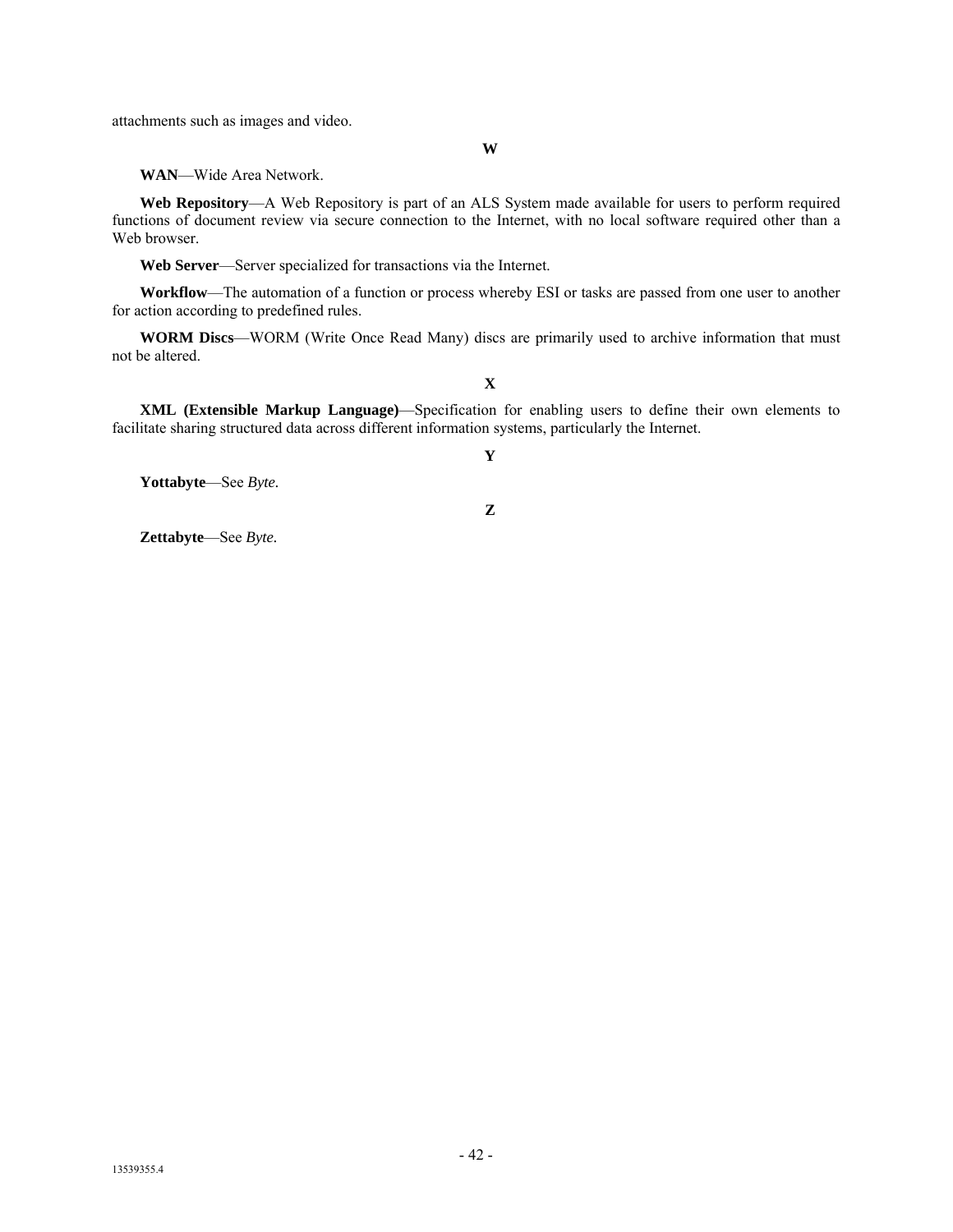attachments such as images and video.

**W**

**WAN**—Wide Area Network.

**Web Repository**—A Web Repository is part of an ALS System made available for users to perform required functions of document review via secure connection to the Internet, with no local software required other than a Web browser.

**Web Server**—Server specialized for transactions via the Internet.

**Workflow**—The automation of a function or process whereby ESI or tasks are passed from one user to another for action according to predefined rules.

**WORM Discs**—WORM (Write Once Read Many) discs are primarily used to archive information that must not be altered.

**X**

**XML (Extensible Markup Language)**—Specification for enabling users to define their own elements to facilitate sharing structured data across different information systems, particularly the Internet.

**Y**

**Yottabyte**—See *Byte.*

**Z**

**Zettabyte**—See *Byte.*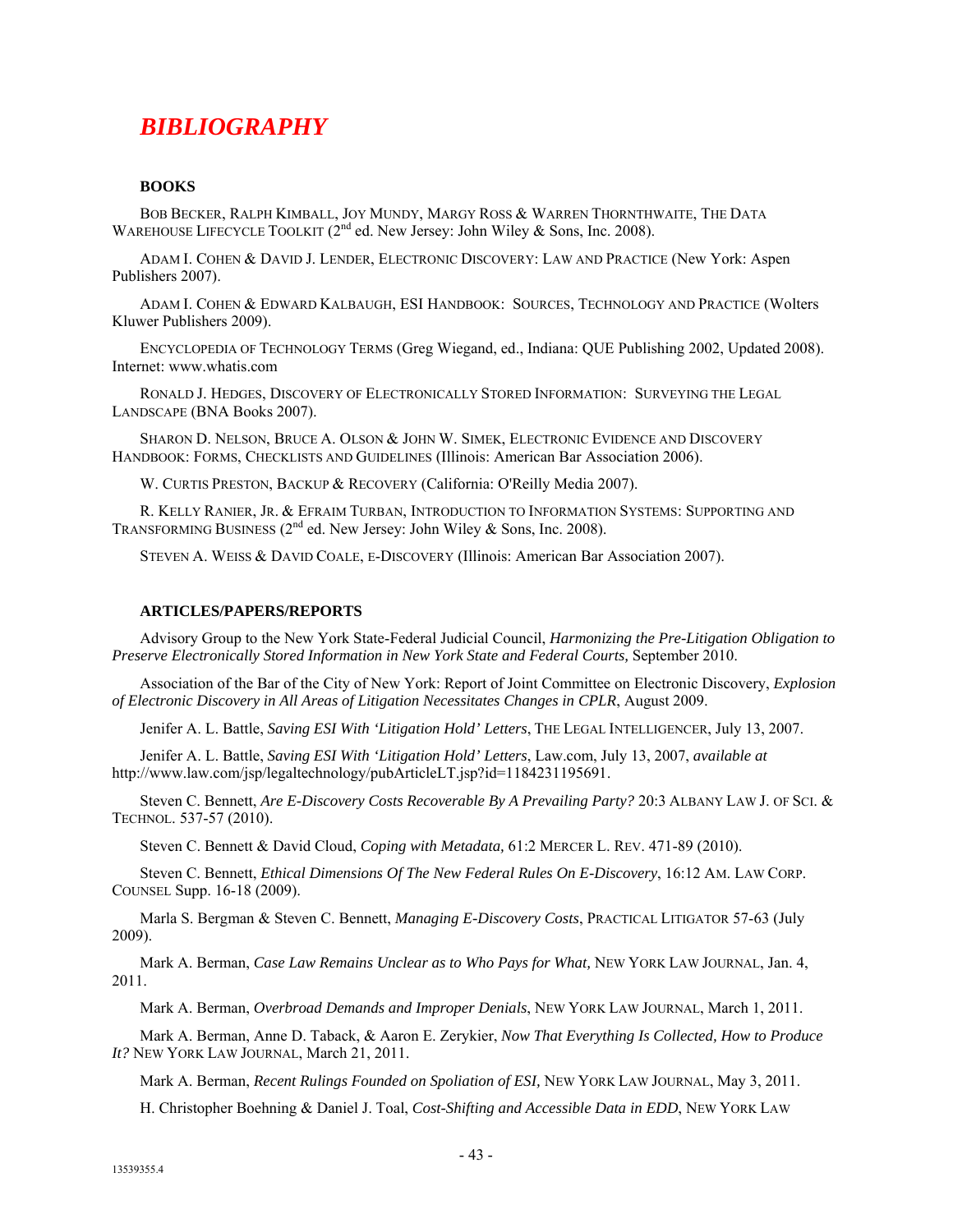# *BIBLIOGRAPHY*

**BOOKS**

BOB BECKER, RALPH KIMBALL, JOY MUNDY, MARGY ROSS & WARREN THORNTHWAITE, THE DATA WAREHOUSE LIFECYCLE TOOLKIT (2nd ed. New Jersey: John Wiley & Sons, Inc. 2008).

ADAM I. COHEN & DAVID J. LENDER, ELECTRONIC DISCOVERY: LAW AND PRACTICE (New York: Aspen Publishers 2007).

ADAM I. COHEN & EDWARD KALBAUGH, ESI HANDBOOK: SOURCES, TECHNOLOGY AND PRACTICE (Wolters Kluwer Publishers 2009).

ENCYCLOPEDIA OF TECHNOLOGY TERMS (Greg Wiegand, ed., Indiana: QUE Publishing 2002, Updated 2008). Internet: www.whatis.com

RONALD J. HEDGES, DISCOVERY OF ELECTRONICALLY STORED INFORMATION: SURVEYING THE LEGAL LANDSCAPE (BNA Books 2007).

SHARON D. NELSON, BRUCE A. OLSON & JOHN W. SIMEK, ELECTRONIC EVIDENCE AND DISCOVERY HANDBOOK: FORMS, CHECKLISTS AND GUIDELINES (Illinois: American Bar Association 2006).

W. CURTIS PRESTON, BACKUP & RECOVERY (California: O'Reilly Media 2007).

R. KELLY RANIER, JR. & EFRAIM TURBAN, INTRODUCTION TO INFORMATION SYSTEMS: SUPPORTING AND TRANSFORMING BUSINESS (2nd ed. New Jersey: John Wiley & Sons, Inc. 2008).

STEVEN A. WEISS & DAVID COALE, E-DISCOVERY (Illinois: American Bar Association 2007).

**ARTICLES/PAPERS/REPORTS**

Advisory Group to the New York State-Federal Judicial Council, *Harmonizing the Pre-Litigation Obligation to Preserve Electronically Stored Information in New York State and Federal Courts,* September 2010.

Association of the Bar of the City of New York: Report of Joint Committee on Electronic Discovery, *Explosion of Electronic Discovery in All Areas of Litigation Necessitates Changes in CPLR*, August 2009.

Jenifer A. L. Battle, *Saving ESI With 'Litigation Hold' Letters*, THE LEGAL INTELLIGENCER, July 13, 2007.

Jenifer A. L. Battle, *Saving ESI With 'Litigation Hold' Letters*, Law.com, July 13, 2007, *available at* http://www.law.com/jsp/legaltechnology/pubArticleLT.jsp?id=1184231195691.

Steven C. Bennett, *Are E-Discovery Costs Recoverable By A Prevailing Party?* 20:3 ALBANY LAW J. OF SCI. & TECHNOL. 537-57 (2010).

Steven C. Bennett & David Cloud, *Coping with Metadata,* 61:2 MERCER L. REV. 471-89 (2010).

Steven C. Bennett, *Ethical Dimensions Of The New Federal Rules On E-Discovery*, 16:12 AM. LAW CORP. COUNSEL Supp. 16-18 (2009).

Marla S. Bergman & Steven C. Bennett, *Managing E-Discovery Costs*, PRACTICAL LITIGATOR 57-63 (July 2009).

Mark A. Berman, *Case Law Remains Unclear as to Who Pays for What,* NEW YORK LAW JOURNAL, Jan. 4, 2011.

Mark A. Berman, *Overbroad Demands and Improper Denials*, NEW YORK LAW JOURNAL, March 1, 2011.

Mark A. Berman, Anne D. Taback, & Aaron E. Zerykier, *Now That Everything Is Collected, How to Produce It?* NEW YORK LAW JOURNAL, March 21, 2011.

Mark A. Berman, *Recent Rulings Founded on Spoliation of ESI,* NEW YORK LAW JOURNAL, May 3, 2011.

H. Christopher Boehning & Daniel J. Toal, *Cost-Shifting and Accessible Data in EDD*, NEW YORK LAW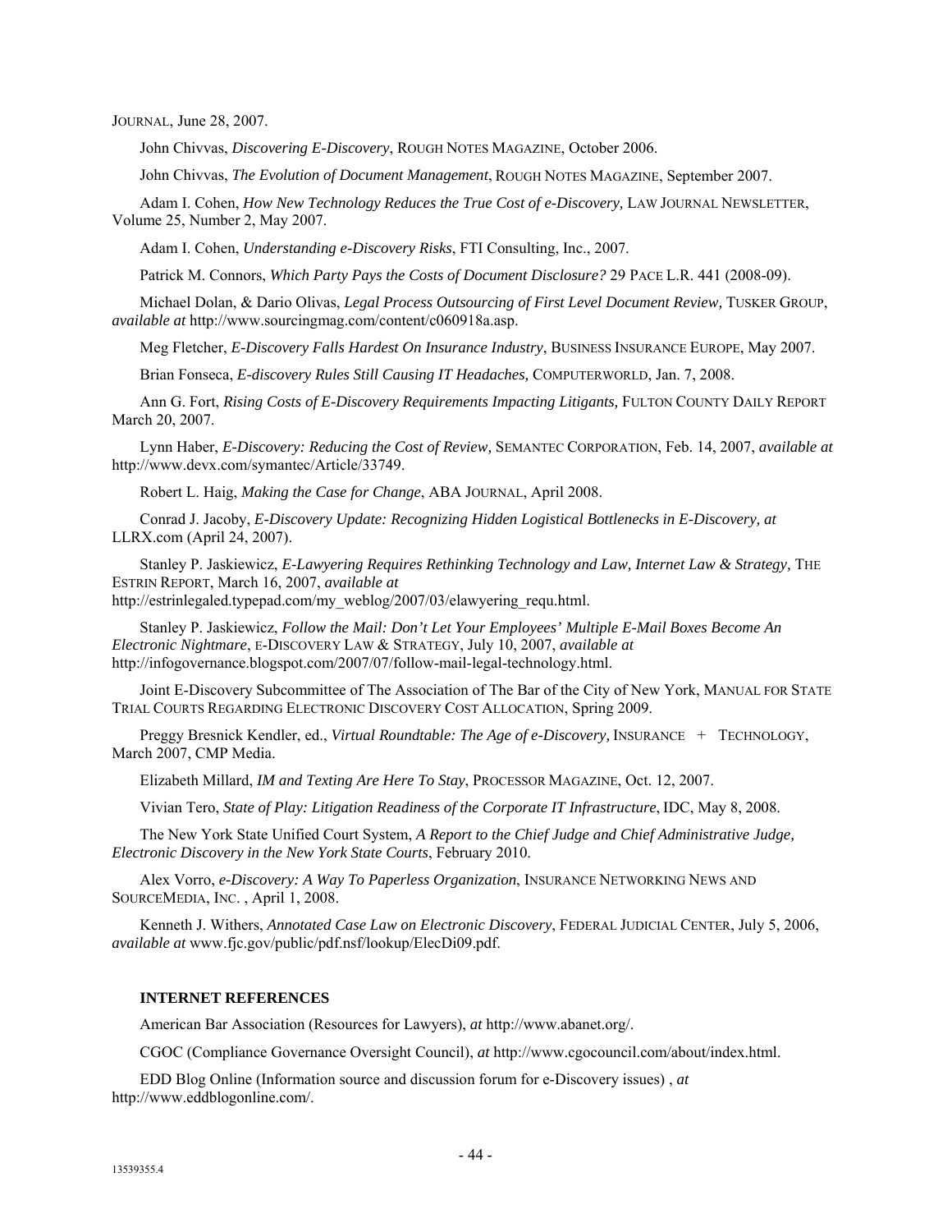JOURNAL, June 28, 2007.

John Chivvas, *Discovering E-Discovery*, ROUGH NOTES MAGAZINE, October 2006.

John Chivvas, *The Evolution of Document Management*, ROUGH NOTES MAGAZINE, September 2007.

Adam I. Cohen, *How New Technology Reduces the True Cost of e-Discovery,* LAW JOURNAL NEWSLETTER, Volume 25, Number 2, May 2007.

Adam I. Cohen, *Understanding e-Discovery Risks*, FTI Consulting, Inc., 2007.

Patrick M. Connors, *Which Party Pays the Costs of Document Disclosure?* 29 PACE L.R. 441 (2008-09).

Michael Dolan, & Dario Olivas, *Legal Process Outsourcing of First Level Document Review,* TUSKER GROUP, *available at* http://www.sourcingmag.com/content/c060918a.asp.

Meg Fletcher, *E-Discovery Falls Hardest On Insurance Industry*, BUSINESS INSURANCE EUROPE, May 2007.

Brian Fonseca, *E-discovery Rules Still Causing IT Headaches,* COMPUTERWORLD, Jan. 7, 2008.

Ann G. Fort, *Rising Costs of E-Discovery Requirements Impacting Litigants,* FULTON COUNTY DAILY REPORT March 20, 2007.

Lynn Haber, *E-Discovery: Reducing the Cost of Review,* SEMANTEC CORPORATION, Feb. 14, 2007, *available at* http://www.devx.com/symantec/Article/33749.

Robert L. Haig, *Making the Case for Change*, ABA JOURNAL, April 2008.

Conrad J. Jacoby, *E-Discovery Update: Recognizing Hidden Logistical Bottlenecks in E-Discovery, at* LLRX.com (April 24, 2007).

Stanley P. Jaskiewicz, *E-Lawyering Requires Rethinking Technology and Law, Internet Law & Strategy,* THE ESTRIN REPORT, March 16, 2007, *available at* http://estrinlegaled.typepad.com/my_weblog/2007/03/elawyering_requ.html.

Stanley P. Jaskiewicz, *Follow the Mail: Don't Let Your Employees' Multiple E-Mail Boxes Become An Electronic Nightmare*, E-DISCOVERY LAW & STRATEGY, July 10, 2007, *available at* http://infogovernance.blogspot.com/2007/07/follow-mail-legal-technology.html.

Joint E-Discovery Subcommittee of The Association of The Bar of the City of New York, MANUAL FOR STATE TRIAL COURTS REGARDING ELECTRONIC DISCOVERY COST ALLOCATION, Spring 2009.

Preggy Bresnick Kendler, ed., *Virtual Roundtable: The Age of e-Discovery,* INSURANCE + TECHNOLOGY, March 2007, CMP Media.

Elizabeth Millard, *IM and Texting Are Here To Stay*, PROCESSOR MAGAZINE, Oct. 12, 2007.

Vivian Tero, *State of Play: Litigation Readiness of the Corporate IT Infrastructure*, IDC, May 8, 2008.

The New York State Unified Court System, *A Report to the Chief Judge and Chief Administrative Judge, Electronic Discovery in the New York State Courts*, February 2010.

Alex Vorro, *e-Discovery: A Way To Paperless Organization*, INSURANCE NETWORKING NEWS AND SOURCEMEDIA, INC. , April 1, 2008.

Kenneth J. Withers, *Annotated Case Law on Electronic Discovery*, FEDERAL JUDICIAL CENTER, July 5, 2006, *available at* www.fjc.gov/public/pdf.nsf/lookup/ElecDi09.pdf.

**INTERNET REFERENCES**

American Bar Association (Resources for Lawyers), *at* http://www.abanet.org/.

CGOC (Compliance Governance Oversight Council), *at* http://www.cgocouncil.com/about/index.html.

EDD Blog Online (Information source and discussion forum for e-Discovery issues) , *at* http://www.eddblogonline.com/.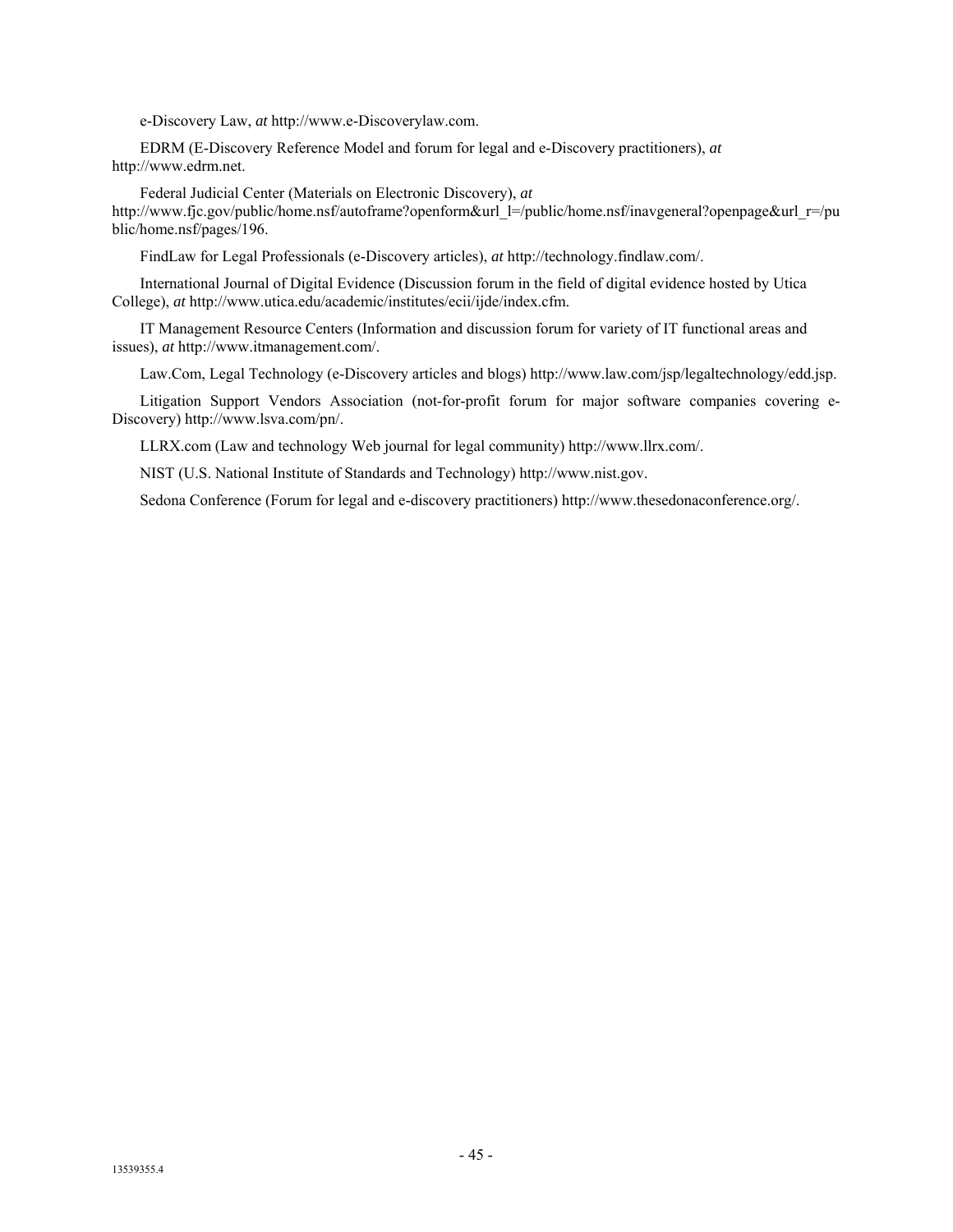e-Discovery Law, *at* http://www.e-Discoverylaw.com.

EDRM (E-Discovery Reference Model and forum for legal and e-Discovery practitioners), *at* http://www.edrm.net.

Federal Judicial Center (Materials on Electronic Discovery), *at* http://www.fjc.gov/public/home.nsf/autoframe?openform&url_l=/public/home.nsf/inavgeneral?openpage&url_r=/public/home.nsf/pages/196.

FindLaw for Legal Professionals (e-Discovery articles), *at* http://technology.findlaw.com/.

International Journal of Digital Evidence (Discussion forum in the field of digital evidence hosted by Utica College), *at* http://www.utica.edu/academic/institutes/ecii/ijde/index.cfm.

IT Management Resource Centers (Information and discussion forum for variety of IT functional areas and issues), *at* http://www.itmanagement.com/.

Law.Com, Legal Technology (e-Discovery articles and blogs) http://www.law.com/jsp/legaltechnology/edd.jsp.

Litigation Support Vendors Association (not-for-profit forum for major software companies covering e-Discovery) http://www.lsva.com/pn/.

LLRX.com (Law and technology Web journal for legal community) http://www.llrx.com/.

NIST (U.S. National Institute of Standards and Technology) http://www.nist.gov.

Sedona Conference (Forum for legal and e-discovery practitioners) http://www.thesedonaconference.org/.